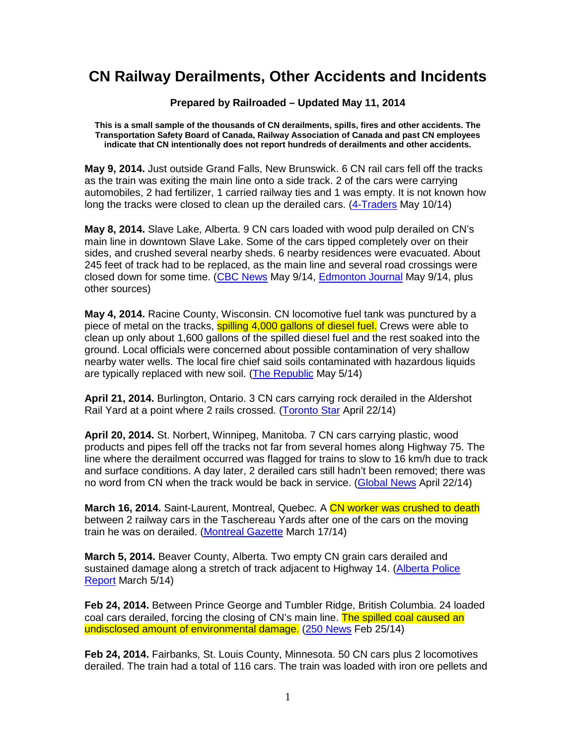# CN Railway Derailments, Other Accidents and Incidents

**Prepared by Railroaded – Updated May 11, 2014**

**This is a small sample of the thousands of CN derailments, spills, fires and other accidents. The Transportation Safety Board of Canada, Railway Association of Canada and past CN employees indicate that CN intentionally does not report hundreds of derailments and other accidents.**

**May 9, 2014.** Just outside Grand Falls, New Brunswick. 6 CN rail cars fell off the tracks as the train was exiting the main line onto a side track. 2 of the cars were carrying automobiles, 2 had fertilizer, 1 carried railway ties and 1 was empty. It is not known how long the tracks were closed to clean up the derailed cars. (4-Traders May 10/14)

**May 8, 2014.** Slave Lake, Alberta. 9 CN cars loaded with wood pulp derailed on CN's main line in downtown Slave Lake. Some of the cars tipped completely over on their sides, and crushed several nearby sheds. 6 nearby residences were evacuated. About 245 feet of track had to be replaced, as the main line and several road crossings were closed down for some time. (CBC News May 9/14, Edmonton Journal May 9/14, plus other sources)

**May 4, 2014.** Racine County, Wisconsin. CN locomotive fuel tank was punctured by a piece of metal on the tracks, spilling 4,000 gallons of diesel fuel. Crews were able to clean up only about 1,600 gallons of the spilled diesel fuel and the rest soaked into the ground. Local officials were concerned about possible contamination of very shallow nearby water wells. The local fire chief said soils contaminated with hazardous liquids are typically replaced with new soil. (The Republic May 5/14)

**April 21, 2014.** Burlington, Ontario. 3 CN cars carrying rock derailed in the Aldershot Rail Yard at a point where 2 rails crossed. (Toronto Star April 22/14)

**April 20, 2014.** St. Norbert, Winnipeg, Manitoba. 7 CN cars carrying plastic, wood products and pipes fell off the tracks not far from several homes along Highway 75. The line where the derailment occurred was flagged for trains to slow to 16 km/h due to track and surface conditions. A day later, 2 derailed cars still hadn't been removed; there was no word from CN when the track would be back in service. (Global News April 22/14)

**March 16, 2014.** Saint-Laurent, Montreal, Quebec. A CN worker was crushed to death between 2 railway cars in the Taschereau Yards after one of the cars on the moving train he was on derailed. (Montreal Gazette March 17/14)

**March 5, 2014.** Beaver County, Alberta. Two empty CN grain cars derailed and sustained damage along a stretch of track adjacent to Highway 14. (Alberta Police Report March 5/14)

**Feb 24, 2014.** Between Prince George and Tumbler Ridge, British Columbia. 24 loaded coal cars derailed, forcing the closing of CN's main line. The spilled coal caused an undisclosed amount of environmental damage. (250 News Feb 25/14)

**Feb 24, 2014.** Fairbanks, St. Louis County, Minnesota. 50 CN cars plus 2 locomotives derailed. The train had a total of 116 cars. The train was loaded with iron ore pellets and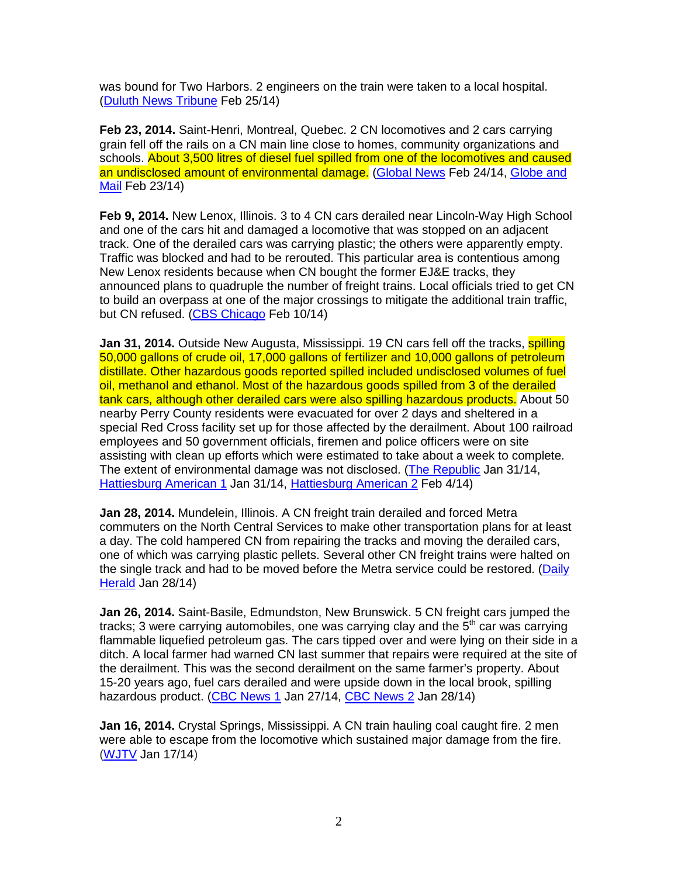was bound for Two Harbors. 2 engineers on the train were taken to a local hospital. (Duluth News Tribune Feb 25/14)

**Feb 23, 2014.** Saint-Henri, Montreal, Quebec. 2 CN locomotives and 2 cars carrying grain fell off the rails on a CN main line close to homes, community organizations and schools. About 3,500 litres of diesel fuel spilled from one of the locomotives and caused an undisclosed amount of environmental damage. (Global News Feb 24/14, Globe and Mail Feb 23/14)

**Feb 9, 2014.** New Lenox, Illinois. 3 to 4 CN cars derailed near Lincoln-Way High School and one of the cars hit and damaged a locomotive that was stopped on an adjacent track. One of the derailed cars was carrying plastic; the others were apparently empty. Traffic was blocked and had to be rerouted. This particular area is contentious among New Lenox residents because when CN bought the former EJ&E tracks, they announced plans to quadruple the number of freight trains. Local officials tried to get CN to build an overpass at one of the major crossings to mitigate the additional train traffic, but CN refused. (CBS Chicago Feb 10/14)

**Jan 31, 2014.** Outside New Augusta, Mississippi. 19 CN cars fell off the tracks, spilling 50,000 gallons of crude oil, 17,000 gallons of fertilizer and 10,000 gallons of petroleum distillate. Other hazardous goods reported spilled included undisclosed volumes of fuel oil, methanol and ethanol. Most of the hazardous goods spilled from 3 of the derailed tank cars, although other derailed cars were also spilling hazardous products. About 50 nearby Perry County residents were evacuated for over 2 days and sheltered in a special Red Cross facility set up for those affected by the derailment. About 100 railroad employees and 50 government officials, firemen and police officers were on site assisting with clean up efforts which were estimated to take about a week to complete. The extent of environmental damage was not disclosed. (The Republic Jan 31/14, Hattiesburg American 1 Jan 31/14, Hattiesburg American 2 Feb 4/14)

**Jan 28, 2014.** Mundelein, Illinois. A CN freight train derailed and forced Metra commuters on the North Central Services to make other transportation plans for at least a day. The cold hampered CN from repairing the tracks and moving the derailed cars, one of which was carrying plastic pellets. Several other CN freight trains were halted on the single track and had to be moved before the Metra service could be restored. (Daily Herald Jan 28/14)

**Jan 26, 2014.** Saint-Basile, Edmundston, New Brunswick. 5 CN freight cars jumped the tracks; 3 were carrying automobiles, one was carrying clay and the 5th car was carrying flammable liquefied petroleum gas. The cars tipped over and were lying on their side in a ditch. A local farmer had warned CN last summer that repairs were required at the site of the derailment. This was the second derailment on the same farmer's property. About 15-20 years ago, fuel cars derailed and were upside down in the local brook, spilling hazardous product. (CBC News 1 Jan 27/14, CBC News 2 Jan 28/14)

**Jan 16, 2014.** Crystal Springs, Mississippi. A CN train hauling coal caught fire. 2 men were able to escape from the locomotive which sustained major damage from the fire. (WJTV Jan 17/14)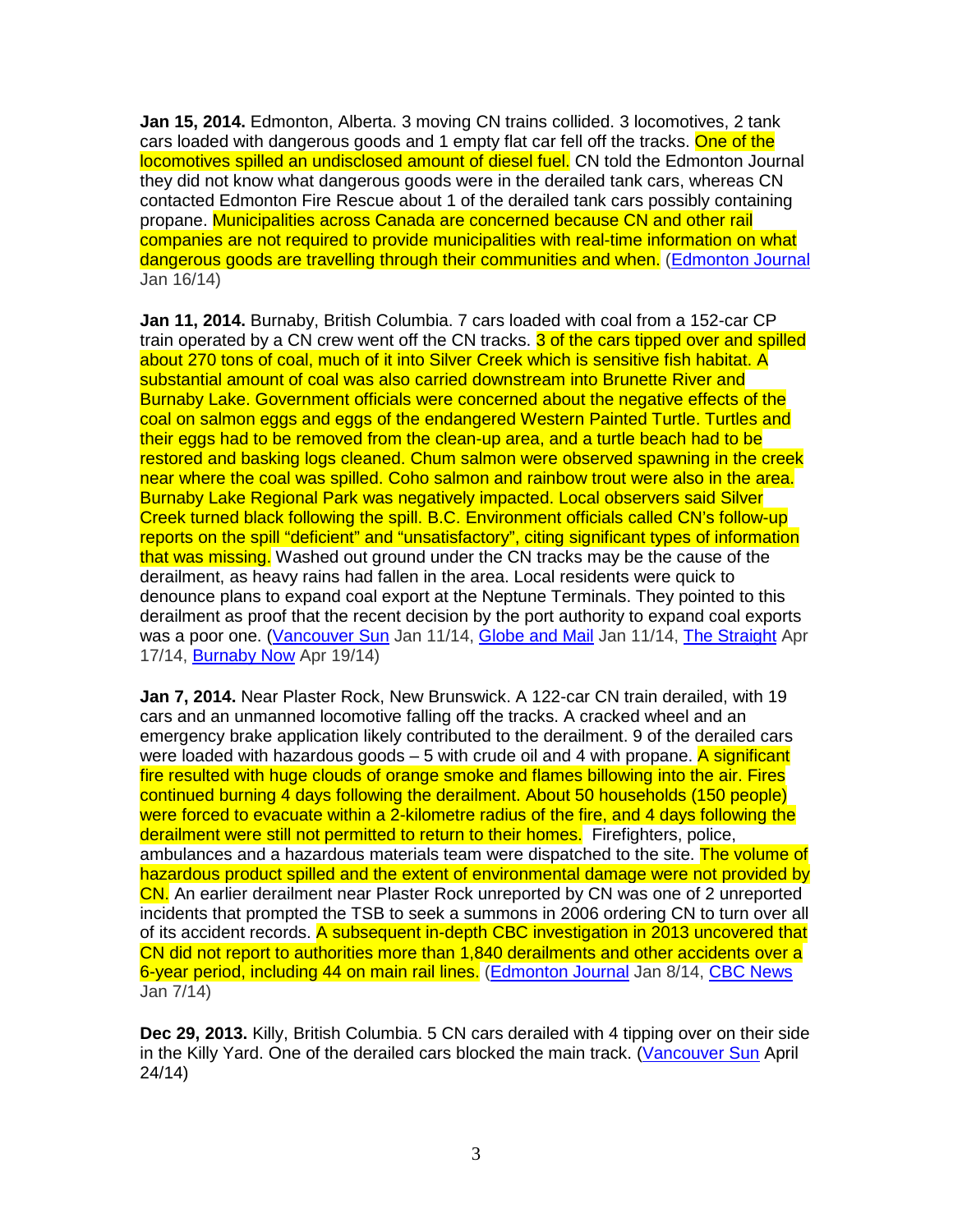**Jan 15, 2014.** Edmonton, Alberta. 3 moving CN trains collided. 3 locomotives, 2 tank cars loaded with dangerous goods and 1 empty flat car fell off the tracks. One of the locomotives spilled an undisclosed amount of diesel fuel. CN told the Edmonton Journal they did not know what dangerous goods were in the derailed tank cars, whereas CN contacted Edmonton Fire Rescue about 1 of the derailed tank cars possibly containing propane. Municipalities across Canada are concerned because CN and other rail companies are not required to provide municipalities with real-time information on what dangerous goods are travelling through their communities and when. (Edmonton Journal Jan 16/14)

**Jan 11, 2014.** Burnaby, British Columbia. 7 cars loaded with coal from a 152-car CP train operated by a CN crew went off the CN tracks. 3 of the cars tipped over and spilled about 270 tons of coal, much of it into Silver Creek which is sensitive fish habitat. A substantial amount of coal was also carried downstream into Brunette River and Burnaby Lake. Government officials were concerned about the negative effects of the coal on salmon eggs and eggs of the endangered Western Painted Turtle. Turtles and their eggs had to be removed from the clean-up area, and a turtle beach had to be restored and basking logs cleaned. Chum salmon were observed spawning in the creek near where the coal was spilled. Coho salmon and rainbow trout were also in the area. Burnaby Lake Regional Park was negatively impacted. Local observers said Silver Creek turned black following the spill. B.C. Environment officials called CN's follow-up reports on the spill "deficient" and "unsatisfactory", citing significant types of information that was missing. Washed out ground under the CN tracks may be the cause of the derailment, as heavy rains had fallen in the area. Local residents were quick to denounce plans to expand coal export at the Neptune Terminals. They pointed to this derailment as proof that the recent decision by the port authority to expand coal exports was a poor one. (Vancouver Sun Jan 11/14, Globe and Mail Jan 11/14, The Straight Apr 17/14, Burnaby Now Apr 19/14)

**Jan 7, 2014.** Near Plaster Rock, New Brunswick. A 122-car CN train derailed, with 19 cars and an unmanned locomotive falling off the tracks. A cracked wheel and an emergency brake application likely contributed to the derailment. 9 of the derailed cars were loaded with hazardous goods – 5 with crude oil and 4 with propane. A significant fire resulted with huge clouds of orange smoke and flames billowing into the air. Fires continued burning 4 days following the derailment. About 50 households (150 people) were forced to evacuate within a 2-kilometre radius of the fire, and 4 days following the derailment were still not permitted to return to their homes. Firefighters, police, ambulances and a hazardous materials team were dispatched to the site. The volume of hazardous product spilled and the extent of environmental damage were not provided by CN. An earlier derailment near Plaster Rock unreported by CN was one of 2 unreported incidents that prompted the TSB to seek a summons in 2006 ordering CN to turn over all of its accident records. A subsequent in-depth CBC investigation in 2013 uncovered that CN did not report to authorities more than 1,840 derailments and other accidents over a 6-year period, including 44 on main rail lines. (Edmonton Journal Jan 8/14, CBC News Jan 7/14)

**Dec 29, 2013.** Killy, British Columbia. 5 CN cars derailed with 4 tipping over on their side in the Killy Yard. One of the derailed cars blocked the main track. (Vancouver Sun April 24/14)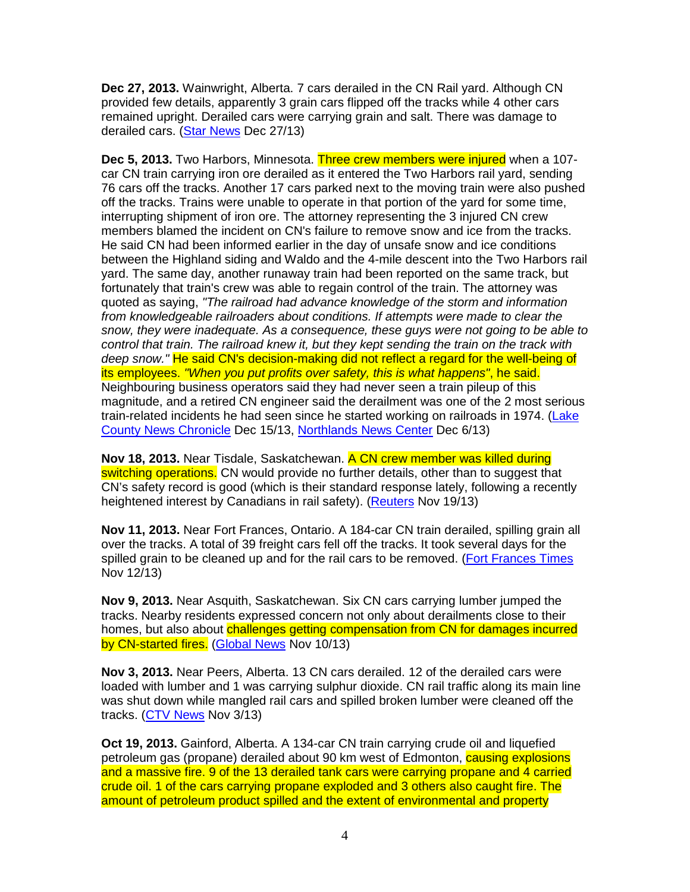**Dec 27, 2013.** Wainwright, Alberta. 7 cars derailed in the CN Rail yard. Although CN provided few details, apparently 3 grain cars flipped off the tracks while 4 other cars remained upright. Derailed cars were carrying grain and salt. There was damage to derailed cars. (Star News Dec 27/13)

**Dec 5, 2013.** Two Harbors, Minnesota. Three crew members were injured when a 107-car CN train carrying iron ore derailed as it entered the Two Harbors rail yard, sending 76 cars off the tracks. Another 17 cars parked next to the moving train were also pushed off the tracks. Trains were unable to operate in that portion of the yard for some time, interrupting shipment of iron ore. The attorney representing the 3 injured CN crew members blamed the incident on CN's failure to remove snow and ice from the tracks. He said CN had been informed earlier in the day of unsafe snow and ice conditions between the Highland siding and Waldo and the 4-mile descent into the Two Harbors rail yard. The same day, another runaway train had been reported on the same track, but fortunately that train's crew was able to regain control of the train. The attorney was quoted as saying, *"The railroad had advance knowledge of the storm and information from knowledgeable railroaders about conditions. If attempts were made to clear the snow, they were inadequate. As a consequence, these guys were not going to be able to control that train. The railroad knew it, but they kept sending the train on the track with deep snow."* He said CN's decision-making did not reflect a regard for the well-being of its employees. *"When you put profits over safety, this is what happens"*, he said. Neighbouring business operators said they had never seen a train pileup of this magnitude, and a retired CN engineer said the derailment was one of the 2 most serious train-related incidents he had seen since he started working on railroads in 1974. (Lake County News Chronicle Dec 15/13, Northlands News Center Dec 6/13)

**Nov 18, 2013.** Near Tisdale, Saskatchewan. A CN crew member was killed during switching operations. CN would provide no further details, other than to suggest that CN's safety record is good (which is their standard response lately, following a recently heightened interest by Canadians in rail safety). (Reuters Nov 19/13)

**Nov 11, 2013.** Near Fort Frances, Ontario. A 184-car CN train derailed, spilling grain all over the tracks. A total of 39 freight cars fell off the tracks. It took several days for the spilled grain to be cleaned up and for the rail cars to be removed. (Fort Frances Times Nov 12/13)

**Nov 9, 2013.** Near Asquith, Saskatchewan. Six CN cars carrying lumber jumped the tracks. Nearby residents expressed concern not only about derailments close to their homes, but also about challenges getting compensation from CN for damages incurred by CN-started fires. (Global News Nov 10/13)

**Nov 3, 2013.** Near Peers, Alberta. 13 CN cars derailed. 12 of the derailed cars were loaded with lumber and 1 was carrying sulphur dioxide. CN rail traffic along its main line was shut down while mangled rail cars and spilled broken lumber were cleaned off the tracks. (CTV News Nov 3/13)

**Oct 19, 2013.** Gainford, Alberta. A 134-car CN train carrying crude oil and liquefied petroleum gas (propane) derailed about 90 km west of Edmonton, causing explosions and a massive fire. 9 of the 13 derailed tank cars were carrying propane and 4 carried crude oil. 1 of the cars carrying propane exploded and 3 others also caught fire. The amount of petroleum product spilled and the extent of environmental and property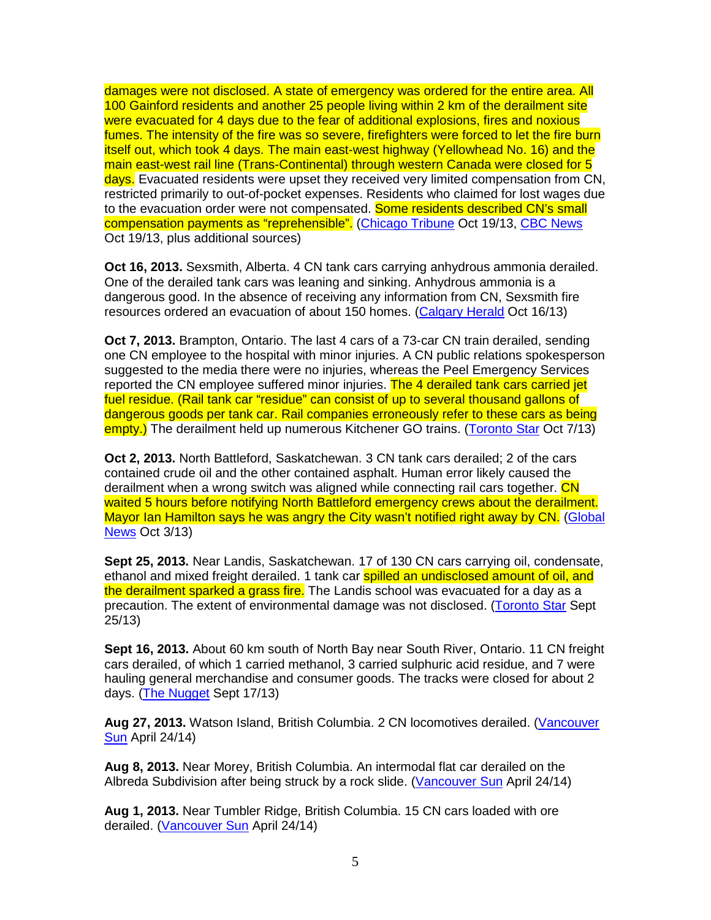damages were not disclosed. A state of emergency was ordered for the entire area. All 100 Gainford residents and another 25 people living within 2 km of the derailment site were evacuated for 4 days due to the fear of additional explosions, fires and noxious fumes. The intensity of the fire was so severe, firefighters were forced to let the fire burn itself out, which took 4 days. The main east-west highway (Yellowhead No. 16) and the main east-west rail line (Trans-Continental) through western Canada were closed for 5 days. Evacuated residents were upset they received very limited compensation from CN, restricted primarily to out-of-pocket expenses. Residents who claimed for lost wages due to the evacuation order were not compensated. Some residents described CN's small compensation payments as "reprehensible". (Chicago Tribune Oct 19/13, CBC News Oct 19/13, plus additional sources)

**Oct 16, 2013.** Sexsmith, Alberta. 4 CN tank cars carrying anhydrous ammonia derailed. One of the derailed tank cars was leaning and sinking. Anhydrous ammonia is a dangerous good. In the absence of receiving any information from CN, Sexsmith fire resources ordered an evacuation of about 150 homes. (Calgary Herald Oct 16/13)

**Oct 7, 2013.** Brampton, Ontario. The last 4 cars of a 73-car CN train derailed, sending one CN employee to the hospital with minor injuries. A CN public relations spokesperson suggested to the media there were no injuries, whereas the Peel Emergency Services reported the CN employee suffered minor injuries. The 4 derailed tank cars carried jet fuel residue. (Rail tank car "residue" can consist of up to several thousand gallons of dangerous goods per tank car. Rail companies erroneously refer to these cars as being empty.) The derailment held up numerous Kitchener GO trains. (Toronto Star Oct 7/13)

**Oct 2, 2013.** North Battleford, Saskatchewan. 3 CN tank cars derailed; 2 of the cars contained crude oil and the other contained asphalt. Human error likely caused the derailment when a wrong switch was aligned while connecting rail cars together. CN waited 5 hours before notifying North Battleford emergency crews about the derailment. Mayor Ian Hamilton says he was angry the City wasn't notified right away by CN. (Global News Oct 3/13)

**Sept 25, 2013.** Near Landis, Saskatchewan. 17 of 130 CN cars carrying oil, condensate, ethanol and mixed freight derailed. 1 tank car spilled an undisclosed amount of oil, and the derailment sparked a grass fire. The Landis school was evacuated for a day as a precaution. The extent of environmental damage was not disclosed. (Toronto Star Sept 25/13)

**Sept 16, 2013.** About 60 km south of North Bay near South River, Ontario. 11 CN freight cars derailed, of which 1 carried methanol, 3 carried sulphuric acid residue, and 7 were hauling general merchandise and consumer goods. The tracks were closed for about 2 days. (The Nugget Sept 17/13)

**Aug 27, 2013.** Watson Island, British Columbia. 2 CN locomotives derailed. (Vancouver Sun April 24/14)

**Aug 8, 2013.** Near Morey, British Columbia. An intermodal flat car derailed on the Albreda Subdivision after being struck by a rock slide. (Vancouver Sun April 24/14)

**Aug 1, 2013.** Near Tumbler Ridge, British Columbia. 15 CN cars loaded with ore derailed. (Vancouver Sun April 24/14)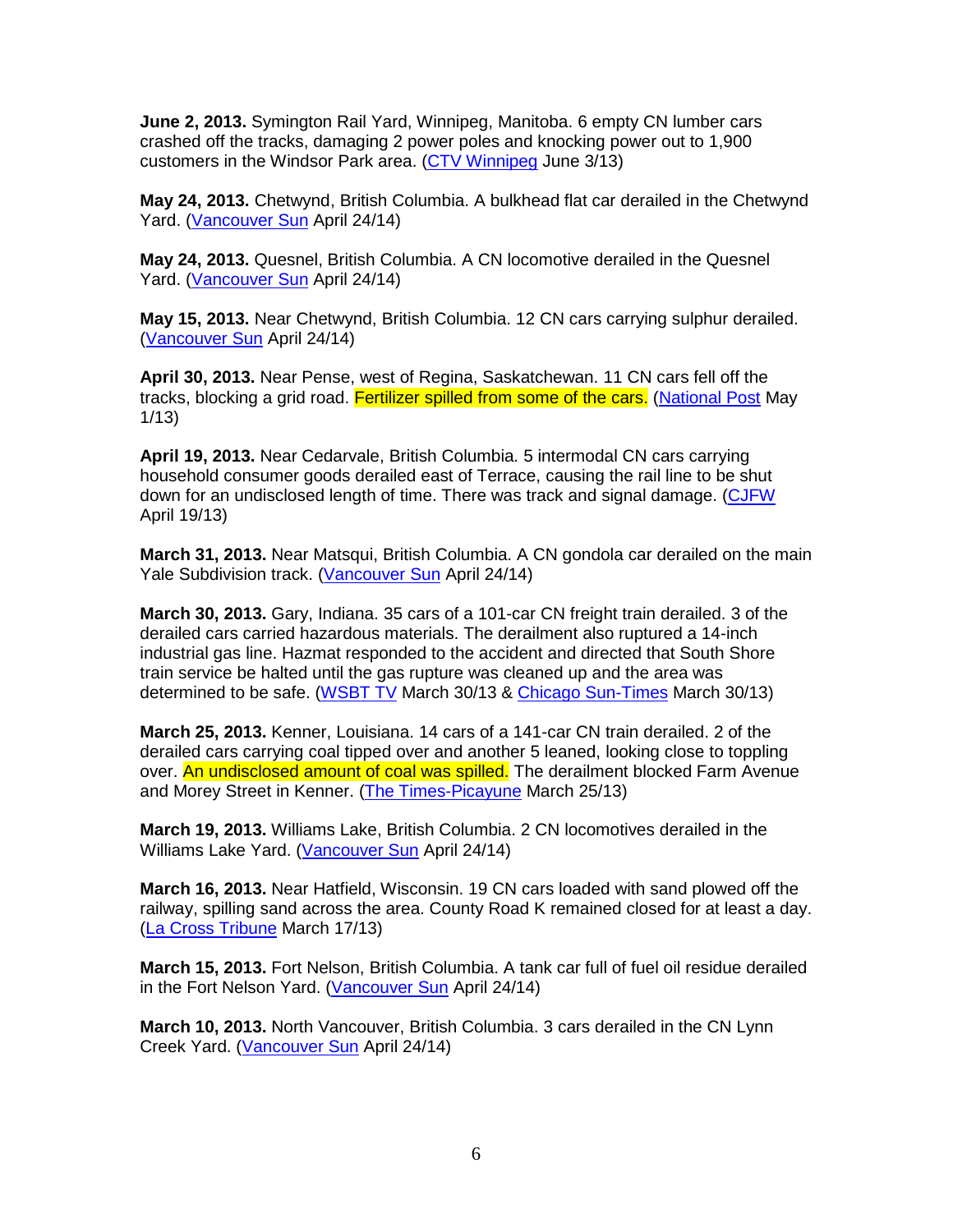**June 2, 2013.** Symington Rail Yard, Winnipeg, Manitoba. 6 empty CN lumber cars crashed off the tracks, damaging 2 power poles and knocking power out to 1,900 customers in the Windsor Park area. (CTV Winnipeg June 3/13)

**May 24, 2013.** Chetwynd, British Columbia. A bulkhead flat car derailed in the Chetwynd Yard. (Vancouver Sun April 24/14)

**May 24, 2013.** Quesnel, British Columbia. A CN locomotive derailed in the Quesnel Yard. (Vancouver Sun April 24/14)

**May 15, 2013.** Near Chetwynd, British Columbia. 12 CN cars carrying sulphur derailed. (Vancouver Sun April 24/14)

**April 30, 2013.** Near Pense, west of Regina, Saskatchewan. 11 CN cars fell off the tracks, blocking a grid road. Fertilizer spilled from some of the cars. (National Post May 1/13)

**April 19, 2013.** Near Cedarvale, British Columbia. 5 intermodal CN cars carrying household consumer goods derailed east of Terrace, causing the rail line to be shut down for an undisclosed length of time. There was track and signal damage. (CJFW April 19/13)

**March 31, 2013.** Near Matsqui, British Columbia. A CN gondola car derailed on the main Yale Subdivision track. (Vancouver Sun April 24/14)

**March 30, 2013.** Gary, Indiana. 35 cars of a 101-car CN freight train derailed. 3 of the derailed cars carried hazardous materials. The derailment also ruptured a 14-inch industrial gas line. Hazmat responded to the accident and directed that South Shore train service be halted until the gas rupture was cleaned up and the area was determined to be safe. (WSBT TV March 30/13 & Chicago Sun-Times March 30/13)

**March 25, 2013.** Kenner, Louisiana. 14 cars of a 141-car CN train derailed. 2 of the derailed cars carrying coal tipped over and another 5 leaned, looking close to toppling over. An undisclosed amount of coal was spilled. The derailment blocked Farm Avenue and Morey Street in Kenner. (The Times-Picayune March 25/13)

**March 19, 2013.** Williams Lake, British Columbia. 2 CN locomotives derailed in the Williams Lake Yard. (Vancouver Sun April 24/14)

**March 16, 2013.** Near Hatfield, Wisconsin. 19 CN cars loaded with sand plowed off the railway, spilling sand across the area. County Road K remained closed for at least a day. (La Cross Tribune March 17/13)

**March 15, 2013.** Fort Nelson, British Columbia. A tank car full of fuel oil residue derailed in the Fort Nelson Yard. (Vancouver Sun April 24/14)

**March 10, 2013.** North Vancouver, British Columbia. 3 cars derailed in the CN Lynn Creek Yard. (Vancouver Sun April 24/14)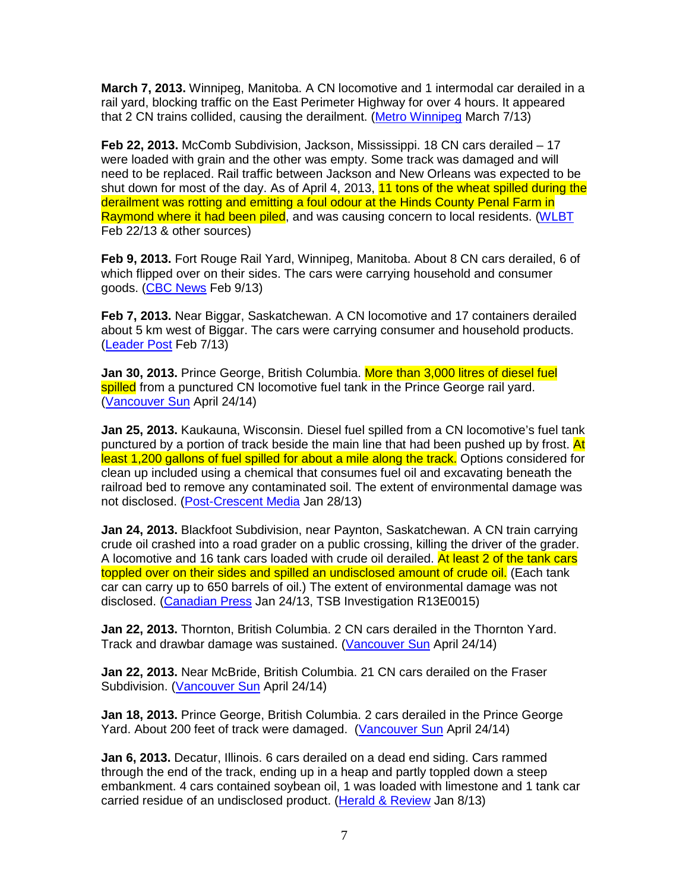**March 7, 2013.** Winnipeg, Manitoba. A CN locomotive and 1 intermodal car derailed in a rail yard, blocking traffic on the East Perimeter Highway for over 4 hours. It appeared that 2 CN trains collided, causing the derailment. (Metro Winnipeg March 7/13)

**Feb 22, 2013.** McComb Subdivision, Jackson, Mississippi. 18 CN cars derailed – 17 were loaded with grain and the other was empty. Some track was damaged and will need to be replaced. Rail traffic between Jackson and New Orleans was expected to be shut down for most of the day. As of April 4, 2013, 11 tons of the wheat spilled during the derailment was rotting and emitting a foul odour at the Hinds County Penal Farm in Raymond where it had been piled, and was causing concern to local residents. (WLBT Feb 22/13 & other sources)

**Feb 9, 2013.** Fort Rouge Rail Yard, Winnipeg, Manitoba. About 8 CN cars derailed, 6 of which flipped over on their sides. The cars were carrying household and consumer goods. (CBC News Feb 9/13)

**Feb 7, 2013.** Near Biggar, Saskatchewan. A CN locomotive and 17 containers derailed about 5 km west of Biggar. The cars were carrying consumer and household products. (Leader Post Feb 7/13)

**Jan 30, 2013.** Prince George, British Columbia. More than 3,000 litres of diesel fuel spilled from a punctured CN locomotive fuel tank in the Prince George rail yard. (Vancouver Sun April 24/14)

**Jan 25, 2013.** Kaukauna, Wisconsin. Diesel fuel spilled from a CN locomotive's fuel tank punctured by a portion of track beside the main line that had been pushed up by frost. At least 1,200 gallons of fuel spilled for about a mile along the track. Options considered for clean up included using a chemical that consumes fuel oil and excavating beneath the railroad bed to remove any contaminated soil. The extent of environmental damage was not disclosed. (Post-Crescent Media Jan 28/13)

**Jan 24, 2013.** Blackfoot Subdivision, near Paynton, Saskatchewan. A CN train carrying crude oil crashed into a road grader on a public crossing, killing the driver of the grader. A locomotive and 16 tank cars loaded with crude oil derailed. At least 2 of the tank cars toppled over on their sides and spilled an undisclosed amount of crude oil. (Each tank car can carry up to 650 barrels of oil.) The extent of environmental damage was not disclosed. (Canadian Press Jan 24/13, TSB Investigation R13E0015)

**Jan 22, 2013.** Thornton, British Columbia. 2 CN cars derailed in the Thornton Yard. Track and drawbar damage was sustained. (Vancouver Sun April 24/14)

**Jan 22, 2013.** Near McBride, British Columbia. 21 CN cars derailed on the Fraser Subdivision. (Vancouver Sun April 24/14)

**Jan 18, 2013.** Prince George, British Columbia. 2 cars derailed in the Prince George Yard. About 200 feet of track were damaged. (Vancouver Sun April 24/14)

**Jan 6, 2013.** Decatur, Illinois. 6 cars derailed on a dead end siding. Cars rammed through the end of the track, ending up in a heap and partly toppled down a steep embankment. 4 cars contained soybean oil, 1 was loaded with limestone and 1 tank car carried residue of an undisclosed product. (Herald & Review Jan 8/13)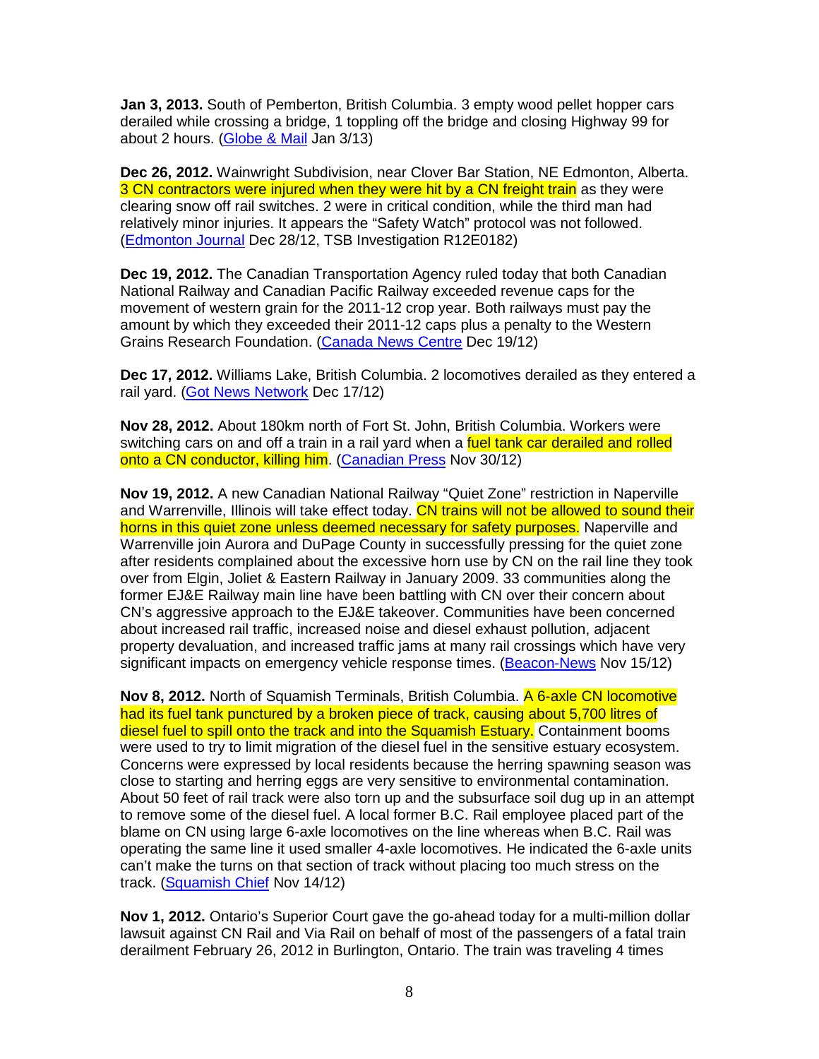**Jan 3, 2013.** South of Pemberton, British Columbia. 3 empty wood pellet hopper cars derailed while crossing a bridge, 1 toppling off the bridge and closing Highway 99 for about 2 hours. (Globe & Mail Jan 3/13)

**Dec 26, 2012.** Wainwright Subdivision, near Clover Bar Station, NE Edmonton, Alberta. 3 CN contractors were injured when they were hit by a CN freight train as they were clearing snow off rail switches. 2 were in critical condition, while the third man had relatively minor injuries. It appears the "Safety Watch" protocol was not followed. (Edmonton Journal Dec 28/12, TSB Investigation R12E0182)

**Dec 19, 2012.** The Canadian Transportation Agency ruled today that both Canadian National Railway and Canadian Pacific Railway exceeded revenue caps for the movement of western grain for the 2011-12 crop year. Both railways must pay the amount by which they exceeded their 2011-12 caps plus a penalty to the Western Grains Research Foundation. (Canada News Centre Dec 19/12)

**Dec 17, 2012.** Williams Lake, British Columbia. 2 locomotives derailed as they entered a rail yard. (Got News Network Dec 17/12)

**Nov 28, 2012.** About 180km north of Fort St. John, British Columbia. Workers were switching cars on and off a train in a rail yard when a fuel tank car derailed and rolled onto a CN conductor, killing him. (Canadian Press Nov 30/12)

**Nov 19, 2012.** A new Canadian National Railway "Quiet Zone" restriction in Naperville and Warrenville, Illinois will take effect today. CN trains will not be allowed to sound their horns in this quiet zone unless deemed necessary for safety purposes. Naperville and Warrenville join Aurora and DuPage County in successfully pressing for the quiet zone after residents complained about the excessive horn use by CN on the rail line they took over from Elgin, Joliet & Eastern Railway in January 2009. 33 communities along the former EJ&E Railway main line have been battling with CN over their concern about CN's aggressive approach to the EJ&E takeover. Communities have been concerned about increased rail traffic, increased noise and diesel exhaust pollution, adjacent property devaluation, and increased traffic jams at many rail crossings which have very significant impacts on emergency vehicle response times. (Beacon-News Nov 15/12)

**Nov 8, 2012.** North of Squamish Terminals, British Columbia. A 6-axle CN locomotive had its fuel tank punctured by a broken piece of track, causing about 5,700 litres of diesel fuel to spill onto the track and into the Squamish Estuary. Containment booms were used to try to limit migration of the diesel fuel in the sensitive estuary ecosystem. Concerns were expressed by local residents because the herring spawning season was close to starting and herring eggs are very sensitive to environmental contamination. About 50 feet of rail track were also torn up and the subsurface soil dug up in an attempt to remove some of the diesel fuel. A local former B.C. Rail employee placed part of the blame on CN using large 6-axle locomotives on the line whereas when B.C. Rail was operating the same line it used smaller 4-axle locomotives. He indicated the 6-axle units can't make the turns on that section of track without placing too much stress on the track. (Squamish Chief Nov 14/12)

**Nov 1, 2012.** Ontario's Superior Court gave the go-ahead today for a multi-million dollar lawsuit against CN Rail and Via Rail on behalf of most of the passengers of a fatal train derailment February 26, 2012 in Burlington, Ontario. The train was traveling 4 times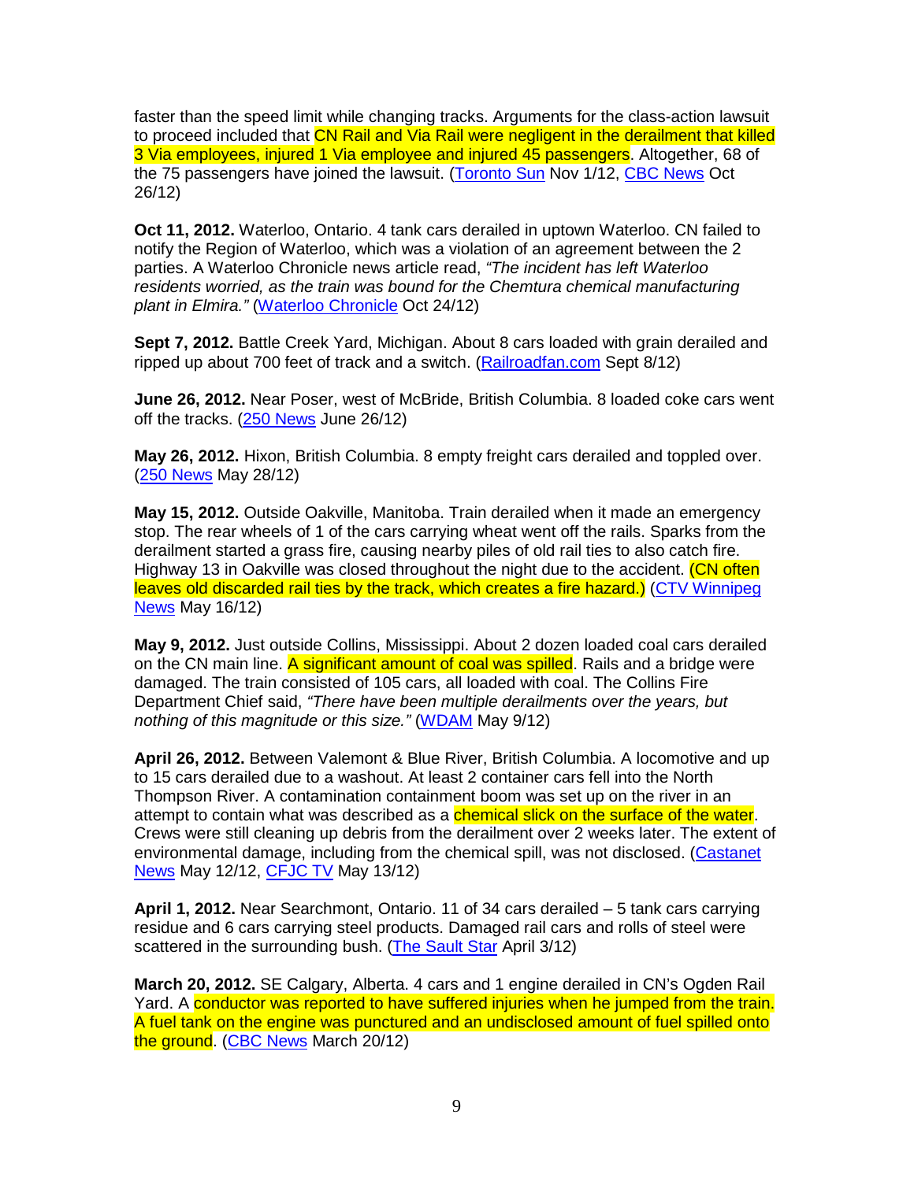faster than the speed limit while changing tracks. Arguments for the class-action lawsuit to proceed included that CN Rail and Via Rail were negligent in the derailment that killed 3 Via employees, injured 1 Via employee and injured 45 passengers. Altogether, 68 of the 75 passengers have joined the lawsuit. (Toronto Sun Nov 1/12, CBC News Oct 26/12)

**Oct 11, 2012.** Waterloo, Ontario. 4 tank cars derailed in uptown Waterloo. CN failed to notify the Region of Waterloo, which was a violation of an agreement between the 2 parties. A Waterloo Chronicle news article read, *"The incident has left Waterloo residents worried, as the train was bound for the Chemtura chemical manufacturing plant in Elmira."* (Waterloo Chronicle Oct 24/12)

**Sept 7, 2012.** Battle Creek Yard, Michigan. About 8 cars loaded with grain derailed and ripped up about 700 feet of track and a switch. (Railroadfan.com Sept 8/12)

**June 26, 2012.** Near Poser, west of McBride, British Columbia. 8 loaded coke cars went off the tracks. (250 News June 26/12)

**May 26, 2012.** Hixon, British Columbia. 8 empty freight cars derailed and toppled over. (250 News May 28/12)

**May 15, 2012.** Outside Oakville, Manitoba. Train derailed when it made an emergency stop. The rear wheels of 1 of the cars carrying wheat went off the rails. Sparks from the derailment started a grass fire, causing nearby piles of old rail ties to also catch fire. Highway 13 in Oakville was closed throughout the night due to the accident. (CN often leaves old discarded rail ties by the track, which creates a fire hazard.) (CTV Winnipeg News May 16/12)

**May 9, 2012.** Just outside Collins, Mississippi. About 2 dozen loaded coal cars derailed on the CN main line. A significant amount of coal was spilled. Rails and a bridge were damaged. The train consisted of 105 cars, all loaded with coal. The Collins Fire Department Chief said, *"There have been multiple derailments over the years, but nothing of this magnitude or this size."* (WDAM May 9/12)

**April 26, 2012.** Between Valemont & Blue River, British Columbia. A locomotive and up to 15 cars derailed due to a washout. At least 2 container cars fell into the North Thompson River. A contamination containment boom was set up on the river in an attempt to contain what was described as a chemical slick on the surface of the water. Crews were still cleaning up debris from the derailment over 2 weeks later. The extent of environmental damage, including from the chemical spill, was not disclosed. (Castanet News May 12/12, CFJC TV May 13/12)

**April 1, 2012.** Near Searchmont, Ontario. 11 of 34 cars derailed – 5 tank cars carrying residue and 6 cars carrying steel products. Damaged rail cars and rolls of steel were scattered in the surrounding bush. (The Sault Star April 3/12)

**March 20, 2012.** SE Calgary, Alberta. 4 cars and 1 engine derailed in CN's Ogden Rail Yard. A conductor was reported to have suffered injuries when he jumped from the train. A fuel tank on the engine was punctured and an undisclosed amount of fuel spilled onto the ground. (CBC News March 20/12)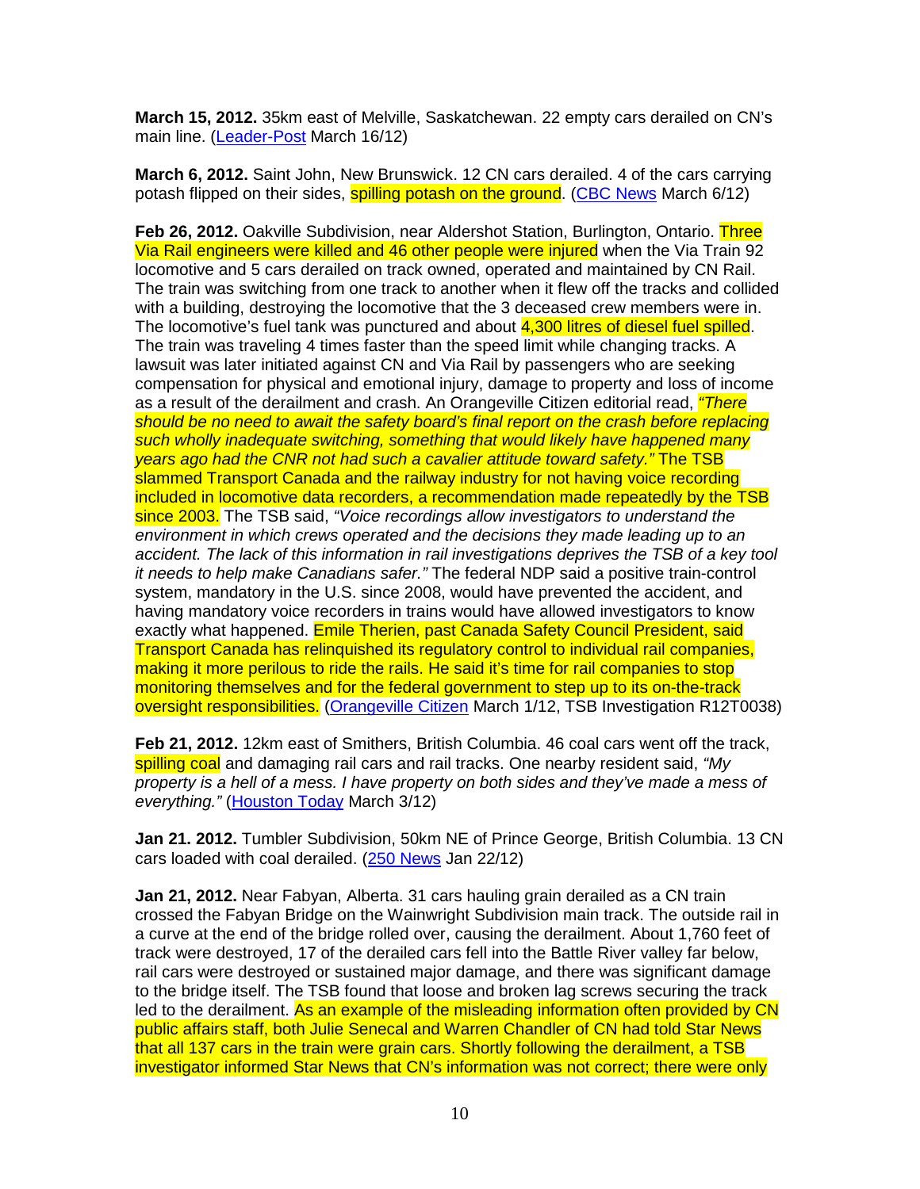**March 15, 2012.** 35km east of Melville, Saskatchewan. 22 empty cars derailed on CN's main line. (Leader-Post March 16/12)

**March 6, 2012.** Saint John, New Brunswick. 12 CN cars derailed. 4 of the cars carrying potash flipped on their sides, spilling potash on the ground. (CBC News March 6/12)

**Feb 26, 2012.** Oakville Subdivision, near Aldershot Station, Burlington, Ontario. Three Via Rail engineers were killed and 46 other people were injured when the Via Train 92 locomotive and 5 cars derailed on track owned, operated and maintained by CN Rail. The train was switching from one track to another when it flew off the tracks and collided with a building, destroying the locomotive that the 3 deceased crew members were in. The locomotive's fuel tank was punctured and about 4,300 litres of diesel fuel spilled. The train was traveling 4 times faster than the speed limit while changing tracks. A lawsuit was later initiated against CN and Via Rail by passengers who are seeking compensation for physical and emotional injury, damage to property and loss of income as a result of the derailment and crash. An Orangeville Citizen editorial read, *"There should be no need to await the safety board's final report on the crash before replacing such wholly inadequate switching, something that would likely have happened many years ago had the CNR not had such a cavalier attitude toward safety."* The TSB slammed Transport Canada and the railway industry for not having voice recording included in locomotive data recorders, a recommendation made repeatedly by the TSB since 2003. The TSB said, *"Voice recordings allow investigators to understand the environment in which crews operated and the decisions they made leading up to an accident. The lack of this information in rail investigations deprives the TSB of a key tool it needs to help make Canadians safer."* The federal NDP said a positive train-control system, mandatory in the U.S. since 2008, would have prevented the accident, and having mandatory voice recorders in trains would have allowed investigators to know exactly what happened. Emile Therien, past Canada Safety Council President, said Transport Canada has relinquished its regulatory control to individual rail companies, making it more perilous to ride the rails. He said it's time for rail companies to stop monitoring themselves and for the federal government to step up to its on-the-track oversight responsibilities. (Orangeville Citizen March 1/12, TSB Investigation R12T0038)

**Feb 21, 2012.** 12km east of Smithers, British Columbia. 46 coal cars went off the track, spilling coal and damaging rail cars and rail tracks. One nearby resident said, *"My property is a hell of a mess. I have property on both sides and they've made a mess of everything."* (Houston Today March 3/12)

**Jan 21. 2012.** Tumbler Subdivision, 50km NE of Prince George, British Columbia. 13 CN cars loaded with coal derailed. (250 News Jan 22/12)

**Jan 21, 2012.** Near Fabyan, Alberta. 31 cars hauling grain derailed as a CN train crossed the Fabyan Bridge on the Wainwright Subdivision main track. The outside rail in a curve at the end of the bridge rolled over, causing the derailment. About 1,760 feet of track were destroyed, 17 of the derailed cars fell into the Battle River valley far below, rail cars were destroyed or sustained major damage, and there was significant damage to the bridge itself. The TSB found that loose and broken lag screws securing the track led to the derailment. As an example of the misleading information often provided by CN public affairs staff, both Julie Senecal and Warren Chandler of CN had told Star News that all 137 cars in the train were grain cars. Shortly following the derailment, a TSB investigator informed Star News that CN's information was not correct; there were only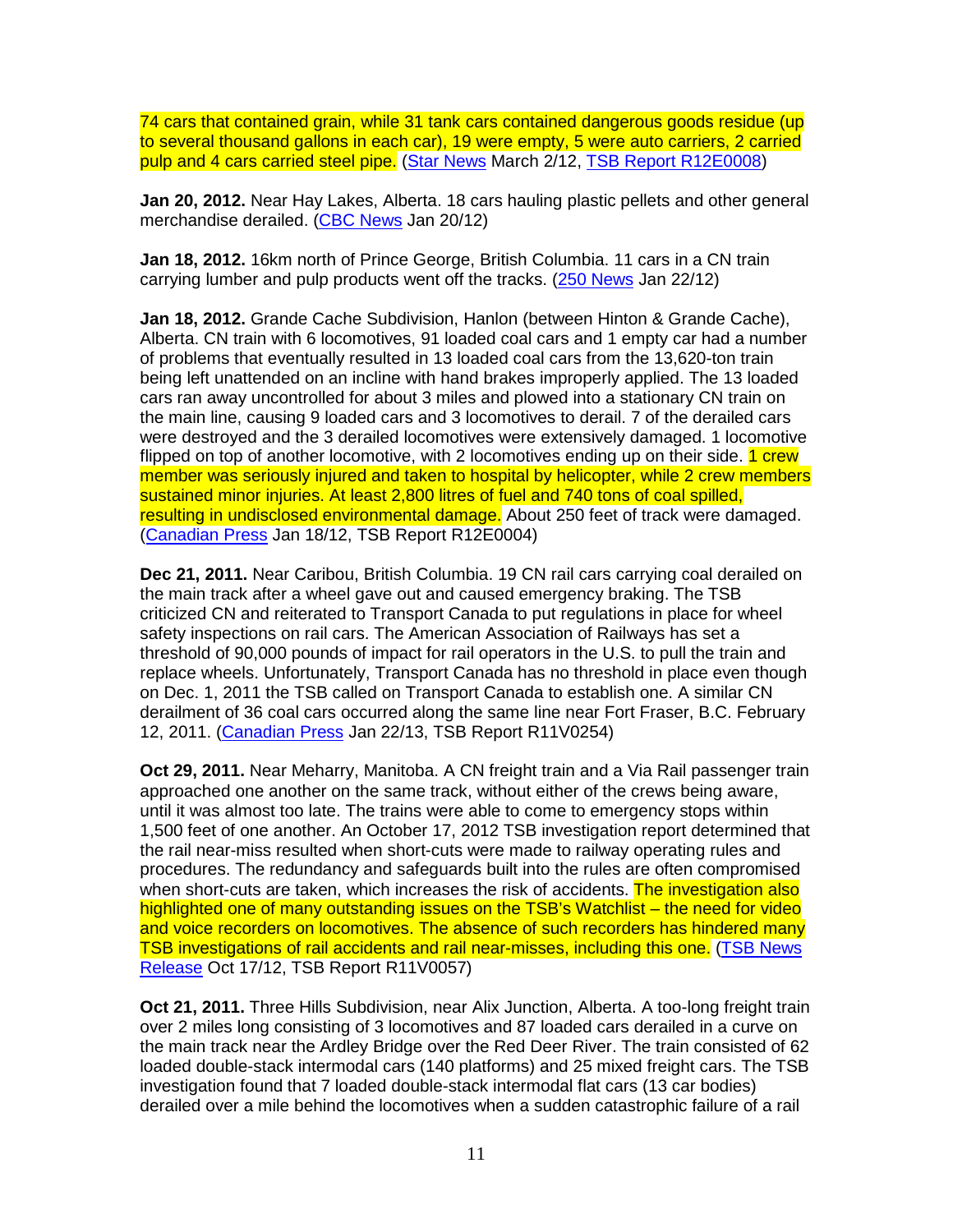74 cars that contained grain, while 31 tank cars contained dangerous goods residue (up to several thousand gallons in each car), 19 were empty, 5 were auto carriers, 2 carried pulp and 4 cars carried steel pipe. (Star News March 2/12, TSB Report R12E0008)

**Jan 20, 2012.** Near Hay Lakes, Alberta. 18 cars hauling plastic pellets and other general merchandise derailed. (CBC News Jan 20/12)

**Jan 18, 2012.** 16km north of Prince George, British Columbia. 11 cars in a CN train carrying lumber and pulp products went off the tracks. (250 News Jan 22/12)

**Jan 18, 2012.** Grande Cache Subdivision, Hanlon (between Hinton & Grande Cache), Alberta. CN train with 6 locomotives, 91 loaded coal cars and 1 empty car had a number of problems that eventually resulted in 13 loaded coal cars from the 13,620-ton train being left unattended on an incline with hand brakes improperly applied. The 13 loaded cars ran away uncontrolled for about 3 miles and plowed into a stationary CN train on the main line, causing 9 loaded cars and 3 locomotives to derail. 7 of the derailed cars were destroyed and the 3 derailed locomotives were extensively damaged. 1 locomotive flipped on top of another locomotive, with 2 locomotives ending up on their side. 1 crew member was seriously injured and taken to hospital by helicopter, while 2 crew members sustained minor injuries. At least 2,800 litres of fuel and 740 tons of coal spilled, resulting in undisclosed environmental damage. About 250 feet of track were damaged. (Canadian Press Jan 18/12, TSB Report R12E0004)

**Dec 21, 2011.** Near Caribou, British Columbia. 19 CN rail cars carrying coal derailed on the main track after a wheel gave out and caused emergency braking. The TSB criticized CN and reiterated to Transport Canada to put regulations in place for wheel safety inspections on rail cars. The American Association of Railways has set a threshold of 90,000 pounds of impact for rail operators in the U.S. to pull the train and replace wheels. Unfortunately, Transport Canada has no threshold in place even though on Dec. 1, 2011 the TSB called on Transport Canada to establish one. A similar CN derailment of 36 coal cars occurred along the same line near Fort Fraser, B.C. February 12, 2011. (Canadian Press Jan 22/13, TSB Report R11V0254)

**Oct 29, 2011.** Near Meharry, Manitoba. A CN freight train and a Via Rail passenger train approached one another on the same track, without either of the crews being aware, until it was almost too late. The trains were able to come to emergency stops within 1,500 feet of one another. An October 17, 2012 TSB investigation report determined that the rail near-miss resulted when short-cuts were made to railway operating rules and procedures. The redundancy and safeguards built into the rules are often compromised when short-cuts are taken, which increases the risk of accidents. The investigation also highlighted one of many outstanding issues on the TSB's Watchlist – the need for video and voice recorders on locomotives. The absence of such recorders has hindered many TSB investigations of rail accidents and rail near-misses, including this one. (TSB News Release Oct 17/12, TSB Report R11V0057)

**Oct 21, 2011.** Three Hills Subdivision, near Alix Junction, Alberta. A too-long freight train over 2 miles long consisting of 3 locomotives and 87 loaded cars derailed in a curve on the main track near the Ardley Bridge over the Red Deer River. The train consisted of 62 loaded double-stack intermodal cars (140 platforms) and 25 mixed freight cars. The TSB investigation found that 7 loaded double-stack intermodal flat cars (13 car bodies) derailed over a mile behind the locomotives when a sudden catastrophic failure of a rail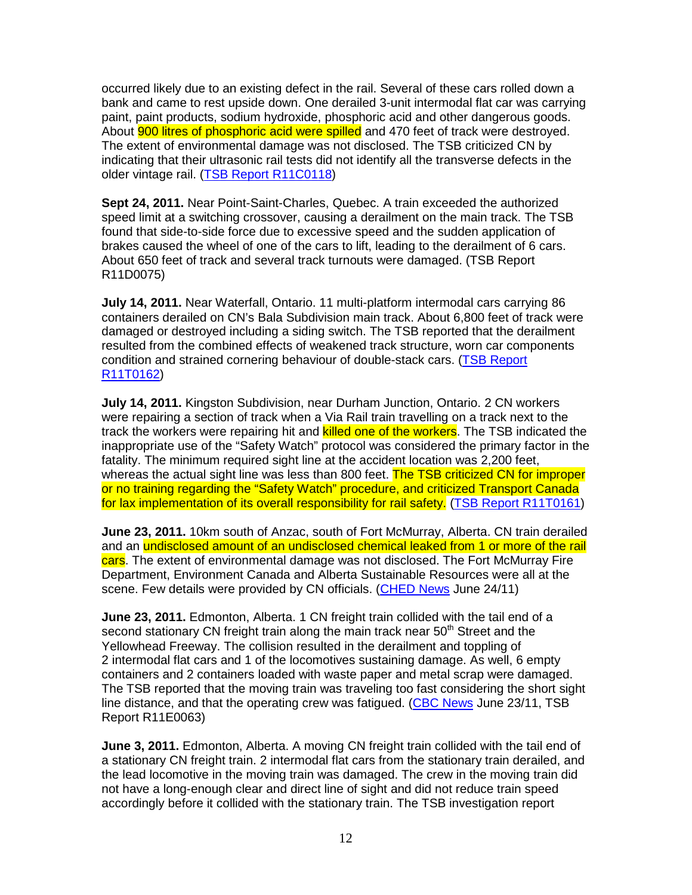occurred likely due to an existing defect in the rail. Several of these cars rolled down a bank and came to rest upside down. One derailed 3-unit intermodal flat car was carrying paint, paint products, sodium hydroxide, phosphoric acid and other dangerous goods. About 900 litres of phosphoric acid were spilled and 470 feet of track were destroyed. The extent of environmental damage was not disclosed. The TSB criticized CN by indicating that their ultrasonic rail tests did not identify all the transverse defects in the older vintage rail. (TSB Report R11C0118)

**Sept 24, 2011.** Near Point-Saint-Charles, Quebec. A train exceeded the authorized speed limit at a switching crossover, causing a derailment on the main track. The TSB found that side-to-side force due to excessive speed and the sudden application of brakes caused the wheel of one of the cars to lift, leading to the derailment of 6 cars. About 650 feet of track and several track turnouts were damaged. (TSB Report R11D0075)

**July 14, 2011.** Near Waterfall, Ontario. 11 multi-platform intermodal cars carrying 86 containers derailed on CN's Bala Subdivision main track. About 6,800 feet of track were damaged or destroyed including a siding switch. The TSB reported that the derailment resulted from the combined effects of weakened track structure, worn car components condition and strained cornering behaviour of double-stack cars. (TSB Report R11T0162)

**July 14, 2011.** Kingston Subdivision, near Durham Junction, Ontario. 2 CN workers were repairing a section of track when a Via Rail train travelling on a track next to the track the workers were repairing hit and killed one of the workers. The TSB indicated the inappropriate use of the "Safety Watch" protocol was considered the primary factor in the fatality. The minimum required sight line at the accident location was 2,200 feet, whereas the actual sight line was less than 800 feet. The TSB criticized CN for improper or no training regarding the "Safety Watch" procedure, and criticized Transport Canada for lax implementation of its overall responsibility for rail safety. (TSB Report R11T0161)

**June 23, 2011.** 10km south of Anzac, south of Fort McMurray, Alberta. CN train derailed and an undisclosed amount of an undisclosed chemical leaked from 1 or more of the rail cars. The extent of environmental damage was not disclosed. The Fort McMurray Fire Department, Environment Canada and Alberta Sustainable Resources were all at the scene. Few details were provided by CN officials. (CHED News June 24/11)

**June 23, 2011.** Edmonton, Alberta. 1 CN freight train collided with the tail end of a second stationary CN freight train along the main track near 50th Street and the Yellowhead Freeway. The collision resulted in the derailment and toppling of 2 intermodal flat cars and 1 of the locomotives sustaining damage. As well, 6 empty containers and 2 containers loaded with waste paper and metal scrap were damaged. The TSB reported that the moving train was traveling too fast considering the short sight line distance, and that the operating crew was fatigued. (CBC News June 23/11, TSB Report R11E0063)

**June 3, 2011.** Edmonton, Alberta. A moving CN freight train collided with the tail end of a stationary CN freight train. 2 intermodal flat cars from the stationary train derailed, and the lead locomotive in the moving train was damaged. The crew in the moving train did not have a long-enough clear and direct line of sight and did not reduce train speed accordingly before it collided with the stationary train. The TSB investigation report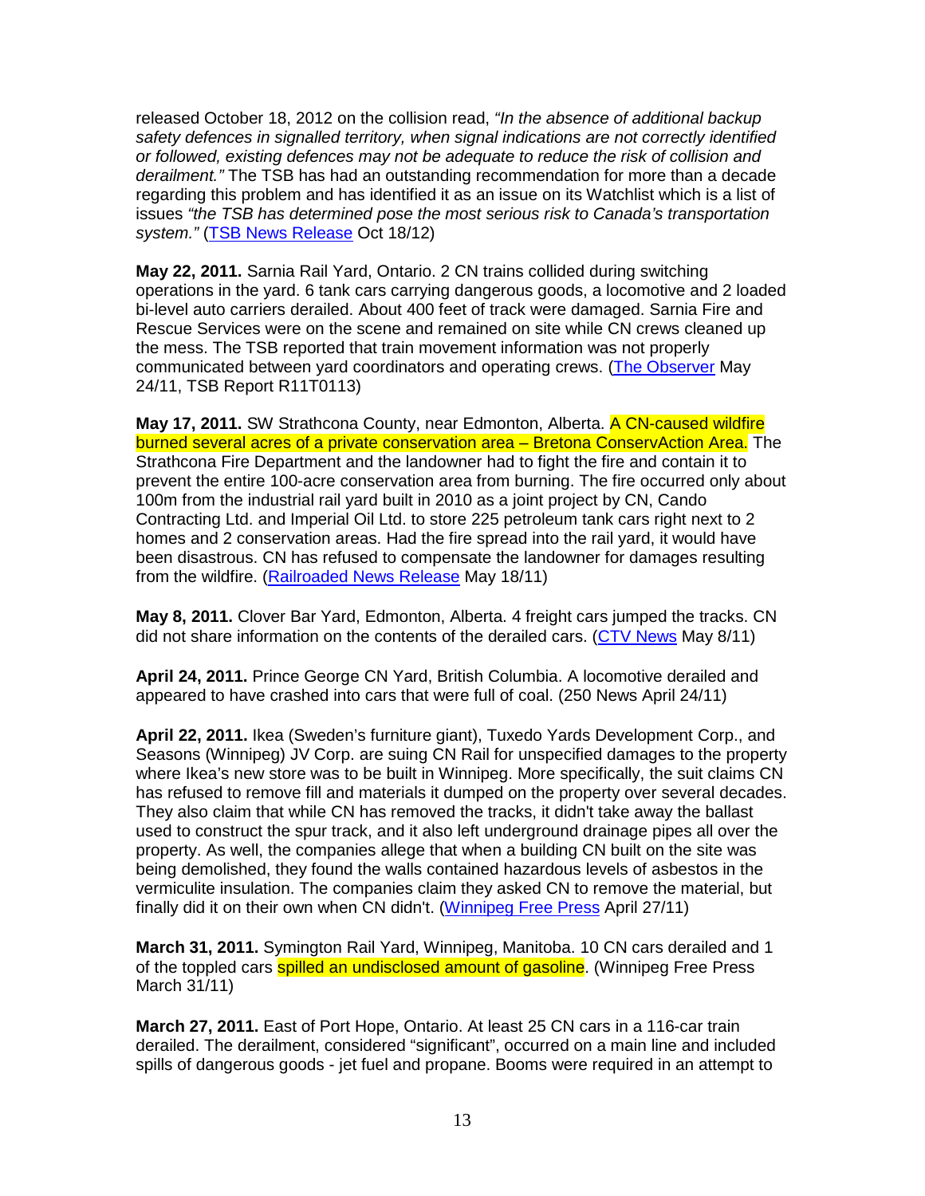released October 18, 2012 on the collision read, *"In the absence of additional backup safety defences in signalled territory, when signal indications are not correctly identified or followed, existing defences may not be adequate to reduce the risk of collision and derailment."* The TSB has had an outstanding recommendation for more than a decade regarding this problem and has identified it as an issue on its Watchlist which is a list of issues *"the TSB has determined pose the most serious risk to Canada's transportation system."* (TSB News Release Oct 18/12)

**May 22, 2011.** Sarnia Rail Yard, Ontario. 2 CN trains collided during switching operations in the yard. 6 tank cars carrying dangerous goods, a locomotive and 2 loaded bi-level auto carriers derailed. About 400 feet of track were damaged. Sarnia Fire and Rescue Services were on the scene and remained on site while CN crews cleaned up the mess. The TSB reported that train movement information was not properly communicated between yard coordinators and operating crews. (The Observer May 24/11, TSB Report R11T0113)

**May 17, 2011.** SW Strathcona County, near Edmonton, Alberta. A CN-caused wildfire burned several acres of a private conservation area – Bretona ConservAction Area. The Strathcona Fire Department and the landowner had to fight the fire and contain it to prevent the entire 100-acre conservation area from burning. The fire occurred only about 100m from the industrial rail yard built in 2010 as a joint project by CN, Cando Contracting Ltd. and Imperial Oil Ltd. to store 225 petroleum tank cars right next to 2 homes and 2 conservation areas. Had the fire spread into the rail yard, it would have been disastrous. CN has refused to compensate the landowner for damages resulting from the wildfire. (Railroaded News Release May 18/11)

**May 8, 2011.** Clover Bar Yard, Edmonton, Alberta. 4 freight cars jumped the tracks. CN did not share information on the contents of the derailed cars. (CTV News May 8/11)

**April 24, 2011.** Prince George CN Yard, British Columbia. A locomotive derailed and appeared to have crashed into cars that were full of coal. (250 News April 24/11)

**April 22, 2011.** Ikea (Sweden's furniture giant), Tuxedo Yards Development Corp., and Seasons (Winnipeg) JV Corp. are suing CN Rail for unspecified damages to the property where Ikea's new store was to be built in Winnipeg. More specifically, the suit claims CN has refused to remove fill and materials it dumped on the property over several decades. They also claim that while CN has removed the tracks, it didn't take away the ballast used to construct the spur track, and it also left underground drainage pipes all over the property. As well, the companies allege that when a building CN built on the site was being demolished, they found the walls contained hazardous levels of asbestos in the vermiculite insulation. The companies claim they asked CN to remove the material, but finally did it on their own when CN didn't. (Winnipeg Free Press April 27/11)

**March 31, 2011.** Symington Rail Yard, Winnipeg, Manitoba. 10 CN cars derailed and 1 of the toppled cars spilled an undisclosed amount of gasoline. (Winnipeg Free Press March 31/11)

**March 27, 2011.** East of Port Hope, Ontario. At least 25 CN cars in a 116-car train derailed. The derailment, considered "significant", occurred on a main line and included spills of dangerous goods - jet fuel and propane. Booms were required in an attempt to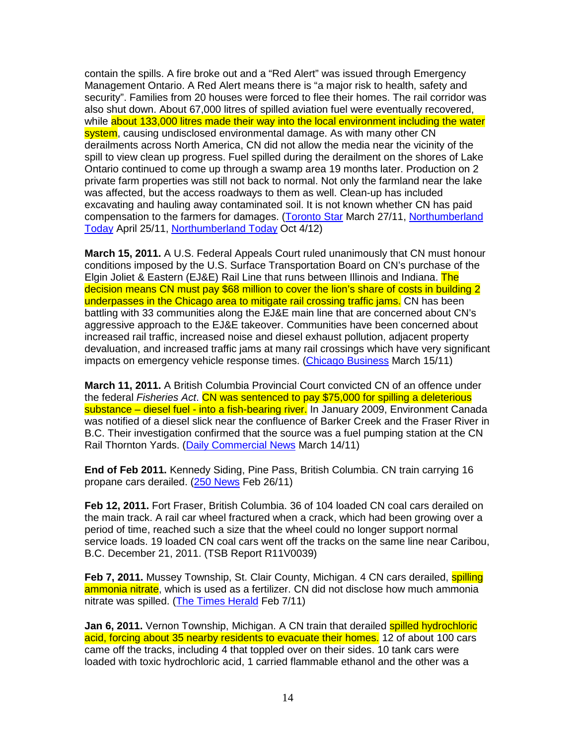contain the spills. A fire broke out and a "Red Alert" was issued through Emergency Management Ontario. A Red Alert means there is "a major risk to health, safety and security". Families from 20 houses were forced to flee their homes. The rail corridor was also shut down. About 67,000 litres of spilled aviation fuel were eventually recovered, while about 133,000 litres made their way into the local environment including the water system, causing undisclosed environmental damage. As with many other CN derailments across North America, CN did not allow the media near the vicinity of the spill to view clean up progress. Fuel spilled during the derailment on the shores of Lake Ontario continued to come up through a swamp area 19 months later. Production on 2 private farm properties was still not back to normal. Not only the farmland near the lake was affected, but the access roadways to them as well. Clean-up has included excavating and hauling away contaminated soil. It is not known whether CN has paid compensation to the farmers for damages. (Toronto Star March 27/11, Northumberland Today April 25/11, Northumberland Today Oct 4/12)

**March 15, 2011.** A U.S. Federal Appeals Court ruled unanimously that CN must honour conditions imposed by the U.S. Surface Transportation Board on CN's purchase of the Elgin Joliet & Eastern (EJ&E) Rail Line that runs between Illinois and Indiana. The decision means CN must pay $68 million to cover the lion's share of costs in building 2 underpasses in the Chicago area to mitigate rail crossing traffic jams. CN has been battling with 33 communities along the EJ&E main line that are concerned about CN's aggressive approach to the EJ&E takeover. Communities have been concerned about increased rail traffic, increased noise and diesel exhaust pollution, adjacent property devaluation, and increased traffic jams at many rail crossings which have very significant impacts on emergency vehicle response times. (Chicago Business March 15/11)

**March 11, 2011.** A British Columbia Provincial Court convicted CN of an offence under the federal *Fisheries Act*. CN was sentenced to pay $75,000 for spilling a deleterious substance – diesel fuel - into a fish-bearing river. In January 2009, Environment Canada was notified of a diesel slick near the confluence of Barker Creek and the Fraser River in B.C. Their investigation confirmed that the source was a fuel pumping station at the CN Rail Thornton Yards. (Daily Commercial News March 14/11)

**End of Feb 2011.** Kennedy Siding, Pine Pass, British Columbia. CN train carrying 16 propane cars derailed. (250 News Feb 26/11)

**Feb 12, 2011.** Fort Fraser, British Columbia. 36 of 104 loaded CN coal cars derailed on the main track. A rail car wheel fractured when a crack, which had been growing over a period of time, reached such a size that the wheel could no longer support normal service loads. 19 loaded CN coal cars went off the tracks on the same line near Caribou, B.C. December 21, 2011. (TSB Report R11V0039)

**Feb 7, 2011.** Mussey Township, St. Clair County, Michigan. 4 CN cars derailed, spilling ammonia nitrate, which is used as a fertilizer. CN did not disclose how much ammonia nitrate was spilled. (The Times Herald Feb 7/11)

**Jan 6, 2011.** Vernon Township, Michigan. A CN train that derailed spilled hydrochloric acid, forcing about 35 nearby residents to evacuate their homes. 12 of about 100 cars came off the tracks, including 4 that toppled over on their sides. 10 tank cars were loaded with toxic hydrochloric acid, 1 carried flammable ethanol and the other was a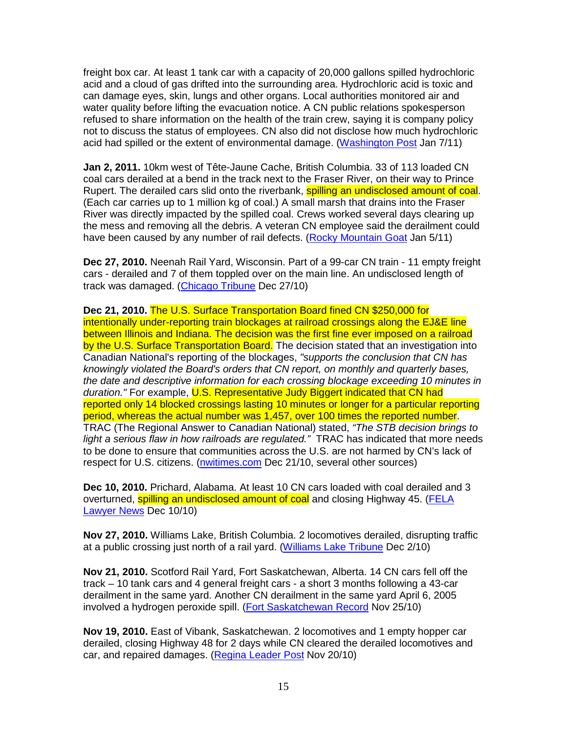freight box car. At least 1 tank car with a capacity of 20,000 gallons spilled hydrochloric acid and a cloud of gas drifted into the surrounding area. Hydrochloric acid is toxic and can damage eyes, skin, lungs and other organs. Local authorities monitored air and water quality before lifting the evacuation notice. A CN public relations spokesperson refused to share information on the health of the train crew, saying it is company policy not to discuss the status of employees. CN also did not disclose how much hydrochloric acid had spilled or the extent of environmental damage. (Washington Post Jan 7/11)

**Jan 2, 2011.** 10km west of Tête-Jaune Cache, British Columbia. 33 of 113 loaded CN coal cars derailed at a bend in the track next to the Fraser River, on their way to Prince Rupert. The derailed cars slid onto the riverbank, spilling an undisclosed amount of coal. (Each car carries up to 1 million kg of coal.) A small marsh that drains into the Fraser River was directly impacted by the spilled coal. Crews worked several days clearing up the mess and removing all the debris. A veteran CN employee said the derailment could have been caused by any number of rail defects. (Rocky Mountain Goat Jan 5/11)

**Dec 27, 2010.** Neenah Rail Yard, Wisconsin. Part of a 99-car CN train - 11 empty freight cars - derailed and 7 of them toppled over on the main line. An undisclosed length of track was damaged. (Chicago Tribune Dec 27/10)

**Dec 21, 2010.** The U.S. Surface Transportation Board fined CN $250,000 for intentionally under-reporting train blockages at railroad crossings along the EJ&E line between Illinois and Indiana. The decision was the first fine ever imposed on a railroad by the U.S. Surface Transportation Board. The decision stated that an investigation into Canadian National's reporting of the blockages, *"supports the conclusion that CN has knowingly violated the Board's orders that CN report, on monthly and quarterly bases, the date and descriptive information for each crossing blockage exceeding 10 minutes in duration."* For example, U.S. Representative Judy Biggert indicated that CN had reported only 14 blocked crossings lasting 10 minutes or longer for a particular reporting period, whereas the actual number was 1,457, over 100 times the reported number. TRAC (The Regional Answer to Canadian National) stated, *"The STB decision brings to light a serious flaw in how railroads are regulated."* TRAC has indicated that more needs to be done to ensure that communities across the U.S. are not harmed by CN's lack of respect for U.S. citizens. (nwitimes.com Dec 21/10, several other sources)

**Dec 10, 2010.** Prichard, Alabama. At least 10 CN cars loaded with coal derailed and 3 overturned, spilling an undisclosed amount of coal and closing Highway 45. (FELA Lawyer News Dec 10/10)

**Nov 27, 2010.** Williams Lake, British Columbia. 2 locomotives derailed, disrupting traffic at a public crossing just north of a rail yard. (Williams Lake Tribune Dec 2/10)

**Nov 21, 2010.** Scotford Rail Yard, Fort Saskatchewan, Alberta. 14 CN cars fell off the track – 10 tank cars and 4 general freight cars - a short 3 months following a 43-car derailment in the same yard. Another CN derailment in the same yard April 6, 2005 involved a hydrogen peroxide spill. (Fort Saskatchewan Record Nov 25/10)

**Nov 19, 2010.** East of Vibank, Saskatchewan. 2 locomotives and 1 empty hopper car derailed, closing Highway 48 for 2 days while CN cleared the derailed locomotives and car, and repaired damages. (Regina Leader Post Nov 20/10)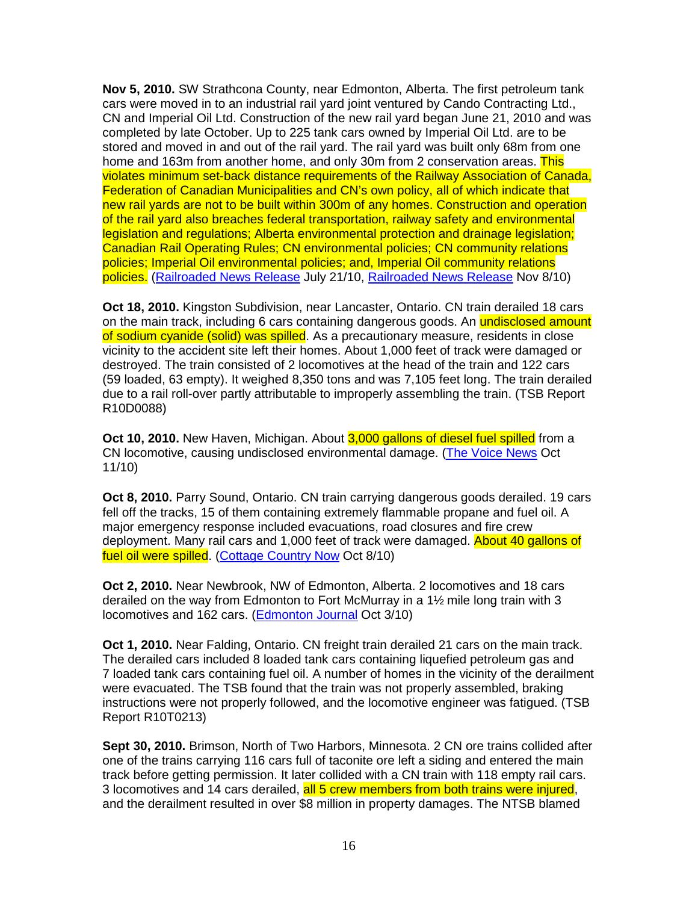**Nov 5, 2010.** SW Strathcona County, near Edmonton, Alberta. The first petroleum tank cars were moved in to an industrial rail yard joint ventured by Cando Contracting Ltd., CN and Imperial Oil Ltd. Construction of the new rail yard began June 21, 2010 and was completed by late October. Up to 225 tank cars owned by Imperial Oil Ltd. are to be stored and moved in and out of the rail yard. The rail yard was built only 68m from one home and 163m from another home, and only 30m from 2 conservation areas. This violates minimum set-back distance requirements of the Railway Association of Canada, Federation of Canadian Municipalities and CN's own policy, all of which indicate that new rail yards are not to be built within 300m of any homes. Construction and operation of the rail yard also breaches federal transportation, railway safety and environmental legislation and regulations; Alberta environmental protection and drainage legislation; Canadian Rail Operating Rules; CN environmental policies; CN community relations policies; Imperial Oil environmental policies; and, Imperial Oil community relations policies. (Railroaded News Release July 21/10, Railroaded News Release Nov 8/10)

**Oct 18, 2010.** Kingston Subdivision, near Lancaster, Ontario. CN train derailed 18 cars on the main track, including 6 cars containing dangerous goods. An undisclosed amount of sodium cyanide (solid) was spilled. As a precautionary measure, residents in close vicinity to the accident site left their homes. About 1,000 feet of track were damaged or destroyed. The train consisted of 2 locomotives at the head of the train and 122 cars (59 loaded, 63 empty). It weighed 8,350 tons and was 7,105 feet long. The train derailed due to a rail roll-over partly attributable to improperly assembling the train. (TSB Report R10D0088)

**Oct 10, 2010.** New Haven, Michigan. About 3,000 gallons of diesel fuel spilled from a CN locomotive, causing undisclosed environmental damage. (The Voice News Oct 11/10)

**Oct 8, 2010.** Parry Sound, Ontario. CN train carrying dangerous goods derailed. 19 cars fell off the tracks, 15 of them containing extremely flammable propane and fuel oil. A major emergency response included evacuations, road closures and fire crew deployment. Many rail cars and 1,000 feet of track were damaged. About 40 gallons of fuel oil were spilled. (Cottage Country Now Oct 8/10)

**Oct 2, 2010.** Near Newbrook, NW of Edmonton, Alberta. 2 locomotives and 18 cars derailed on the way from Edmonton to Fort McMurray in a 1½ mile long train with 3 locomotives and 162 cars. (Edmonton Journal Oct 3/10)

**Oct 1, 2010.** Near Falding, Ontario. CN freight train derailed 21 cars on the main track. The derailed cars included 8 loaded tank cars containing liquefied petroleum gas and 7 loaded tank cars containing fuel oil. A number of homes in the vicinity of the derailment were evacuated. The TSB found that the train was not properly assembled, braking instructions were not properly followed, and the locomotive engineer was fatigued. (TSB Report R10T0213)

**Sept 30, 2010.** Brimson, North of Two Harbors, Minnesota. 2 CN ore trains collided after one of the trains carrying 116 cars full of taconite ore left a siding and entered the main track before getting permission. It later collided with a CN train with 118 empty rail cars. 3 locomotives and 14 cars derailed, all 5 crew members from both trains were injured, and the derailment resulted in over $8 million in property damages. The NTSB blamed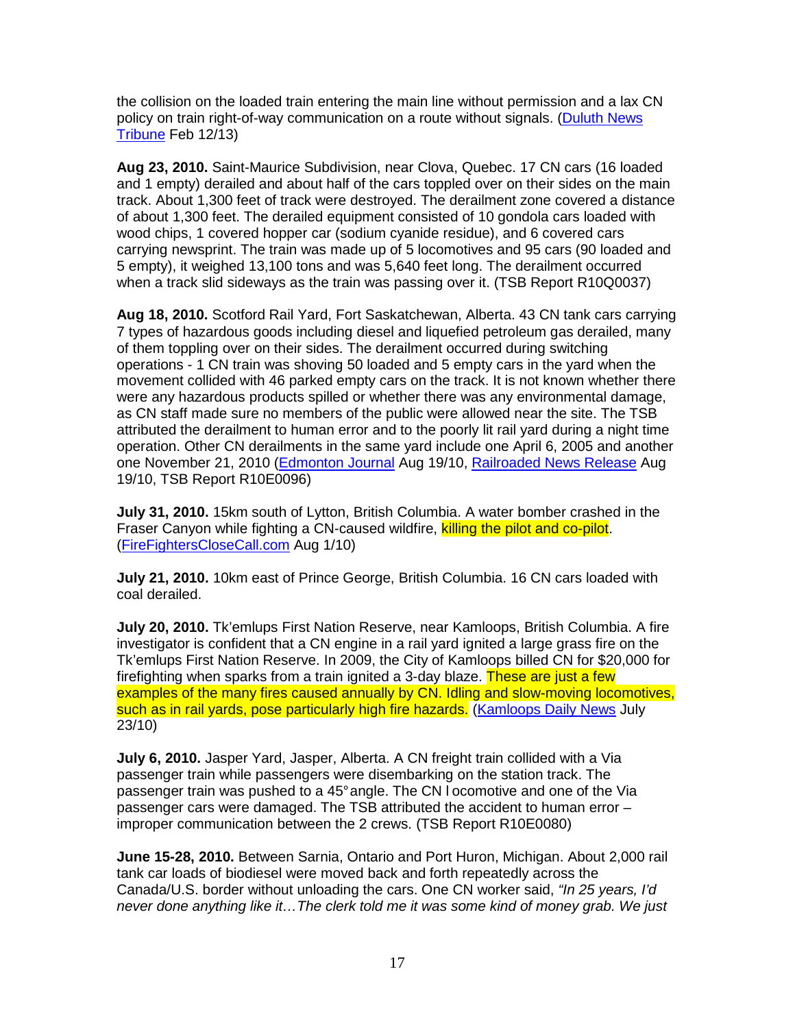the collision on the loaded train entering the main line without permission and a lax CN policy on train right-of-way communication on a route without signals. (Duluth News Tribune Feb 12/13)

**Aug 23, 2010.** Saint-Maurice Subdivision, near Clova, Quebec. 17 CN cars (16 loaded and 1 empty) derailed and about half of the cars toppled over on their sides on the main track. About 1,300 feet of track were destroyed. The derailment zone covered a distance of about 1,300 feet. The derailed equipment consisted of 10 gondola cars loaded with wood chips, 1 covered hopper car (sodium cyanide residue), and 6 covered cars carrying newsprint. The train was made up of 5 locomotives and 95 cars (90 loaded and 5 empty), it weighed 13,100 tons and was 5,640 feet long. The derailment occurred when a track slid sideways as the train was passing over it. (TSB Report R10Q0037)

**Aug 18, 2010.** Scotford Rail Yard, Fort Saskatchewan, Alberta. 43 CN tank cars carrying 7 types of hazardous goods including diesel and liquefied petroleum gas derailed, many of them toppling over on their sides. The derailment occurred during switching operations - 1 CN train was shoving 50 loaded and 5 empty cars in the yard when the movement collided with 46 parked empty cars on the track. It is not known whether there were any hazardous products spilled or whether there was any environmental damage, as CN staff made sure no members of the public were allowed near the site. The TSB attributed the derailment to human error and to the poorly lit rail yard during a night time operation. Other CN derailments in the same yard include one April 6, 2005 and another one November 21, 2010 (Edmonton Journal Aug 19/10, Railroaded News Release Aug 19/10, TSB Report R10E0096)

**July 31, 2010.** 15km south of Lytton, British Columbia. A water bomber crashed in the Fraser Canyon while fighting a CN-caused wildfire, killing the pilot and co-pilot. (FireFightersCloseCall.com Aug 1/10)

**July 21, 2010.** 10km east of Prince George, British Columbia. 16 CN cars loaded with coal derailed.

**July 20, 2010.** Tk'emlups First Nation Reserve, near Kamloops, British Columbia. A fire investigator is confident that a CN engine in a rail yard ignited a large grass fire on the Tk'emlups First Nation Reserve. In 2009, the City of Kamloops billed CN for $20,000 for firefighting when sparks from a train ignited a 3-day blaze. These are just a few examples of the many fires caused annually by CN. Idling and slow-moving locomotives, such as in rail yards, pose particularly high fire hazards. (Kamloops Daily News July 23/10)

**July 6, 2010.** Jasper Yard, Jasper, Alberta. A CN freight train collided with a Via passenger train while passengers were disembarking on the station track. The passenger train was pushed to a 45° angle. The CN locomotive and one of the Via passenger cars were damaged. The TSB attributed the accident to human error – improper communication between the 2 crews. (TSB Report R10E0080)

**June 15-28, 2010.** Between Sarnia, Ontario and Port Huron, Michigan. About 2,000 rail tank car loads of biodiesel were moved back and forth repeatedly across the Canada/U.S. border without unloading the cars. One CN worker said, *"In 25 years, I'd never done anything like it…The clerk told me it was some kind of money grab. We just*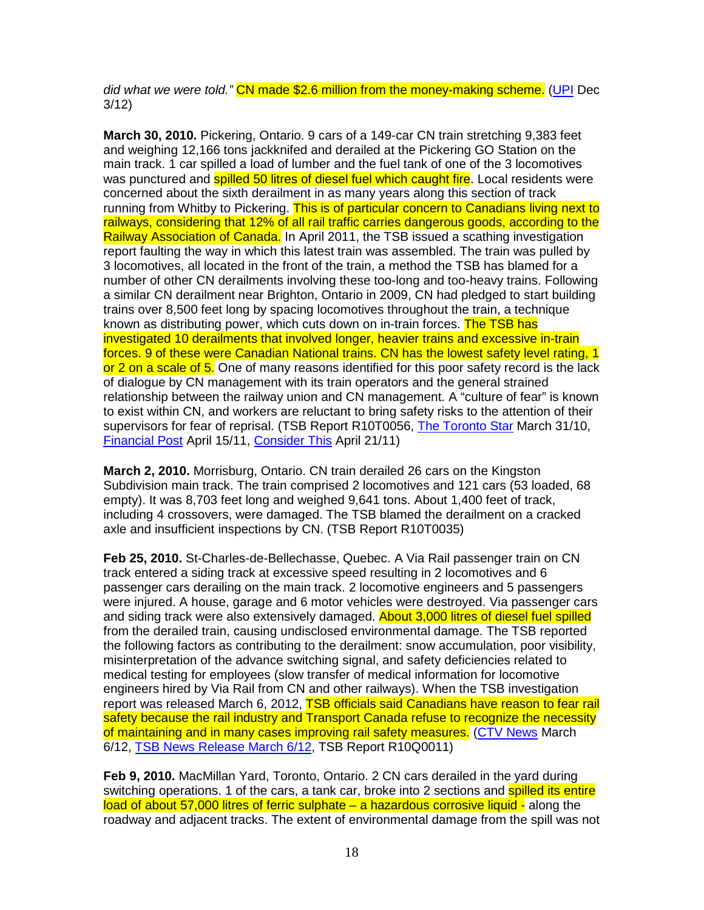*did what we were told."* CN made $2.6 million from the money-making scheme. (UPI Dec 3/12)

**March 30, 2010.** Pickering, Ontario. 9 cars of a 149-car CN train stretching 9,383 feet and weighing 12,166 tons jackknifed and derailed at the Pickering GO Station on the main track. 1 car spilled a load of lumber and the fuel tank of one of the 3 locomotives was punctured and spilled 50 litres of diesel fuel which caught fire. Local residents were concerned about the sixth derailment in as many years along this section of track running from Whitby to Pickering. This is of particular concern to Canadians living next to railways, considering that 12% of all rail traffic carries dangerous goods, according to the Railway Association of Canada. In April 2011, the TSB issued a scathing investigation report faulting the way in which this latest train was assembled. The train was pulled by 3 locomotives, all located in the front of the train, a method the TSB has blamed for a number of other CN derailments involving these too-long and too-heavy trains. Following a similar CN derailment near Brighton, Ontario in 2009, CN had pledged to start building trains over 8,500 feet long by spacing locomotives throughout the train, a technique known as distributing power, which cuts down on in-train forces. The TSB has investigated 10 derailments that involved longer, heavier trains and excessive in-train forces. 9 of these were Canadian National trains. CN has the lowest safety level rating, 1 or 2 on a scale of 5. One of many reasons identified for this poor safety record is the lack of dialogue by CN management with its train operators and the general strained relationship between the railway union and CN management. A "culture of fear" is known to exist within CN, and workers are reluctant to bring safety risks to the attention of their supervisors for fear of reprisal. (TSB Report R10T0056, The Toronto Star March 31/10, Financial Post April 15/11, Consider This April 21/11)

**March 2, 2010.** Morrisburg, Ontario. CN train derailed 26 cars on the Kingston Subdivision main track. The train comprised 2 locomotives and 121 cars (53 loaded, 68 empty). It was 8,703 feet long and weighed 9,641 tons. About 1,400 feet of track, including 4 crossovers, were damaged. The TSB blamed the derailment on a cracked axle and insufficient inspections by CN. (TSB Report R10T0035)

**Feb 25, 2010.** St-Charles-de-Bellechasse, Quebec. A Via Rail passenger train on CN track entered a siding track at excessive speed resulting in 2 locomotives and 6 passenger cars derailing on the main track. 2 locomotive engineers and 5 passengers were injured. A house, garage and 6 motor vehicles were destroyed. Via passenger cars and siding track were also extensively damaged. About 3,000 litres of diesel fuel spilled from the derailed train, causing undisclosed environmental damage. The TSB reported the following factors as contributing to the derailment: snow accumulation, poor visibility, misinterpretation of the advance switching signal, and safety deficiencies related to medical testing for employees (slow transfer of medical information for locomotive engineers hired by Via Rail from CN and other railways). When the TSB investigation report was released March 6, 2012, TSB officials said Canadians have reason to fear rail safety because the rail industry and Transport Canada refuse to recognize the necessity of maintaining and in many cases improving rail safety measures. (CTV News March 6/12, TSB News Release March 6/12, TSB Report R10Q0011)

**Feb 9, 2010.** MacMillan Yard, Toronto, Ontario. 2 CN cars derailed in the yard during switching operations. 1 of the cars, a tank car, broke into 2 sections and spilled its entire load of about 57,000 litres of ferric sulphate – a hazardous corrosive liquid - along the roadway and adjacent tracks. The extent of environmental damage from the spill was not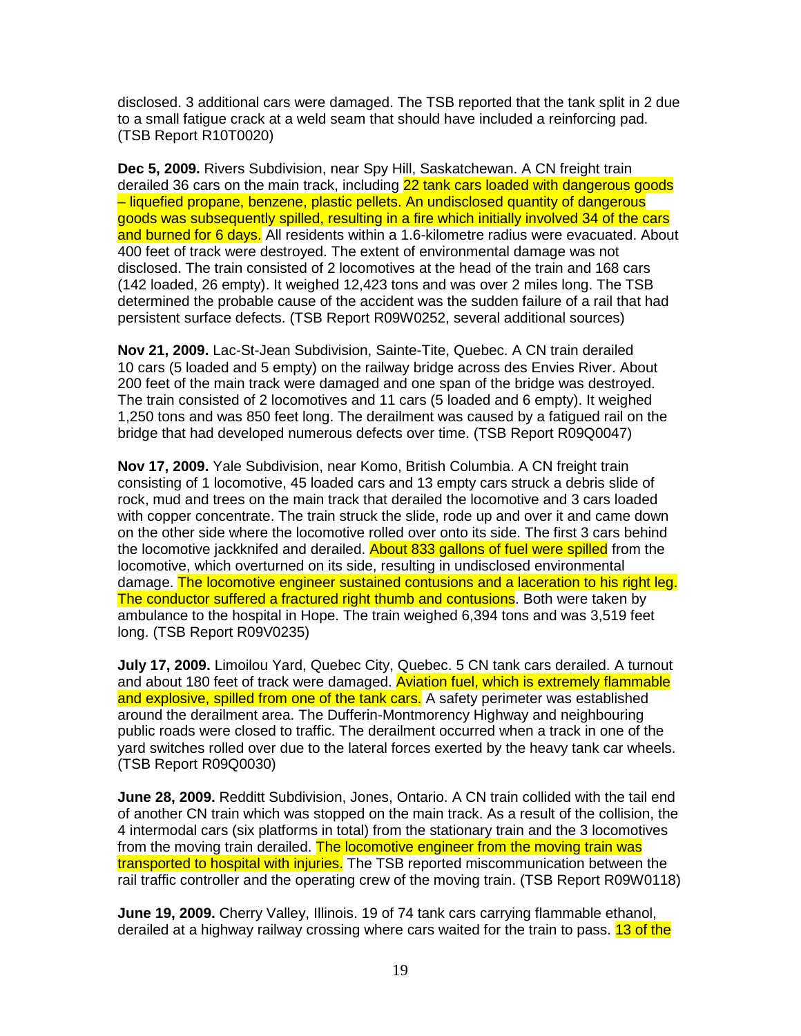disclosed. 3 additional cars were damaged. The TSB reported that the tank split in 2 due to a small fatigue crack at a weld seam that should have included a reinforcing pad. (TSB Report R10T0020)

**Dec 5, 2009.** Rivers Subdivision, near Spy Hill, Saskatchewan. A CN freight train derailed 36 cars on the main track, including 22 tank cars loaded with dangerous goods – liquefied propane, benzene, plastic pellets. An undisclosed quantity of dangerous goods was subsequently spilled, resulting in a fire which initially involved 34 of the cars and burned for 6 days. All residents within a 1.6-kilometre radius were evacuated. About 400 feet of track were destroyed. The extent of environmental damage was not disclosed. The train consisted of 2 locomotives at the head of the train and 168 cars (142 loaded, 26 empty). It weighed 12,423 tons and was over 2 miles long. The TSB determined the probable cause of the accident was the sudden failure of a rail that had persistent surface defects. (TSB Report R09W0252, several additional sources)

**Nov 21, 2009.** Lac-St-Jean Subdivision, Sainte-Tite, Quebec. A CN train derailed 10 cars (5 loaded and 5 empty) on the railway bridge across des Envies River. About 200 feet of the main track were damaged and one span of the bridge was destroyed. The train consisted of 2 locomotives and 11 cars (5 loaded and 6 empty). It weighed 1,250 tons and was 850 feet long. The derailment was caused by a fatigued rail on the bridge that had developed numerous defects over time. (TSB Report R09Q0047)

**Nov 17, 2009.** Yale Subdivision, near Komo, British Columbia. A CN freight train consisting of 1 locomotive, 45 loaded cars and 13 empty cars struck a debris slide of rock, mud and trees on the main track that derailed the locomotive and 3 cars loaded with copper concentrate. The train struck the slide, rode up and over it and came down on the other side where the locomotive rolled over onto its side. The first 3 cars behind the locomotive jackknifed and derailed. About 833 gallons of fuel were spilled from the locomotive, which overturned on its side, resulting in undisclosed environmental damage. The locomotive engineer sustained contusions and a laceration to his right leg. The conductor suffered a fractured right thumb and contusions. Both were taken by ambulance to the hospital in Hope. The train weighed 6,394 tons and was 3,519 feet long. (TSB Report R09V0235)

**July 17, 2009.** Limoilou Yard, Quebec City, Quebec. 5 CN tank cars derailed. A turnout and about 180 feet of track were damaged. Aviation fuel, which is extremely flammable and explosive, spilled from one of the tank cars. A safety perimeter was established around the derailment area. The Dufferin-Montmorency Highway and neighbouring public roads were closed to traffic. The derailment occurred when a track in one of the yard switches rolled over due to the lateral forces exerted by the heavy tank car wheels. (TSB Report R09Q0030)

**June 28, 2009.** Redditt Subdivision, Jones, Ontario. A CN train collided with the tail end of another CN train which was stopped on the main track. As a result of the collision, the 4 intermodal cars (six platforms in total) from the stationary train and the 3 locomotives from the moving train derailed. The locomotive engineer from the moving train was transported to hospital with injuries. The TSB reported miscommunication between the rail traffic controller and the operating crew of the moving train. (TSB Report R09W0118)

**June 19, 2009.** Cherry Valley, Illinois. 19 of 74 tank cars carrying flammable ethanol, derailed at a highway railway crossing where cars waited for the train to pass. 13 of the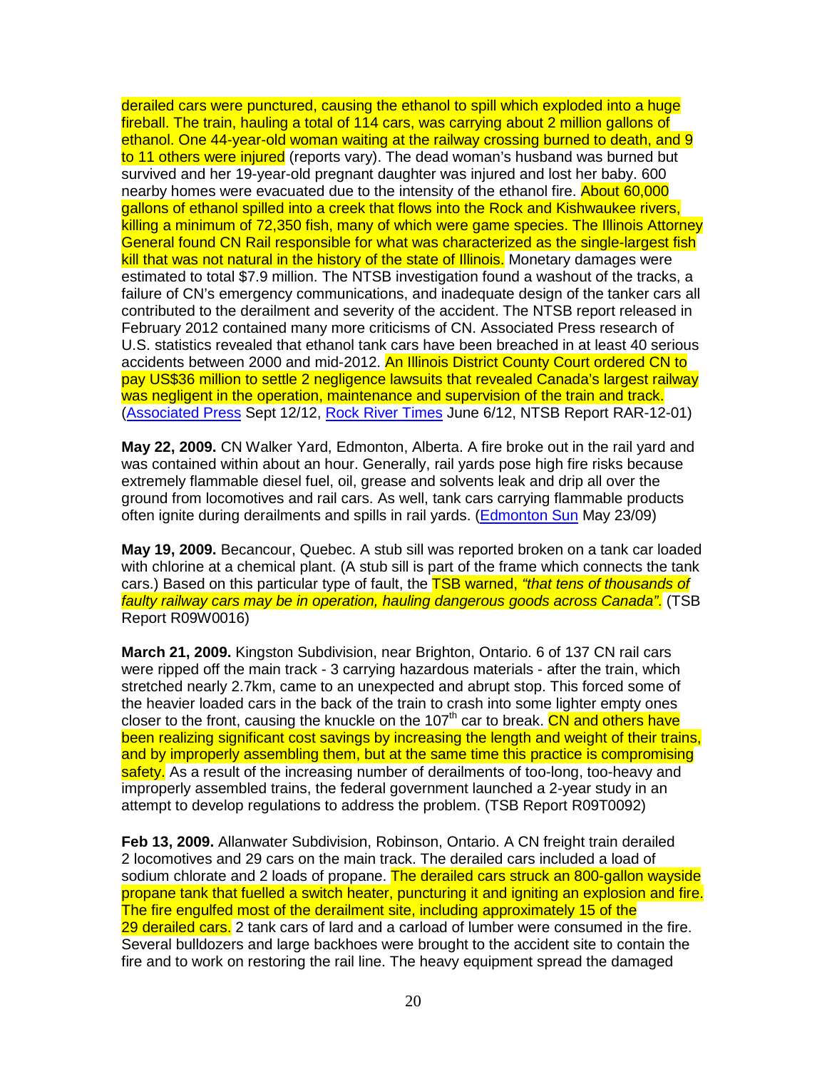derailed cars were punctured, causing the ethanol to spill which exploded into a huge fireball. The train, hauling a total of 114 cars, was carrying about 2 million gallons of ethanol. One 44-year-old woman waiting at the railway crossing burned to death, and 9 to 11 others were injured (reports vary). The dead woman's husband was burned but survived and her 19-year-old pregnant daughter was injured and lost her baby. 600 nearby homes were evacuated due to the intensity of the ethanol fire. About 60,000 gallons of ethanol spilled into a creek that flows into the Rock and Kishwaukee rivers, killing a minimum of 72,350 fish, many of which were game species. The Illinois Attorney General found CN Rail responsible for what was characterized as the single-largest fish kill that was not natural in the history of the state of Illinois. Monetary damages were estimated to total $7.9 million. The NTSB investigation found a washout of the tracks, a failure of CN's emergency communications, and inadequate design of the tanker cars all contributed to the derailment and severity of the accident. The NTSB report released in February 2012 contained many more criticisms of CN. Associated Press research of U.S. statistics revealed that ethanol tank cars have been breached in at least 40 serious accidents between 2000 and mid-2012. An Illinois District County Court ordered CN to pay US$36 million to settle 2 negligence lawsuits that revealed Canada's largest railway was negligent in the operation, maintenance and supervision of the train and track. (Associated Press Sept 12/12, Rock River Times June 6/12, NTSB Report RAR-12-01)

**May 22, 2009.** CN Walker Yard, Edmonton, Alberta. A fire broke out in the rail yard and was contained within about an hour. Generally, rail yards pose high fire risks because extremely flammable diesel fuel, oil, grease and solvents leak and drip all over the ground from locomotives and rail cars. As well, tank cars carrying flammable products often ignite during derailments and spills in rail yards. (Edmonton Sun May 23/09)

**May 19, 2009.** Becancour, Quebec. A stub sill was reported broken on a tank car loaded with chlorine at a chemical plant. (A stub sill is part of the frame which connects the tank cars.) Based on this particular type of fault, the TSB warned, *"that tens of thousands of faulty railway cars may be in operation, hauling dangerous goods across Canada"*. (TSB Report R09W0016)

**March 21, 2009.** Kingston Subdivision, near Brighton, Ontario. 6 of 137 CN rail cars were ripped off the main track - 3 carrying hazardous materials - after the train, which stretched nearly 2.7km, came to an unexpected and abrupt stop. This forced some of the heavier loaded cars in the back of the train to crash into some lighter empty ones closer to the front, causing the knuckle on the 107th car to break. CN and others have been realizing significant cost savings by increasing the length and weight of their trains, and by improperly assembling them, but at the same time this practice is compromising safety. As a result of the increasing number of derailments of too-long, too-heavy and improperly assembled trains, the federal government launched a 2-year study in an attempt to develop regulations to address the problem. (TSB Report R09T0092)

**Feb 13, 2009.** Allanwater Subdivision, Robinson, Ontario. A CN freight train derailed 2 locomotives and 29 cars on the main track. The derailed cars included a load of sodium chlorate and 2 loads of propane. The derailed cars struck an 800-gallon wayside propane tank that fuelled a switch heater, puncturing it and igniting an explosion and fire. The fire engulfed most of the derailment site, including approximately 15 of the 29 derailed cars. 2 tank cars of lard and a carload of lumber were consumed in the fire. Several bulldozers and large backhoes were brought to the accident site to contain the fire and to work on restoring the rail line. The heavy equipment spread the damaged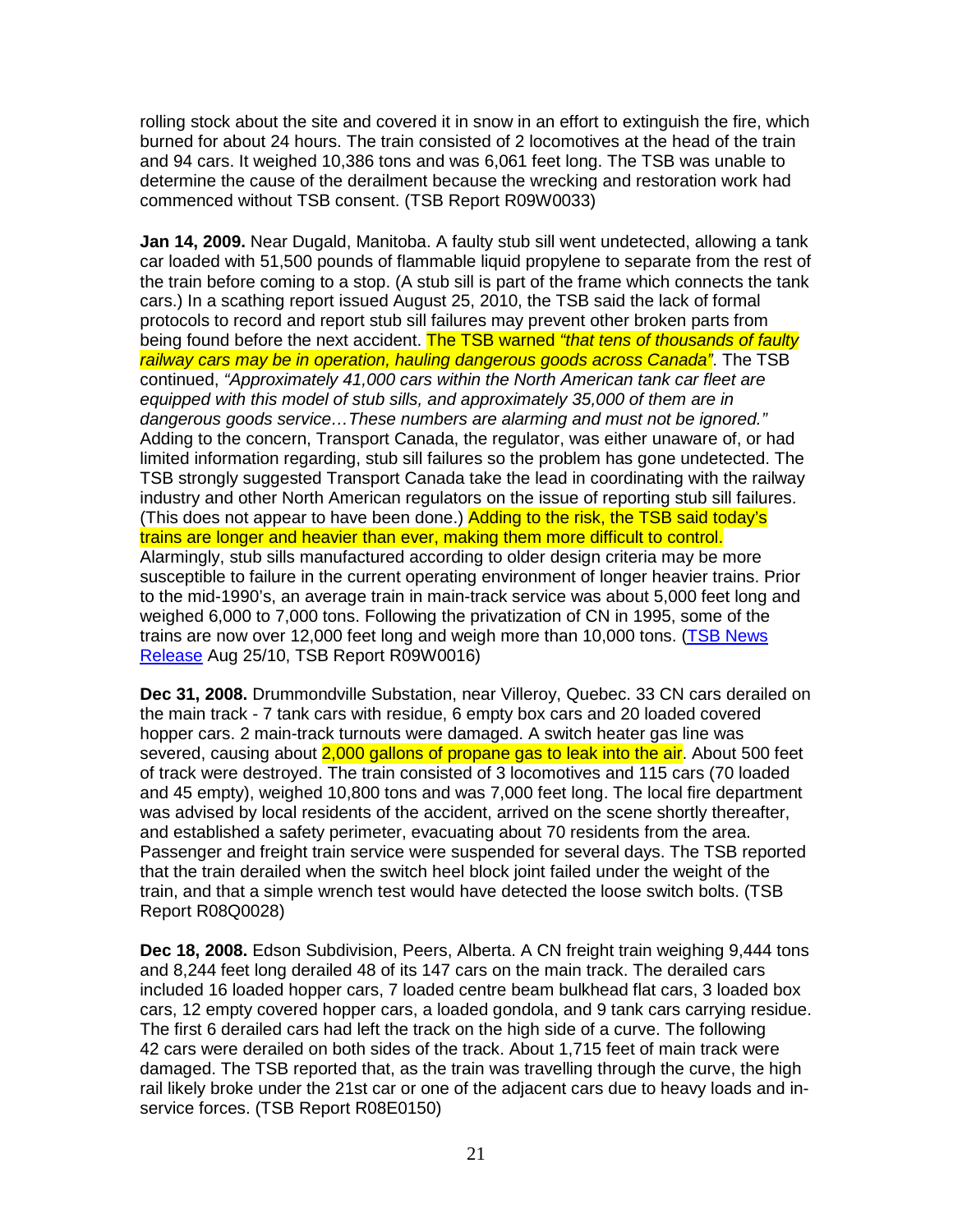rolling stock about the site and covered it in snow in an effort to extinguish the fire, which burned for about 24 hours. The train consisted of 2 locomotives at the head of the train and 94 cars. It weighed 10,386 tons and was 6,061 feet long. The TSB was unable to determine the cause of the derailment because the wrecking and restoration work had commenced without TSB consent. (TSB Report R09W0033)

**Jan 14, 2009.** Near Dugald, Manitoba. A faulty stub sill went undetected, allowing a tank car loaded with 51,500 pounds of flammable liquid propylene to separate from the rest of the train before coming to a stop. (A stub sill is part of the frame which connects the tank cars.) In a scathing report issued August 25, 2010, the TSB said the lack of formal protocols to record and report stub sill failures may prevent other broken parts from being found before the next accident. The TSB warned *"that tens of thousands of faulty railway cars may be in operation, hauling dangerous goods across Canada"*. The TSB continued, *"Approximately 41,000 cars within the North American tank car fleet are equipped with this model of stub sills, and approximately 35,000 of them are in dangerous goods service…These numbers are alarming and must not be ignored."* Adding to the concern, Transport Canada, the regulator, was either unaware of, or had limited information regarding, stub sill failures so the problem has gone undetected. The TSB strongly suggested Transport Canada take the lead in coordinating with the railway industry and other North American regulators on the issue of reporting stub sill failures. (This does not appear to have been done.) Adding to the risk, the TSB said today's trains are longer and heavier than ever, making them more difficult to control. Alarmingly, stub sills manufactured according to older design criteria may be more susceptible to failure in the current operating environment of longer heavier trains. Prior to the mid-1990's, an average train in main-track service was about 5,000 feet long and weighed 6,000 to 7,000 tons. Following the privatization of CN in 1995, some of the trains are now over 12,000 feet long and weigh more than 10,000 tons. (TSB News Release Aug 25/10, TSB Report R09W0016)

**Dec 31, 2008.** Drummondville Substation, near Villeroy, Quebec. 33 CN cars derailed on the main track - 7 tank cars with residue, 6 empty box cars and 20 loaded covered hopper cars. 2 main-track turnouts were damaged. A switch heater gas line was severed, causing about 2,000 gallons of propane gas to leak into the air. About 500 feet of track were destroyed. The train consisted of 3 locomotives and 115 cars (70 loaded and 45 empty), weighed 10,800 tons and was 7,000 feet long. The local fire department was advised by local residents of the accident, arrived on the scene shortly thereafter, and established a safety perimeter, evacuating about 70 residents from the area. Passenger and freight train service were suspended for several days. The TSB reported that the train derailed when the switch heel block joint failed under the weight of the train, and that a simple wrench test would have detected the loose switch bolts. (TSB Report R08Q0028)

**Dec 18, 2008.** Edson Subdivision, Peers, Alberta. A CN freight train weighing 9,444 tons and 8,244 feet long derailed 48 of its 147 cars on the main track. The derailed cars included 16 loaded hopper cars, 7 loaded centre beam bulkhead flat cars, 3 loaded box cars, 12 empty covered hopper cars, a loaded gondola, and 9 tank cars carrying residue. The first 6 derailed cars had left the track on the high side of a curve. The following 42 cars were derailed on both sides of the track. About 1,715 feet of main track were damaged. The TSB reported that, as the train was travelling through the curve, the high rail likely broke under the 21st car or one of the adjacent cars due to heavy loads and in-service forces. (TSB Report R08E0150)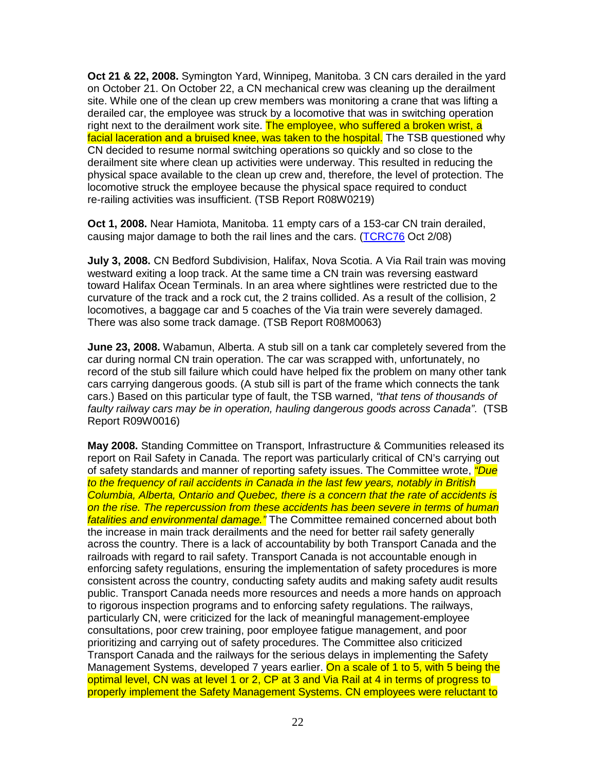**Oct 21 & 22, 2008.** Symington Yard, Winnipeg, Manitoba. 3 CN cars derailed in the yard on October 21. On October 22, a CN mechanical crew was cleaning up the derailment site. While one of the clean up crew members was monitoring a crane that was lifting a derailed car, the employee was struck by a locomotive that was in switching operation right next to the derailment work site. The employee, who suffered a broken wrist, a facial laceration and a bruised knee, was taken to the hospital. The TSB questioned why CN decided to resume normal switching operations so quickly and so close to the derailment site where clean up activities were underway. This resulted in reducing the physical space available to the clean up crew and, therefore, the level of protection. The locomotive struck the employee because the physical space required to conduct re-railing activities was insufficient. (TSB Report R08W0219)

**Oct 1, 2008.** Near Hamiota, Manitoba. 11 empty cars of a 153-car CN train derailed, causing major damage to both the rail lines and the cars. (TCRC76 Oct 2/08)

**July 3, 2008.** CN Bedford Subdivision, Halifax, Nova Scotia. A Via Rail train was moving westward exiting a loop track. At the same time a CN train was reversing eastward toward Halifax Ocean Terminals. In an area where sightlines were restricted due to the curvature of the track and a rock cut, the 2 trains collided. As a result of the collision, 2 locomotives, a baggage car and 5 coaches of the Via train were severely damaged. There was also some track damage. (TSB Report R08M0063)

**June 23, 2008.** Wabamun, Alberta. A stub sill on a tank car completely severed from the car during normal CN train operation. The car was scrapped with, unfortunately, no record of the stub sill failure which could have helped fix the problem on many other tank cars carrying dangerous goods. (A stub sill is part of the frame which connects the tank cars.) Based on this particular type of fault, the TSB warned, *"that tens of thousands of faulty railway cars may be in operation, hauling dangerous goods across Canada"*. (TSB Report R09W0016)

**May 2008.** Standing Committee on Transport, Infrastructure & Communities released its report on Rail Safety in Canada. The report was particularly critical of CN's carrying out of safety standards and manner of reporting safety issues. The Committee wrote, *"Due to the frequency of rail accidents in Canada in the last few years, notably in British Columbia, Alberta, Ontario and Quebec, there is a concern that the rate of accidents is on the rise. The repercussion from these accidents has been severe in terms of human fatalities and environmental damage."* The Committee remained concerned about both the increase in main track derailments and the need for better rail safety generally across the country. There is a lack of accountability by both Transport Canada and the railroads with regard to rail safety. Transport Canada is not accountable enough in enforcing safety regulations, ensuring the implementation of safety procedures is more consistent across the country, conducting safety audits and making safety audit results public. Transport Canada needs more resources and needs a more hands on approach to rigorous inspection programs and to enforcing safety regulations. The railways, particularly CN, were criticized for the lack of meaningful management-employee consultations, poor crew training, poor employee fatigue management, and poor prioritizing and carrying out of safety procedures. The Committee also criticized Transport Canada and the railways for the serious delays in implementing the Safety Management Systems, developed 7 years earlier. On a scale of 1 to 5, with 5 being the optimal level, CN was at level 1 or 2, CP at 3 and Via Rail at 4 in terms of progress to properly implement the Safety Management Systems. CN employees were reluctant to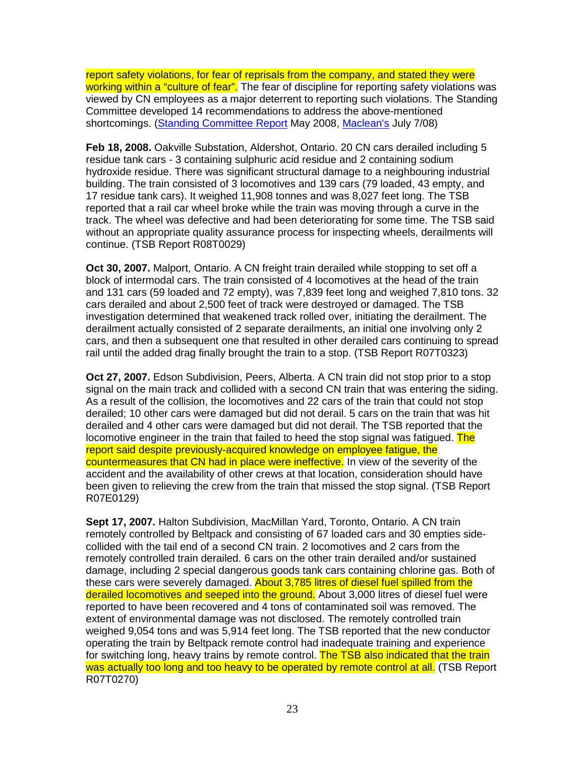report safety violations, for fear of reprisals from the company, and stated they were working within a "culture of fear". The fear of discipline for reporting safety violations was viewed by CN employees as a major deterrent to reporting such violations. The Standing Committee developed 14 recommendations to address the above-mentioned shortcomings. (Standing Committee Report May 2008, Maclean's July 7/08)

**Feb 18, 2008.** Oakville Substation, Aldershot, Ontario. 20 CN cars derailed including 5 residue tank cars - 3 containing sulphuric acid residue and 2 containing sodium hydroxide residue. There was significant structural damage to a neighbouring industrial building. The train consisted of 3 locomotives and 139 cars (79 loaded, 43 empty, and 17 residue tank cars). It weighed 11,908 tonnes and was 8,027 feet long. The TSB reported that a rail car wheel broke while the train was moving through a curve in the track. The wheel was defective and had been deteriorating for some time. The TSB said without an appropriate quality assurance process for inspecting wheels, derailments will continue. (TSB Report R08T0029)

**Oct 30, 2007.** Malport, Ontario. A CN freight train derailed while stopping to set off a block of intermodal cars. The train consisted of 4 locomotives at the head of the train and 131 cars (59 loaded and 72 empty), was 7,839 feet long and weighed 7,810 tons. 32 cars derailed and about 2,500 feet of track were destroyed or damaged. The TSB investigation determined that weakened track rolled over, initiating the derailment. The derailment actually consisted of 2 separate derailments, an initial one involving only 2 cars, and then a subsequent one that resulted in other derailed cars continuing to spread rail until the added drag finally brought the train to a stop. (TSB Report R07T0323)

**Oct 27, 2007.** Edson Subdivision, Peers, Alberta. A CN train did not stop prior to a stop signal on the main track and collided with a second CN train that was entering the siding. As a result of the collision, the locomotives and 22 cars of the train that could not stop derailed; 10 other cars were damaged but did not derail. 5 cars on the train that was hit derailed and 4 other cars were damaged but did not derail. The TSB reported that the locomotive engineer in the train that failed to heed the stop signal was fatigued. The report said despite previously-acquired knowledge on employee fatigue, the countermeasures that CN had in place were ineffective. In view of the severity of the accident and the availability of other crews at that location, consideration should have been given to relieving the crew from the train that missed the stop signal. (TSB Report R07E0129)

**Sept 17, 2007.** Halton Subdivision, MacMillan Yard, Toronto, Ontario. A CN train remotely controlled by Beltpack and consisting of 67 loaded cars and 30 empties side-collided with the tail end of a second CN train. 2 locomotives and 2 cars from the remotely controlled train derailed. 6 cars on the other train derailed and/or sustained damage, including 2 special dangerous goods tank cars containing chlorine gas. Both of these cars were severely damaged. About 3,785 litres of diesel fuel spilled from the derailed locomotives and seeped into the ground. About 3,000 litres of diesel fuel were reported to have been recovered and 4 tons of contaminated soil was removed. The extent of environmental damage was not disclosed. The remotely controlled train weighed 9,054 tons and was 5,914 feet long. The TSB reported that the new conductor operating the train by Beltpack remote control had inadequate training and experience for switching long, heavy trains by remote control. The TSB also indicated that the train was actually too long and too heavy to be operated by remote control at all. (TSB Report R07T0270)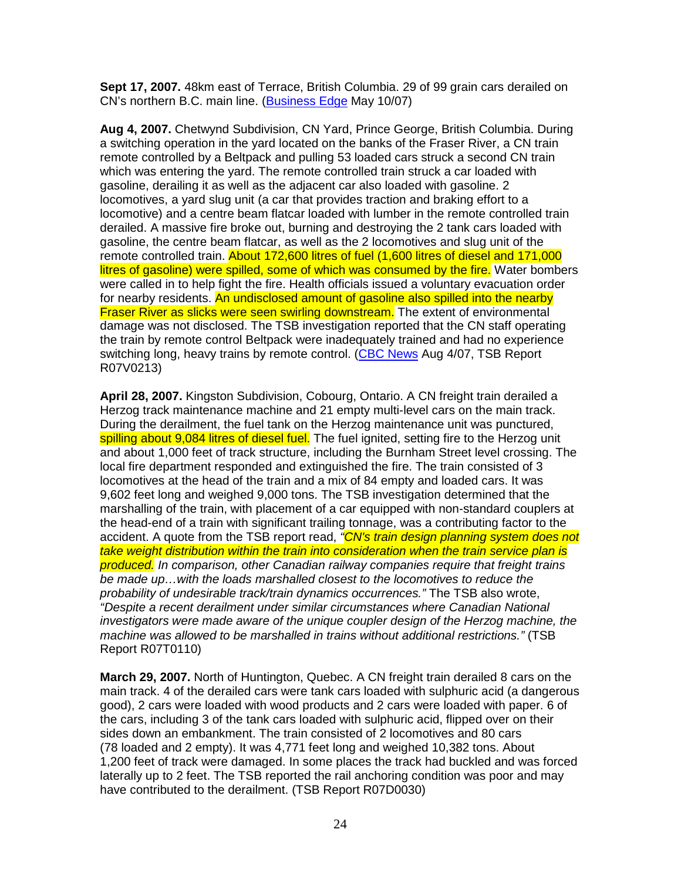**Sept 17, 2007.** 48km east of Terrace, British Columbia. 29 of 99 grain cars derailed on CN's northern B.C. main line. (Business Edge May 10/07)

**Aug 4, 2007.** Chetwynd Subdivision, CN Yard, Prince George, British Columbia. During a switching operation in the yard located on the banks of the Fraser River, a CN train remote controlled by a Beltpack and pulling 53 loaded cars struck a second CN train which was entering the yard. The remote controlled train struck a car loaded with gasoline, derailing it as well as the adjacent car also loaded with gasoline. 2 locomotives, a yard slug unit (a car that provides traction and braking effort to a locomotive) and a centre beam flatcar loaded with lumber in the remote controlled train derailed. A massive fire broke out, burning and destroying the 2 tank cars loaded with gasoline, the centre beam flatcar, as well as the 2 locomotives and slug unit of the remote controlled train. About 172,600 litres of fuel (1,600 litres of diesel and 171,000 litres of gasoline) were spilled, some of which was consumed by the fire. Water bombers were called in to help fight the fire. Health officials issued a voluntary evacuation order for nearby residents. An undisclosed amount of gasoline also spilled into the nearby Fraser River as slicks were seen swirling downstream. The extent of environmental damage was not disclosed. The TSB investigation reported that the CN staff operating the train by remote control Beltpack were inadequately trained and had no experience switching long, heavy trains by remote control. (CBC News Aug 4/07, TSB Report R07V0213)

**April 28, 2007.** Kingston Subdivision, Cobourg, Ontario. A CN freight train derailed a Herzog track maintenance machine and 21 empty multi-level cars on the main track. During the derailment, the fuel tank on the Herzog maintenance unit was punctured, spilling about 9,084 litres of diesel fuel. The fuel ignited, setting fire to the Herzog unit and about 1,000 feet of track structure, including the Burnham Street level crossing. The local fire department responded and extinguished the fire. The train consisted of 3 locomotives at the head of the train and a mix of 84 empty and loaded cars. It was 9,602 feet long and weighed 9,000 tons. The TSB investigation determined that the marshalling of the train, with placement of a car equipped with non-standard couplers at the head-end of a train with significant trailing tonnage, was a contributing factor to the accident. A quote from the TSB report read, *"CN's train design planning system does not take weight distribution within the train into consideration when the train service plan is produced. In comparison, other Canadian railway companies require that freight trains be made up…with the loads marshalled closest to the locomotives to reduce the probability of undesirable track/train dynamics occurrences."* The TSB also wrote, *"Despite a recent derailment under similar circumstances where Canadian National investigators were made aware of the unique coupler design of the Herzog machine, the machine was allowed to be marshalled in trains without additional restrictions."* (TSB Report R07T0110)

**March 29, 2007.** North of Huntington, Quebec. A CN freight train derailed 8 cars on the main track. 4 of the derailed cars were tank cars loaded with sulphuric acid (a dangerous good), 2 cars were loaded with wood products and 2 cars were loaded with paper. 6 of the cars, including 3 of the tank cars loaded with sulphuric acid, flipped over on their sides down an embankment. The train consisted of 2 locomotives and 80 cars (78 loaded and 2 empty). It was 4,771 feet long and weighed 10,382 tons. About 1,200 feet of track were damaged. In some places the track had buckled and was forced laterally up to 2 feet. The TSB reported the rail anchoring condition was poor and may have contributed to the derailment. (TSB Report R07D0030)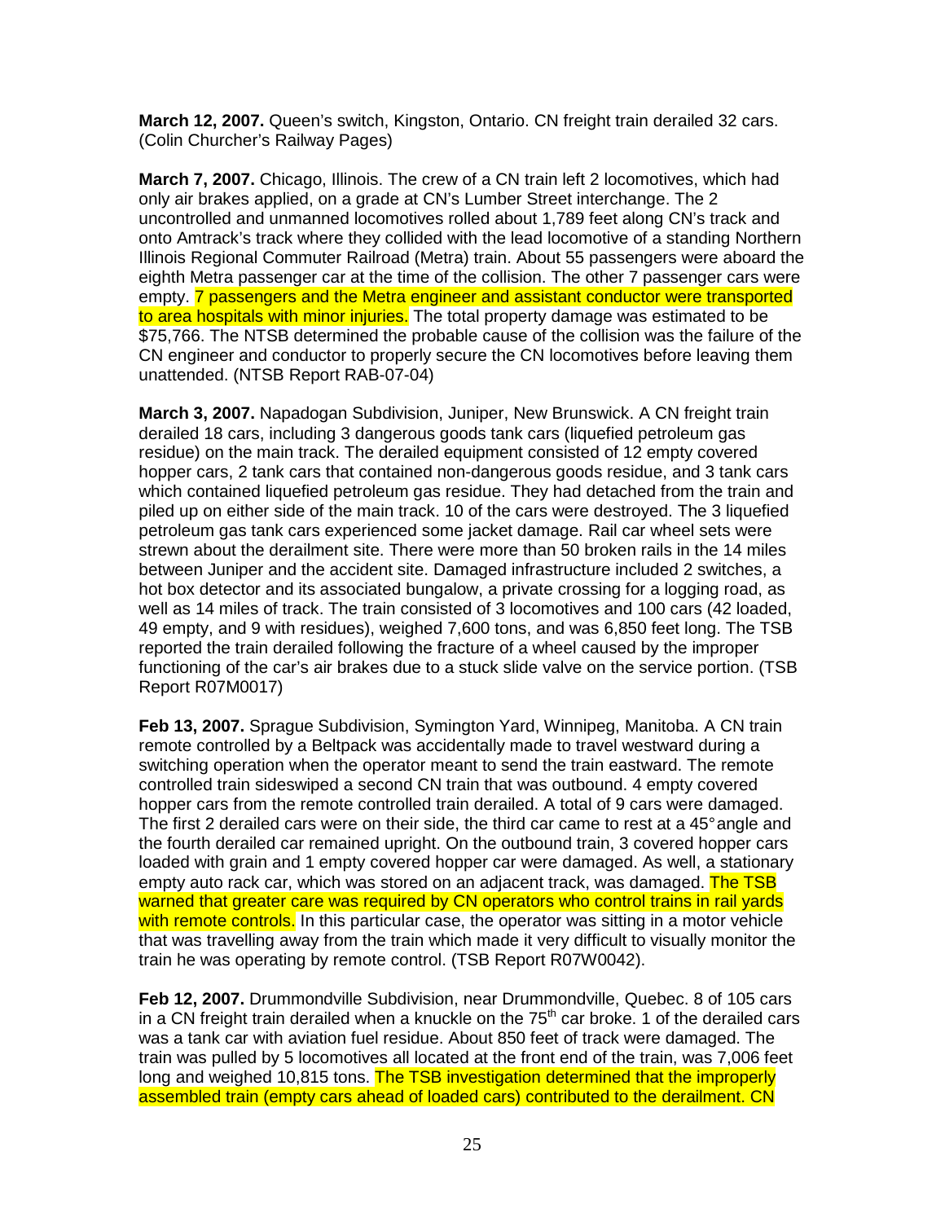**March 12, 2007.** Queen's switch, Kingston, Ontario. CN freight train derailed 32 cars. (Colin Churcher's Railway Pages)

**March 7, 2007.** Chicago, Illinois. The crew of a CN train left 2 locomotives, which had only air brakes applied, on a grade at CN's Lumber Street interchange. The 2 uncontrolled and unmanned locomotives rolled about 1,789 feet along CN's track and onto Amtrack's track where they collided with the lead locomotive of a standing Northern Illinois Regional Commuter Railroad (Metra) train. About 55 passengers were aboard the eighth Metra passenger car at the time of the collision. The other 7 passenger cars were empty. 7 passengers and the Metra engineer and assistant conductor were transported to area hospitals with minor injuries. The total property damage was estimated to be $75,766. The NTSB determined the probable cause of the collision was the failure of the CN engineer and conductor to properly secure the CN locomotives before leaving them unattended. (NTSB Report RAB-07-04)

**March 3, 2007.** Napadogan Subdivision, Juniper, New Brunswick. A CN freight train derailed 18 cars, including 3 dangerous goods tank cars (liquefied petroleum gas residue) on the main track. The derailed equipment consisted of 12 empty covered hopper cars, 2 tank cars that contained non-dangerous goods residue, and 3 tank cars which contained liquefied petroleum gas residue. They had detached from the train and piled up on either side of the main track. 10 of the cars were destroyed. The 3 liquefied petroleum gas tank cars experienced some jacket damage. Rail car wheel sets were strewn about the derailment site. There were more than 50 broken rails in the 14 miles between Juniper and the accident site. Damaged infrastructure included 2 switches, a hot box detector and its associated bungalow, a private crossing for a logging road, as well as 14 miles of track. The train consisted of 3 locomotives and 100 cars (42 loaded, 49 empty, and 9 with residues), weighed 7,600 tons, and was 6,850 feet long. The TSB reported the train derailed following the fracture of a wheel caused by the improper functioning of the car's air brakes due to a stuck slide valve on the service portion. (TSB Report R07M0017)

**Feb 13, 2007.** Sprague Subdivision, Symington Yard, Winnipeg, Manitoba. A CN train remote controlled by a Beltpack was accidentally made to travel westward during a switching operation when the operator meant to send the train eastward. The remote controlled train sideswiped a second CN train that was outbound. 4 empty covered hopper cars from the remote controlled train derailed. A total of 9 cars were damaged. The first 2 derailed cars were on their side, the third car came to rest at a 45° angle and the fourth derailed car remained upright. On the outbound train, 3 covered hopper cars loaded with grain and 1 empty covered hopper car were damaged. As well, a stationary empty auto rack car, which was stored on an adjacent track, was damaged. The TSB warned that greater care was required by CN operators who control trains in rail yards with remote controls. In this particular case, the operator was sitting in a motor vehicle that was travelling away from the train which made it very difficult to visually monitor the train he was operating by remote control. (TSB Report R07W0042).

**Feb 12, 2007.** Drummondville Subdivision, near Drummondville, Quebec. 8 of 105 cars in a CN freight train derailed when a knuckle on the 75th car broke. 1 of the derailed cars was a tank car with aviation fuel residue. About 850 feet of track were damaged. The train was pulled by 5 locomotives all located at the front end of the train, was 7,006 feet long and weighed 10,815 tons. The TSB investigation determined that the improperly assembled train (empty cars ahead of loaded cars) contributed to the derailment. CN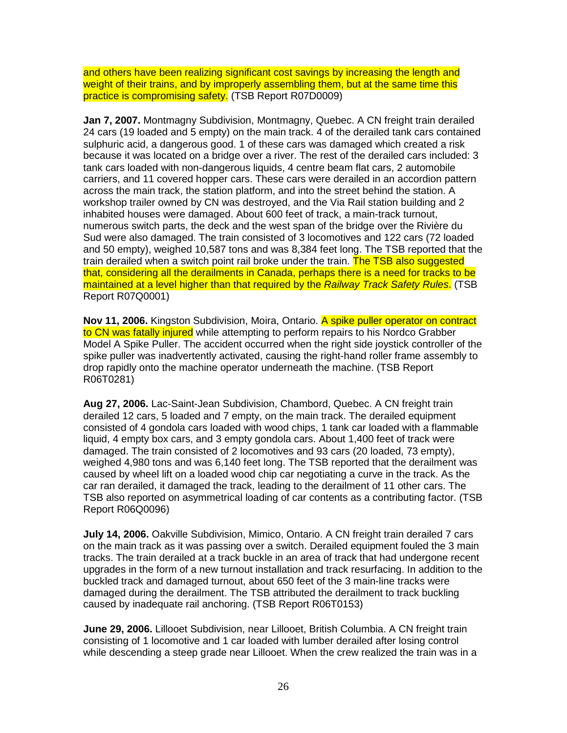and others have been realizing significant cost savings by increasing the length and weight of their trains, and by improperly assembling them, but at the same time this practice is compromising safety. (TSB Report R07D0009)

**Jan 7, 2007.** Montmagny Subdivision, Montmagny, Quebec. A CN freight train derailed 24 cars (19 loaded and 5 empty) on the main track. 4 of the derailed tank cars contained sulphuric acid, a dangerous good. 1 of these cars was damaged which created a risk because it was located on a bridge over a river. The rest of the derailed cars included: 3 tank cars loaded with non-dangerous liquids, 4 centre beam flat cars, 2 automobile carriers, and 11 covered hopper cars. These cars were derailed in an accordion pattern across the main track, the station platform, and into the street behind the station. A workshop trailer owned by CN was destroyed, and the Via Rail station building and 2 inhabited houses were damaged. About 600 feet of track, a main-track turnout, numerous switch parts, the deck and the west span of the bridge over the Rivière du Sud were also damaged. The train consisted of 3 locomotives and 122 cars (72 loaded and 50 empty), weighed 10,587 tons and was 8,384 feet long. The TSB reported that the train derailed when a switch point rail broke under the train. The TSB also suggested that, considering all the derailments in Canada, perhaps there is a need for tracks to be maintained at a level higher than that required by the *Railway Track Safety Rules*. (TSB Report R07Q0001)

**Nov 11, 2006.** Kingston Subdivision, Moira, Ontario. A spike puller operator on contract to CN was fatally injured while attempting to perform repairs to his Nordco Grabber Model A Spike Puller. The accident occurred when the right side joystick controller of the spike puller was inadvertently activated, causing the right-hand roller frame assembly to drop rapidly onto the machine operator underneath the machine. (TSB Report R06T0281)

**Aug 27, 2006.** Lac-Saint-Jean Subdivision, Chambord, Quebec. A CN freight train derailed 12 cars, 5 loaded and 7 empty, on the main track. The derailed equipment consisted of 4 gondola cars loaded with wood chips, 1 tank car loaded with a flammable liquid, 4 empty box cars, and 3 empty gondola cars. About 1,400 feet of track were damaged. The train consisted of 2 locomotives and 93 cars (20 loaded, 73 empty), weighed 4,980 tons and was 6,140 feet long. The TSB reported that the derailment was caused by wheel lift on a loaded wood chip car negotiating a curve in the track. As the car ran derailed, it damaged the track, leading to the derailment of 11 other cars. The TSB also reported on asymmetrical loading of car contents as a contributing factor. (TSB Report R06Q0096)

**July 14, 2006.** Oakville Subdivision, Mimico, Ontario. A CN freight train derailed 7 cars on the main track as it was passing over a switch. Derailed equipment fouled the 3 main tracks. The train derailed at a track buckle in an area of track that had undergone recent upgrades in the form of a new turnout installation and track resurfacing. In addition to the buckled track and damaged turnout, about 650 feet of the 3 main-line tracks were damaged during the derailment. The TSB attributed the derailment to track buckling caused by inadequate rail anchoring. (TSB Report R06T0153)

**June 29, 2006.** Lillooet Subdivision, near Lillooet, British Columbia. A CN freight train consisting of 1 locomotive and 1 car loaded with lumber derailed after losing control while descending a steep grade near Lillooet. When the crew realized the train was in a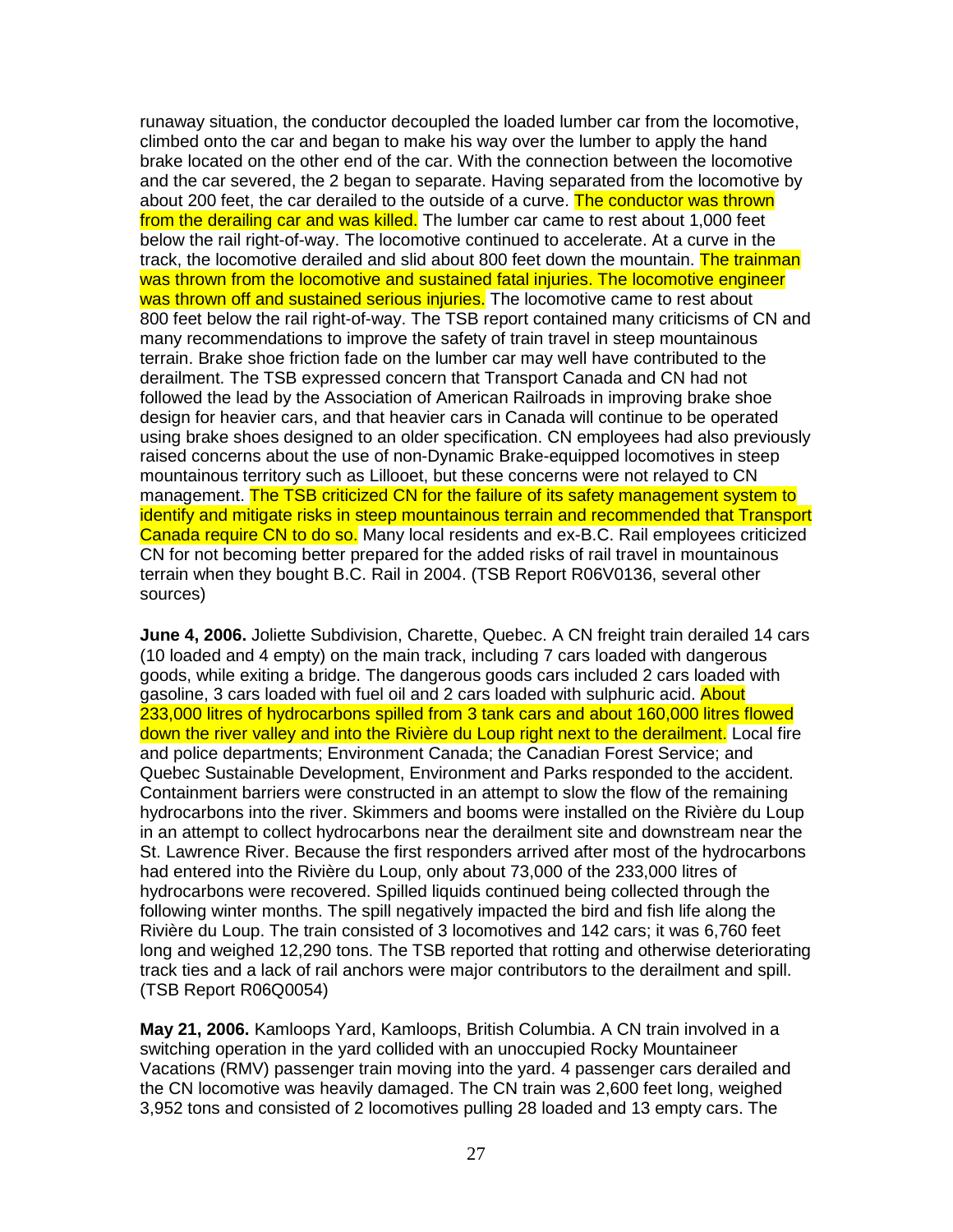runaway situation, the conductor decoupled the loaded lumber car from the locomotive, climbed onto the car and began to make his way over the lumber to apply the hand brake located on the other end of the car. With the connection between the locomotive and the car severed, the 2 began to separate. Having separated from the locomotive by about 200 feet, the car derailed to the outside of a curve. The conductor was thrown from the derailing car and was killed. The lumber car came to rest about 1,000 feet below the rail right-of-way. The locomotive continued to accelerate. At a curve in the track, the locomotive derailed and slid about 800 feet down the mountain. The trainman was thrown from the locomotive and sustained fatal injuries. The locomotive engineer was thrown off and sustained serious injuries. The locomotive came to rest about 800 feet below the rail right-of-way. The TSB report contained many criticisms of CN and many recommendations to improve the safety of train travel in steep mountainous terrain. Brake shoe friction fade on the lumber car may well have contributed to the derailment. The TSB expressed concern that Transport Canada and CN had not followed the lead by the Association of American Railroads in improving brake shoe design for heavier cars, and that heavier cars in Canada will continue to be operated using brake shoes designed to an older specification. CN employees had also previously raised concerns about the use of non-Dynamic Brake-equipped locomotives in steep mountainous territory such as Lillooet, but these concerns were not relayed to CN management. The TSB criticized CN for the failure of its safety management system to identify and mitigate risks in steep mountainous terrain and recommended that Transport Canada require CN to do so. Many local residents and ex-B.C. Rail employees criticized CN for not becoming better prepared for the added risks of rail travel in mountainous terrain when they bought B.C. Rail in 2004. (TSB Report R06V0136, several other sources)

**June 4, 2006.** Joliette Subdivision, Charette, Quebec. A CN freight train derailed 14 cars (10 loaded and 4 empty) on the main track, including 7 cars loaded with dangerous goods, while exiting a bridge. The dangerous goods cars included 2 cars loaded with gasoline, 3 cars loaded with fuel oil and 2 cars loaded with sulphuric acid. About 233,000 litres of hydrocarbons spilled from 3 tank cars and about 160,000 litres flowed down the river valley and into the Rivière du Loup right next to the derailment. Local fire and police departments; Environment Canada; the Canadian Forest Service; and Quebec Sustainable Development, Environment and Parks responded to the accident. Containment barriers were constructed in an attempt to slow the flow of the remaining hydrocarbons into the river. Skimmers and booms were installed on the Rivière du Loup in an attempt to collect hydrocarbons near the derailment site and downstream near the St. Lawrence River. Because the first responders arrived after most of the hydrocarbons had entered into the Rivière du Loup, only about 73,000 of the 233,000 litres of hydrocarbons were recovered. Spilled liquids continued being collected through the following winter months. The spill negatively impacted the bird and fish life along the Rivière du Loup. The train consisted of 3 locomotives and 142 cars; it was 6,760 feet long and weighed 12,290 tons. The TSB reported that rotting and otherwise deteriorating track ties and a lack of rail anchors were major contributors to the derailment and spill. (TSB Report R06Q0054)

**May 21, 2006.** Kamloops Yard, Kamloops, British Columbia. A CN train involved in a switching operation in the yard collided with an unoccupied Rocky Mountaineer Vacations (RMV) passenger train moving into the yard. 4 passenger cars derailed and the CN locomotive was heavily damaged. The CN train was 2,600 feet long, weighed 3,952 tons and consisted of 2 locomotives pulling 28 loaded and 13 empty cars. The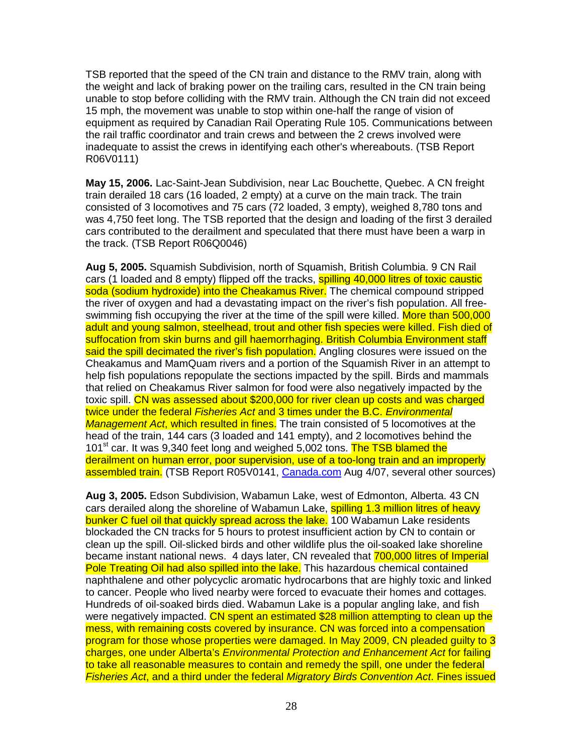TSB reported that the speed of the CN train and distance to the RMV train, along with the weight and lack of braking power on the trailing cars, resulted in the CN train being unable to stop before colliding with the RMV train. Although the CN train did not exceed 15 mph, the movement was unable to stop within one-half the range of vision of equipment as required by Canadian Rail Operating Rule 105. Communications between the rail traffic coordinator and train crews and between the 2 crews involved were inadequate to assist the crews in identifying each other's whereabouts. (TSB Report R06V0111)

**May 15, 2006.** Lac-Saint-Jean Subdivision, near Lac Bouchette, Quebec. A CN freight train derailed 18 cars (16 loaded, 2 empty) at a curve on the main track. The train consisted of 3 locomotives and 75 cars (72 loaded, 3 empty), weighed 8,780 tons and was 4,750 feet long. The TSB reported that the design and loading of the first 3 derailed cars contributed to the derailment and speculated that there must have been a warp in the track. (TSB Report R06Q0046)

**Aug 5, 2005.** Squamish Subdivision, north of Squamish, British Columbia. 9 CN Rail cars (1 loaded and 8 empty) flipped off the tracks, spilling 40,000 litres of toxic caustic soda (sodium hydroxide) into the Cheakamus River. The chemical compound stripped the river of oxygen and had a devastating impact on the river's fish population. All free-swimming fish occupying the river at the time of the spill were killed. More than 500,000 adult and young salmon, steelhead, trout and other fish species were killed. Fish died of suffocation from skin burns and gill haemorrhaging. British Columbia Environment staff said the spill decimated the river's fish population. Angling closures were issued on the Cheakamus and MamQuam rivers and a portion of the Squamish River in an attempt to help fish populations repopulate the sections impacted by the spill. Birds and mammals that relied on Cheakamus River salmon for food were also negatively impacted by the toxic spill. CN was assessed about $200,000 for river clean up costs and was charged twice under the federal *Fisheries Act* and 3 times under the B.C. *Environmental Management Act*, which resulted in fines. The train consisted of 5 locomotives at the head of the train, 144 cars (3 loaded and 141 empty), and 2 locomotives behind the 101st car. It was 9,340 feet long and weighed 5,002 tons. The TSB blamed the derailment on human error, poor supervision, use of a too-long train and an improperly assembled train. (TSB Report R05V0141, Canada.com Aug 4/07, several other sources)

**Aug 3, 2005.** Edson Subdivision, Wabamun Lake, west of Edmonton, Alberta. 43 CN cars derailed along the shoreline of Wabamun Lake, spilling 1.3 million litres of heavy bunker C fuel oil that quickly spread across the lake. 100 Wabamun Lake residents blockaded the CN tracks for 5 hours to protest insufficient action by CN to contain or clean up the spill. Oil-slicked birds and other wildlife plus the oil-soaked lake shoreline became instant national news. 4 days later, CN revealed that 700,000 litres of Imperial Pole Treating Oil had also spilled into the lake. This hazardous chemical contained naphthalene and other polycyclic aromatic hydrocarbons that are highly toxic and linked to cancer. People who lived nearby were forced to evacuate their homes and cottages. Hundreds of oil-soaked birds died. Wabamun Lake is a popular angling lake, and fish were negatively impacted. CN spent an estimated $28 million attempting to clean up the mess, with remaining costs covered by insurance. CN was forced into a compensation program for those whose properties were damaged. In May 2009, CN pleaded guilty to 3 charges, one under Alberta's *Environmental Protection and Enhancement Act* for failing to take all reasonable measures to contain and remedy the spill, one under the federal *Fisheries Act*, and a third under the federal *Migratory Birds Convention Act*. Fines issued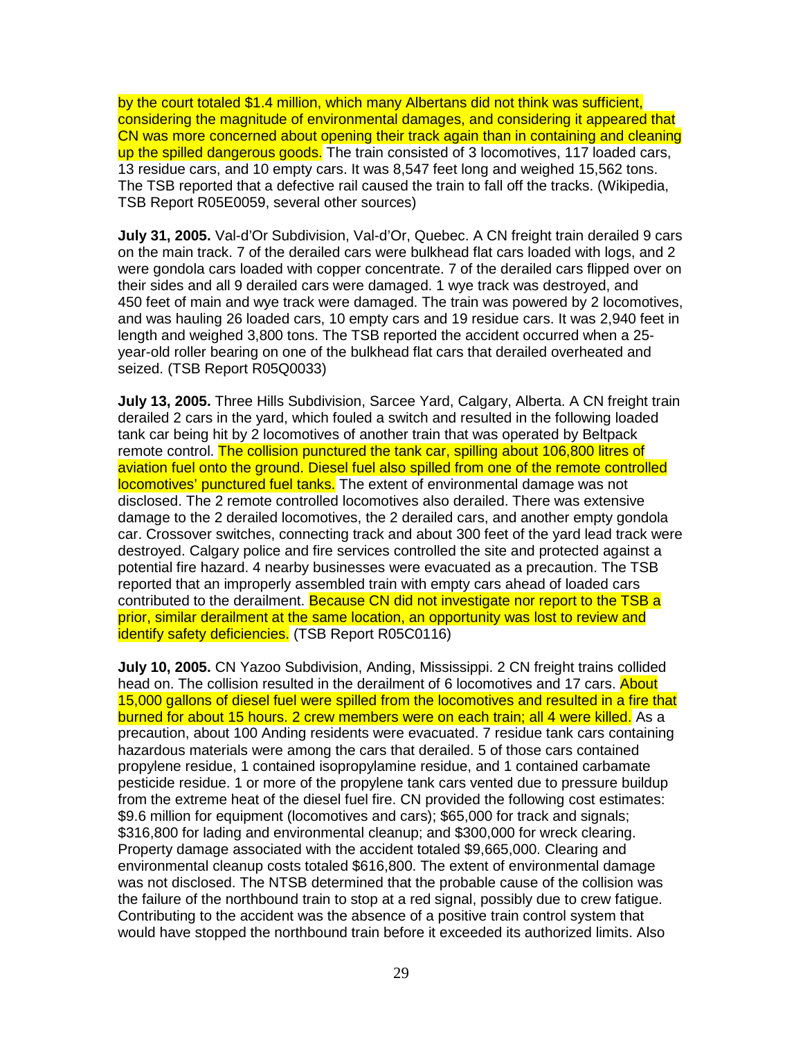by the court totaled $1.4 million, which many Albertans did not think was sufficient, considering the magnitude of environmental damages, and considering it appeared that CN was more concerned about opening their track again than in containing and cleaning up the spilled dangerous goods. The train consisted of 3 locomotives, 117 loaded cars, 13 residue cars, and 10 empty cars. It was 8,547 feet long and weighed 15,562 tons. The TSB reported that a defective rail caused the train to fall off the tracks. (Wikipedia, TSB Report R05E0059, several other sources)

**July 31, 2005.** Val-d'Or Subdivision, Val-d'Or, Quebec. A CN freight train derailed 9 cars on the main track. 7 of the derailed cars were bulkhead flat cars loaded with logs, and 2 were gondola cars loaded with copper concentrate. 7 of the derailed cars flipped over on their sides and all 9 derailed cars were damaged. 1 wye track was destroyed, and 450 feet of main and wye track were damaged. The train was powered by 2 locomotives, and was hauling 26 loaded cars, 10 empty cars and 19 residue cars. It was 2,940 feet in length and weighed 3,800 tons. The TSB reported the accident occurred when a 25-year-old roller bearing on one of the bulkhead flat cars that derailed overheated and seized. (TSB Report R05Q0033)

**July 13, 2005.** Three Hills Subdivision, Sarcee Yard, Calgary, Alberta. A CN freight train derailed 2 cars in the yard, which fouled a switch and resulted in the following loaded tank car being hit by 2 locomotives of another train that was operated by Beltpack remote control. The collision punctured the tank car, spilling about 106,800 litres of aviation fuel onto the ground. Diesel fuel also spilled from one of the remote controlled locomotives' punctured fuel tanks. The extent of environmental damage was not disclosed. The 2 remote controlled locomotives also derailed. There was extensive damage to the 2 derailed locomotives, the 2 derailed cars, and another empty gondola car. Crossover switches, connecting track and about 300 feet of the yard lead track were destroyed. Calgary police and fire services controlled the site and protected against a potential fire hazard. 4 nearby businesses were evacuated as a precaution. The TSB reported that an improperly assembled train with empty cars ahead of loaded cars contributed to the derailment. Because CN did not investigate nor report to the TSB a prior, similar derailment at the same location, an opportunity was lost to review and identify safety deficiencies. (TSB Report R05C0116)

**July 10, 2005.** CN Yazoo Subdivision, Anding, Mississippi. 2 CN freight trains collided head on. The collision resulted in the derailment of 6 locomotives and 17 cars. About 15,000 gallons of diesel fuel were spilled from the locomotives and resulted in a fire that burned for about 15 hours. 2 crew members were on each train; all 4 were killed. As a precaution, about 100 Anding residents were evacuated. 7 residue tank cars containing hazardous materials were among the cars that derailed. 5 of those cars contained propylene residue, 1 contained isopropylamine residue, and 1 contained carbamate pesticide residue. 1 or more of the propylene tank cars vented due to pressure buildup from the extreme heat of the diesel fuel fire. CN provided the following cost estimates: $9.6 million for equipment (locomotives and cars); $65,000 for track and signals; $316,800 for lading and environmental cleanup; and $300,000 for wreck clearing. Property damage associated with the accident totaled $9,665,000. Clearing and environmental cleanup costs totaled $616,800. The extent of environmental damage was not disclosed. The NTSB determined that the probable cause of the collision was the failure of the northbound train to stop at a red signal, possibly due to crew fatigue. Contributing to the accident was the absence of a positive train control system that would have stopped the northbound train before it exceeded its authorized limits. Also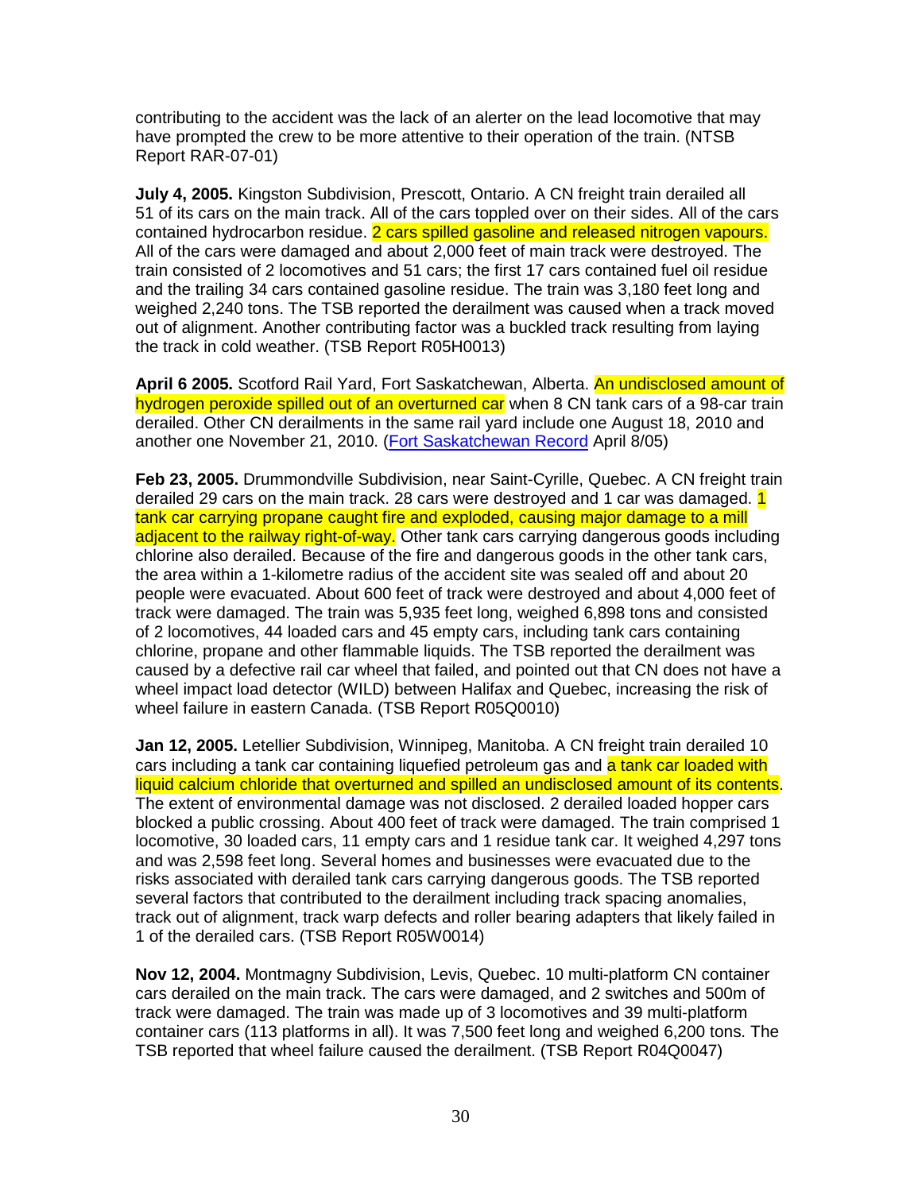contributing to the accident was the lack of an alerter on the lead locomotive that may have prompted the crew to be more attentive to their operation of the train. (NTSB Report RAR-07-01)

**July 4, 2005.** Kingston Subdivision, Prescott, Ontario. A CN freight train derailed all 51 of its cars on the main track. All of the cars toppled over on their sides. All of the cars contained hydrocarbon residue. 2 cars spilled gasoline and released nitrogen vapours. All of the cars were damaged and about 2,000 feet of main track were destroyed. The train consisted of 2 locomotives and 51 cars; the first 17 cars contained fuel oil residue and the trailing 34 cars contained gasoline residue. The train was 3,180 feet long and weighed 2,240 tons. The TSB reported the derailment was caused when a track moved out of alignment. Another contributing factor was a buckled track resulting from laying the track in cold weather. (TSB Report R05H0013)

**April 6 2005.** Scotford Rail Yard, Fort Saskatchewan, Alberta. An undisclosed amount of hydrogen peroxide spilled out of an overturned car when 8 CN tank cars of a 98-car train derailed. Other CN derailments in the same rail yard include one August 18, 2010 and another one November 21, 2010. (Fort Saskatchewan Record April 8/05)

**Feb 23, 2005.** Drummondville Subdivision, near Saint-Cyrille, Quebec. A CN freight train derailed 29 cars on the main track. 28 cars were destroyed and 1 car was damaged. 1 tank car carrying propane caught fire and exploded, causing major damage to a mill adjacent to the railway right-of-way. Other tank cars carrying dangerous goods including chlorine also derailed. Because of the fire and dangerous goods in the other tank cars, the area within a 1-kilometre radius of the accident site was sealed off and about 20 people were evacuated. About 600 feet of track were destroyed and about 4,000 feet of track were damaged. The train was 5,935 feet long, weighed 6,898 tons and consisted of 2 locomotives, 44 loaded cars and 45 empty cars, including tank cars containing chlorine, propane and other flammable liquids. The TSB reported the derailment was caused by a defective rail car wheel that failed, and pointed out that CN does not have a wheel impact load detector (WILD) between Halifax and Quebec, increasing the risk of wheel failure in eastern Canada. (TSB Report R05Q0010)

**Jan 12, 2005.** Letellier Subdivision, Winnipeg, Manitoba. A CN freight train derailed 10 cars including a tank car containing liquefied petroleum gas and a tank car loaded with liquid calcium chloride that overturned and spilled an undisclosed amount of its contents. The extent of environmental damage was not disclosed. 2 derailed loaded hopper cars blocked a public crossing. About 400 feet of track were damaged. The train comprised 1 locomotive, 30 loaded cars, 11 empty cars and 1 residue tank car. It weighed 4,297 tons and was 2,598 feet long. Several homes and businesses were evacuated due to the risks associated with derailed tank cars carrying dangerous goods. The TSB reported several factors that contributed to the derailment including track spacing anomalies, track out of alignment, track warp defects and roller bearing adapters that likely failed in 1 of the derailed cars. (TSB Report R05W0014)

**Nov 12, 2004.** Montmagny Subdivision, Levis, Quebec. 10 multi-platform CN container cars derailed on the main track. The cars were damaged, and 2 switches and 500m of track were damaged. The train was made up of 3 locomotives and 39 multi-platform container cars (113 platforms in all). It was 7,500 feet long and weighed 6,200 tons. The TSB reported that wheel failure caused the derailment. (TSB Report R04Q0047)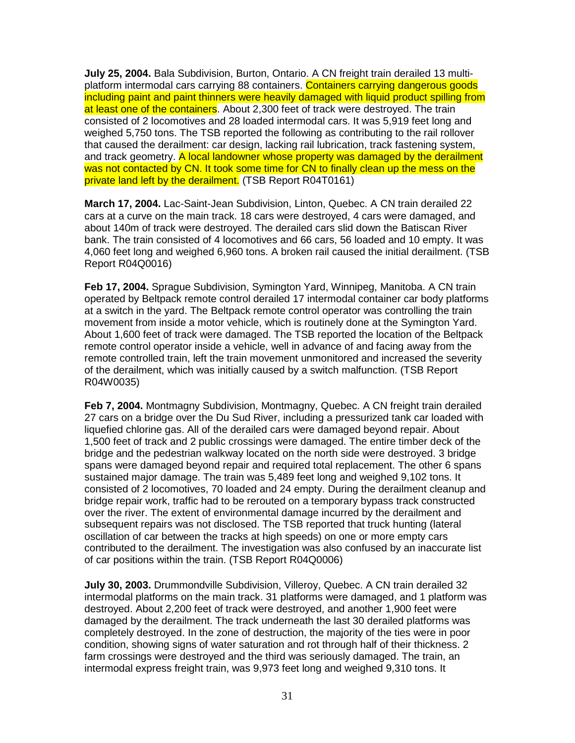**July 25, 2004.** Bala Subdivision, Burton, Ontario. A CN freight train derailed 13 multi-platform intermodal cars carrying 88 containers. Containers carrying dangerous goods including paint and paint thinners were heavily damaged with liquid product spilling from at least one of the containers. About 2,300 feet of track were destroyed. The train consisted of 2 locomotives and 28 loaded intermodal cars. It was 5,919 feet long and weighed 5,750 tons. The TSB reported the following as contributing to the rail rollover that caused the derailment: car design, lacking rail lubrication, track fastening system, and track geometry. A local landowner whose property was damaged by the derailment was not contacted by CN. It took some time for CN to finally clean up the mess on the private land left by the derailment. (TSB Report R04T0161)

**March 17, 2004.** Lac-Saint-Jean Subdivision, Linton, Quebec. A CN train derailed 22 cars at a curve on the main track. 18 cars were destroyed, 4 cars were damaged, and about 140m of track were destroyed. The derailed cars slid down the Batiscan River bank. The train consisted of 4 locomotives and 66 cars, 56 loaded and 10 empty. It was 4,060 feet long and weighed 6,960 tons. A broken rail caused the initial derailment. (TSB Report R04Q0016)

**Feb 17, 2004.** Sprague Subdivision, Symington Yard, Winnipeg, Manitoba. A CN train operated by Beltpack remote control derailed 17 intermodal container car body platforms at a switch in the yard. The Beltpack remote control operator was controlling the train movement from inside a motor vehicle, which is routinely done at the Symington Yard. About 1,600 feet of track were damaged. The TSB reported the location of the Beltpack remote control operator inside a vehicle, well in advance of and facing away from the remote controlled train, left the train movement unmonitored and increased the severity of the derailment, which was initially caused by a switch malfunction. (TSB Report R04W0035)

**Feb 7, 2004.** Montmagny Subdivision, Montmagny, Quebec. A CN freight train derailed 27 cars on a bridge over the Du Sud River, including a pressurized tank car loaded with liquefied chlorine gas. All of the derailed cars were damaged beyond repair. About 1,500 feet of track and 2 public crossings were damaged. The entire timber deck of the bridge and the pedestrian walkway located on the north side were destroyed. 3 bridge spans were damaged beyond repair and required total replacement. The other 6 spans sustained major damage. The train was 5,489 feet long and weighed 9,102 tons. It consisted of 2 locomotives, 70 loaded and 24 empty. During the derailment cleanup and bridge repair work, traffic had to be rerouted on a temporary bypass track constructed over the river. The extent of environmental damage incurred by the derailment and subsequent repairs was not disclosed. The TSB reported that truck hunting (lateral oscillation of car between the tracks at high speeds) on one or more empty cars contributed to the derailment. The investigation was also confused by an inaccurate list of car positions within the train. (TSB Report R04Q0006)

**July 30, 2003.** Drummondville Subdivision, Villeroy, Quebec. A CN train derailed 32 intermodal platforms on the main track. 31 platforms were damaged, and 1 platform was destroyed. About 2,200 feet of track were destroyed, and another 1,900 feet were damaged by the derailment. The track underneath the last 30 derailed platforms was completely destroyed. In the zone of destruction, the majority of the ties were in poor condition, showing signs of water saturation and rot through half of their thickness. 2 farm crossings were destroyed and the third was seriously damaged. The train, an intermodal express freight train, was 9,973 feet long and weighed 9,310 tons. It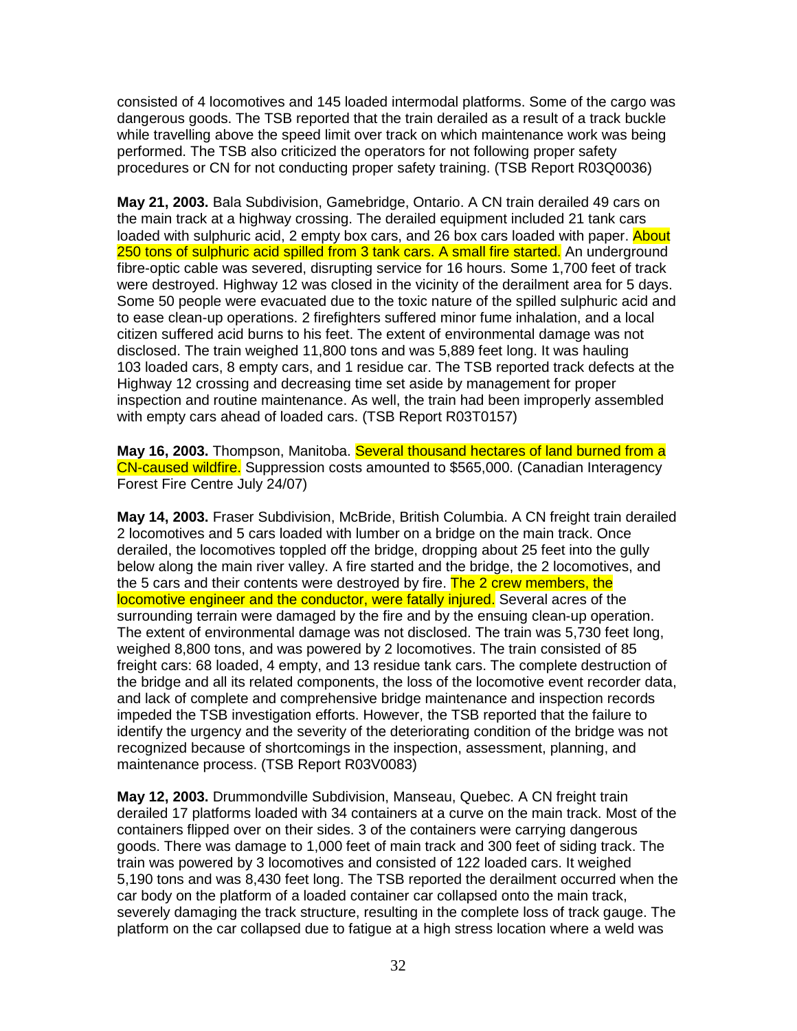consisted of 4 locomotives and 145 loaded intermodal platforms. Some of the cargo was dangerous goods. The TSB reported that the train derailed as a result of a track buckle while travelling above the speed limit over track on which maintenance work was being performed. The TSB also criticized the operators for not following proper safety procedures or CN for not conducting proper safety training. (TSB Report R03Q0036)

**May 21, 2003.** Bala Subdivision, Gamebridge, Ontario. A CN train derailed 49 cars on the main track at a highway crossing. The derailed equipment included 21 tank cars loaded with sulphuric acid, 2 empty box cars, and 26 box cars loaded with paper. About 250 tons of sulphuric acid spilled from 3 tank cars. A small fire started. An underground fibre-optic cable was severed, disrupting service for 16 hours. Some 1,700 feet of track were destroyed. Highway 12 was closed in the vicinity of the derailment area for 5 days. Some 50 people were evacuated due to the toxic nature of the spilled sulphuric acid and to ease clean-up operations. 2 firefighters suffered minor fume inhalation, and a local citizen suffered acid burns to his feet. The extent of environmental damage was not disclosed. The train weighed 11,800 tons and was 5,889 feet long. It was hauling 103 loaded cars, 8 empty cars, and 1 residue car. The TSB reported track defects at the Highway 12 crossing and decreasing time set aside by management for proper inspection and routine maintenance. As well, the train had been improperly assembled with empty cars ahead of loaded cars. (TSB Report R03T0157)

**May 16, 2003.** Thompson, Manitoba. Several thousand hectares of land burned from a CN-caused wildfire. Suppression costs amounted to $565,000. (Canadian Interagency Forest Fire Centre July 24/07)

**May 14, 2003.** Fraser Subdivision, McBride, British Columbia. A CN freight train derailed 2 locomotives and 5 cars loaded with lumber on a bridge on the main track. Once derailed, the locomotives toppled off the bridge, dropping about 25 feet into the gully below along the main river valley. A fire started and the bridge, the 2 locomotives, and the 5 cars and their contents were destroyed by fire. The 2 crew members, the locomotive engineer and the conductor, were fatally injured. Several acres of the surrounding terrain were damaged by the fire and by the ensuing clean-up operation. The extent of environmental damage was not disclosed. The train was 5,730 feet long, weighed 8,800 tons, and was powered by 2 locomotives. The train consisted of 85 freight cars: 68 loaded, 4 empty, and 13 residue tank cars. The complete destruction of the bridge and all its related components, the loss of the locomotive event recorder data, and lack of complete and comprehensive bridge maintenance and inspection records impeded the TSB investigation efforts. However, the TSB reported that the failure to identify the urgency and the severity of the deteriorating condition of the bridge was not recognized because of shortcomings in the inspection, assessment, planning, and maintenance process. (TSB Report R03V0083)

**May 12, 2003.** Drummondville Subdivision, Manseau, Quebec. A CN freight train derailed 17 platforms loaded with 34 containers at a curve on the main track. Most of the containers flipped over on their sides. 3 of the containers were carrying dangerous goods. There was damage to 1,000 feet of main track and 300 feet of siding track. The train was powered by 3 locomotives and consisted of 122 loaded cars. It weighed 5,190 tons and was 8,430 feet long. The TSB reported the derailment occurred when the car body on the platform of a loaded container car collapsed onto the main track, severely damaging the track structure, resulting in the complete loss of track gauge. The platform on the car collapsed due to fatigue at a high stress location where a weld was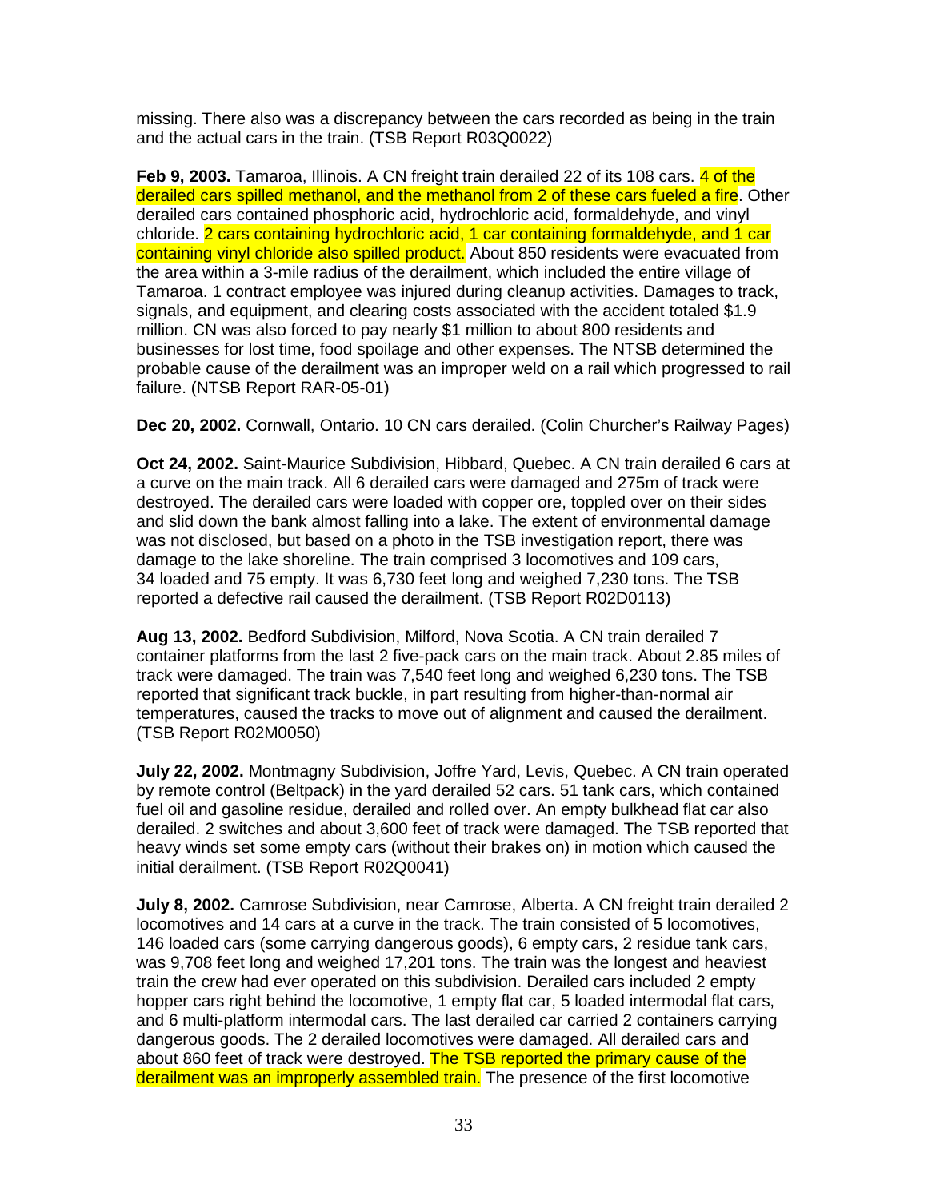missing. There also was a discrepancy between the cars recorded as being in the train and the actual cars in the train. (TSB Report R03Q0022)

**Feb 9, 2003.** Tamaroa, Illinois. A CN freight train derailed 22 of its 108 cars. 4 of the derailed cars spilled methanol, and the methanol from 2 of these cars fueled a fire. Other derailed cars contained phosphoric acid, hydrochloric acid, formaldehyde, and vinyl chloride. 2 cars containing hydrochloric acid, 1 car containing formaldehyde, and 1 car containing vinyl chloride also spilled product. About 850 residents were evacuated from the area within a 3-mile radius of the derailment, which included the entire village of Tamaroa. 1 contract employee was injured during cleanup activities. Damages to track, signals, and equipment, and clearing costs associated with the accident totaled $1.9 million. CN was also forced to pay nearly $1 million to about 800 residents and businesses for lost time, food spoilage and other expenses. The NTSB determined the probable cause of the derailment was an improper weld on a rail which progressed to rail failure. (NTSB Report RAR-05-01)

**Dec 20, 2002.** Cornwall, Ontario. 10 CN cars derailed. (Colin Churcher's Railway Pages)

**Oct 24, 2002.** Saint-Maurice Subdivision, Hibbard, Quebec. A CN train derailed 6 cars at a curve on the main track. All 6 derailed cars were damaged and 275m of track were destroyed. The derailed cars were loaded with copper ore, toppled over on their sides and slid down the bank almost falling into a lake. The extent of environmental damage was not disclosed, but based on a photo in the TSB investigation report, there was damage to the lake shoreline. The train comprised 3 locomotives and 109 cars, 34 loaded and 75 empty. It was 6,730 feet long and weighed 7,230 tons. The TSB reported a defective rail caused the derailment. (TSB Report R02D0113)

**Aug 13, 2002.** Bedford Subdivision, Milford, Nova Scotia. A CN train derailed 7 container platforms from the last 2 five-pack cars on the main track. About 2.85 miles of track were damaged. The train was 7,540 feet long and weighed 6,230 tons. The TSB reported that significant track buckle, in part resulting from higher-than-normal air temperatures, caused the tracks to move out of alignment and caused the derailment. (TSB Report R02M0050)

**July 22, 2002.** Montmagny Subdivision, Joffre Yard, Levis, Quebec. A CN train operated by remote control (Beltpack) in the yard derailed 52 cars. 51 tank cars, which contained fuel oil and gasoline residue, derailed and rolled over. An empty bulkhead flat car also derailed. 2 switches and about 3,600 feet of track were damaged. The TSB reported that heavy winds set some empty cars (without their brakes on) in motion which caused the initial derailment. (TSB Report R02Q0041)

**July 8, 2002.** Camrose Subdivision, near Camrose, Alberta. A CN freight train derailed 2 locomotives and 14 cars at a curve in the track. The train consisted of 5 locomotives, 146 loaded cars (some carrying dangerous goods), 6 empty cars, 2 residue tank cars, was 9,708 feet long and weighed 17,201 tons. The train was the longest and heaviest train the crew had ever operated on this subdivision. Derailed cars included 2 empty hopper cars right behind the locomotive, 1 empty flat car, 5 loaded intermodal flat cars, and 6 multi-platform intermodal cars. The last derailed car carried 2 containers carrying dangerous goods. The 2 derailed locomotives were damaged. All derailed cars and about 860 feet of track were destroyed. The TSB reported the primary cause of the derailment was an improperly assembled train. The presence of the first locomotive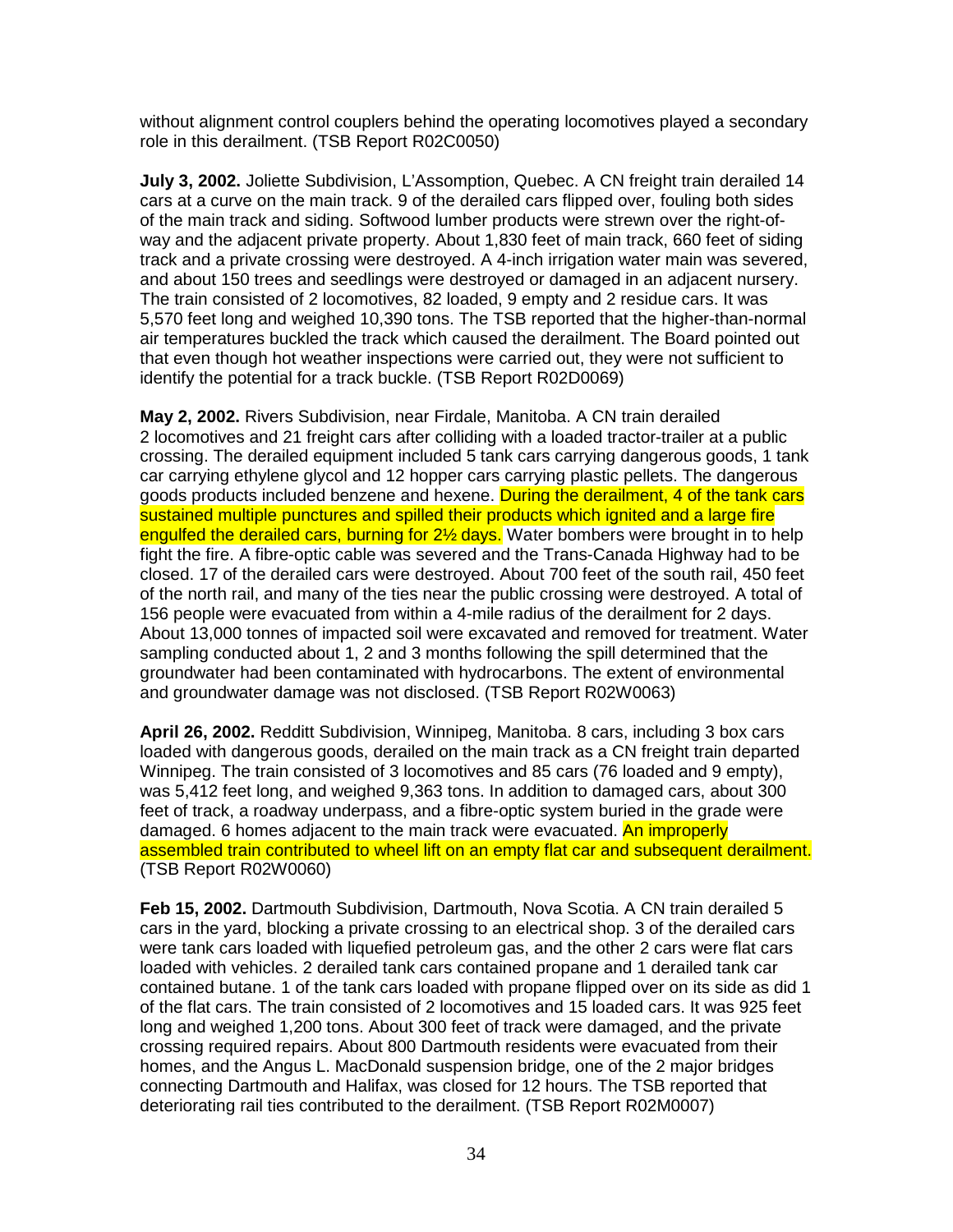without alignment control couplers behind the operating locomotives played a secondary role in this derailment. (TSB Report R02C0050)

**July 3, 2002.** Joliette Subdivision, L'Assomption, Quebec. A CN freight train derailed 14 cars at a curve on the main track. 9 of the derailed cars flipped over, fouling both sides of the main track and siding. Softwood lumber products were strewn over the right-of-way and the adjacent private property. About 1,830 feet of main track, 660 feet of siding track and a private crossing were destroyed. A 4-inch irrigation water main was severed, and about 150 trees and seedlings were destroyed or damaged in an adjacent nursery. The train consisted of 2 locomotives, 82 loaded, 9 empty and 2 residue cars. It was 5,570 feet long and weighed 10,390 tons. The TSB reported that the higher-than-normal air temperatures buckled the track which caused the derailment. The Board pointed out that even though hot weather inspections were carried out, they were not sufficient to identify the potential for a track buckle. (TSB Report R02D0069)

**May 2, 2002.** Rivers Subdivision, near Firdale, Manitoba. A CN train derailed 2 locomotives and 21 freight cars after colliding with a loaded tractor-trailer at a public crossing. The derailed equipment included 5 tank cars carrying dangerous goods, 1 tank car carrying ethylene glycol and 12 hopper cars carrying plastic pellets. The dangerous goods products included benzene and hexene. During the derailment, 4 of the tank cars sustained multiple punctures and spilled their products which ignited and a large fire engulfed the derailed cars, burning for 2½ days. Water bombers were brought in to help fight the fire. A fibre-optic cable was severed and the Trans-Canada Highway had to be closed. 17 of the derailed cars were destroyed. About 700 feet of the south rail, 450 feet of the north rail, and many of the ties near the public crossing were destroyed. A total of 156 people were evacuated from within a 4-mile radius of the derailment for 2 days. About 13,000 tonnes of impacted soil were excavated and removed for treatment. Water sampling conducted about 1, 2 and 3 months following the spill determined that the groundwater had been contaminated with hydrocarbons. The extent of environmental and groundwater damage was not disclosed. (TSB Report R02W0063)

**April 26, 2002.** Redditt Subdivision, Winnipeg, Manitoba. 8 cars, including 3 box cars loaded with dangerous goods, derailed on the main track as a CN freight train departed Winnipeg. The train consisted of 3 locomotives and 85 cars (76 loaded and 9 empty), was 5,412 feet long, and weighed 9,363 tons. In addition to damaged cars, about 300 feet of track, a roadway underpass, and a fibre-optic system buried in the grade were damaged. 6 homes adjacent to the main track were evacuated. An improperly assembled train contributed to wheel lift on an empty flat car and subsequent derailment. (TSB Report R02W0060)

**Feb 15, 2002.** Dartmouth Subdivision, Dartmouth, Nova Scotia. A CN train derailed 5 cars in the yard, blocking a private crossing to an electrical shop. 3 of the derailed cars were tank cars loaded with liquefied petroleum gas, and the other 2 cars were flat cars loaded with vehicles. 2 derailed tank cars contained propane and 1 derailed tank car contained butane. 1 of the tank cars loaded with propane flipped over on its side as did 1 of the flat cars. The train consisted of 2 locomotives and 15 loaded cars. It was 925 feet long and weighed 1,200 tons. About 300 feet of track were damaged, and the private crossing required repairs. About 800 Dartmouth residents were evacuated from their homes, and the Angus L. MacDonald suspension bridge, one of the 2 major bridges connecting Dartmouth and Halifax, was closed for 12 hours. The TSB reported that deteriorating rail ties contributed to the derailment. (TSB Report R02M0007)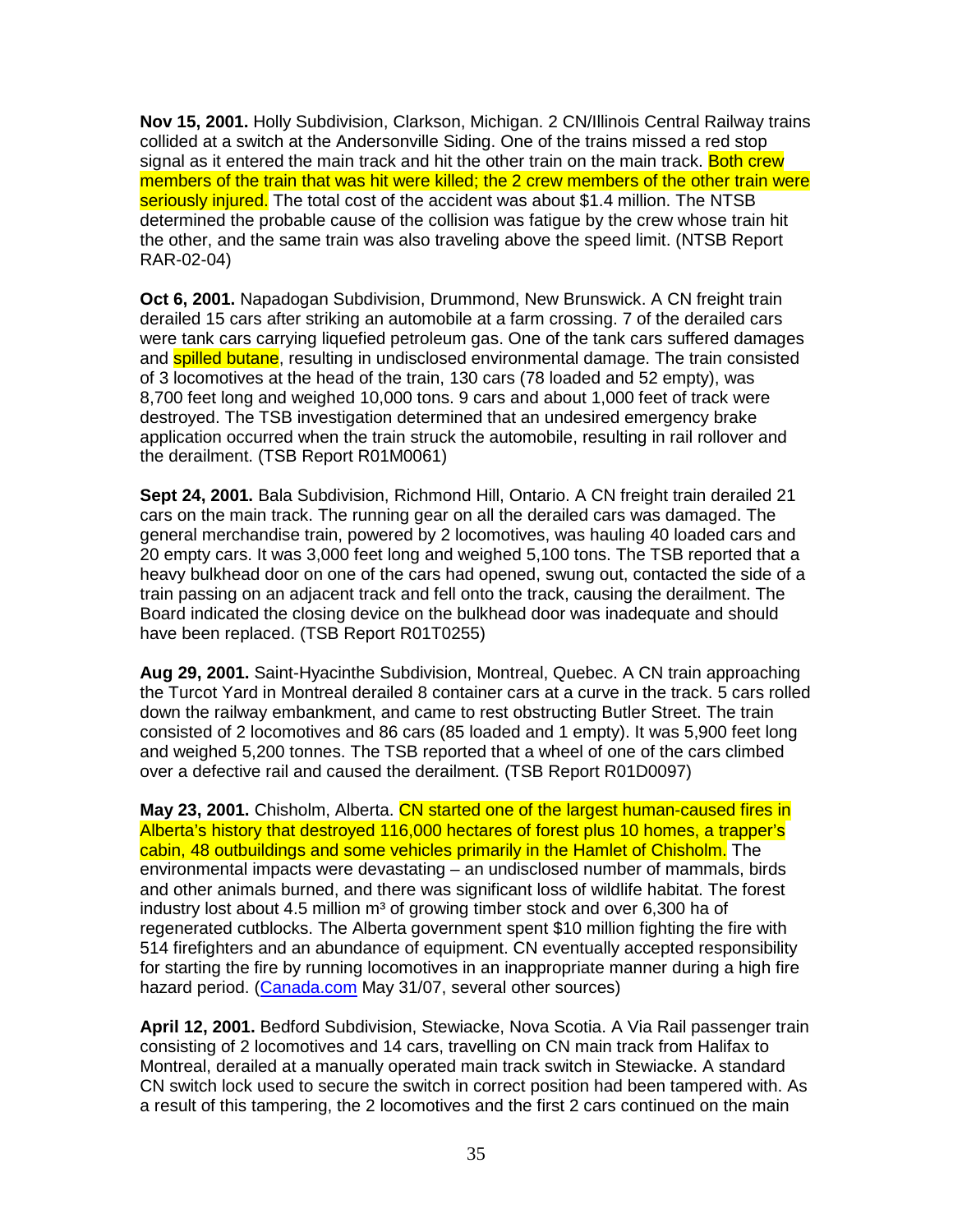**Nov 15, 2001.** Holly Subdivision, Clarkson, Michigan. 2 CN/Illinois Central Railway trains collided at a switch at the Andersonville Siding. One of the trains missed a red stop signal as it entered the main track and hit the other train on the main track. Both crew members of the train that was hit were killed; the 2 crew members of the other train were seriously injured. The total cost of the accident was about $1.4 million. The NTSB determined the probable cause of the collision was fatigue by the crew whose train hit the other, and the same train was also traveling above the speed limit. (NTSB Report RAR-02-04)

**Oct 6, 2001.** Napadogan Subdivision, Drummond, New Brunswick. A CN freight train derailed 15 cars after striking an automobile at a farm crossing. 7 of the derailed cars were tank cars carrying liquefied petroleum gas. One of the tank cars suffered damages and spilled butane, resulting in undisclosed environmental damage. The train consisted of 3 locomotives at the head of the train, 130 cars (78 loaded and 52 empty), was 8,700 feet long and weighed 10,000 tons. 9 cars and about 1,000 feet of track were destroyed. The TSB investigation determined that an undesired emergency brake application occurred when the train struck the automobile, resulting in rail rollover and the derailment. (TSB Report R01M0061)

**Sept 24, 2001.** Bala Subdivision, Richmond Hill, Ontario. A CN freight train derailed 21 cars on the main track. The running gear on all the derailed cars was damaged. The general merchandise train, powered by 2 locomotives, was hauling 40 loaded cars and 20 empty cars. It was 3,000 feet long and weighed 5,100 tons. The TSB reported that a heavy bulkhead door on one of the cars had opened, swung out, contacted the side of a train passing on an adjacent track and fell onto the track, causing the derailment. The Board indicated the closing device on the bulkhead door was inadequate and should have been replaced. (TSB Report R01T0255)

**Aug 29, 2001.** Saint-Hyacinthe Subdivision, Montreal, Quebec. A CN train approaching the Turcot Yard in Montreal derailed 8 container cars at a curve in the track. 5 cars rolled down the railway embankment, and came to rest obstructing Butler Street. The train consisted of 2 locomotives and 86 cars (85 loaded and 1 empty). It was 5,900 feet long and weighed 5,200 tonnes. The TSB reported that a wheel of one of the cars climbed over a defective rail and caused the derailment. (TSB Report R01D0097)

**May 23, 2001.** Chisholm, Alberta. CN started one of the largest human-caused fires in Alberta's history that destroyed 116,000 hectares of forest plus 10 homes, a trapper's cabin, 48 outbuildings and some vehicles primarily in the Hamlet of Chisholm. The environmental impacts were devastating – an undisclosed number of mammals, birds and other animals burned, and there was significant loss of wildlife habitat. The forest industry lost about 4.5 million m³ of growing timber stock and over 6,300 ha of regenerated cutblocks. The Alberta government spent $10 million fighting the fire with 514 firefighters and an abundance of equipment. CN eventually accepted responsibility for starting the fire by running locomotives in an inappropriate manner during a high fire hazard period. (Canada.com May 31/07, several other sources)

**April 12, 2001.** Bedford Subdivision, Stewiacke, Nova Scotia. A Via Rail passenger train consisting of 2 locomotives and 14 cars, travelling on CN main track from Halifax to Montreal, derailed at a manually operated main track switch in Stewiacke. A standard CN switch lock used to secure the switch in correct position had been tampered with. As a result of this tampering, the 2 locomotives and the first 2 cars continued on the main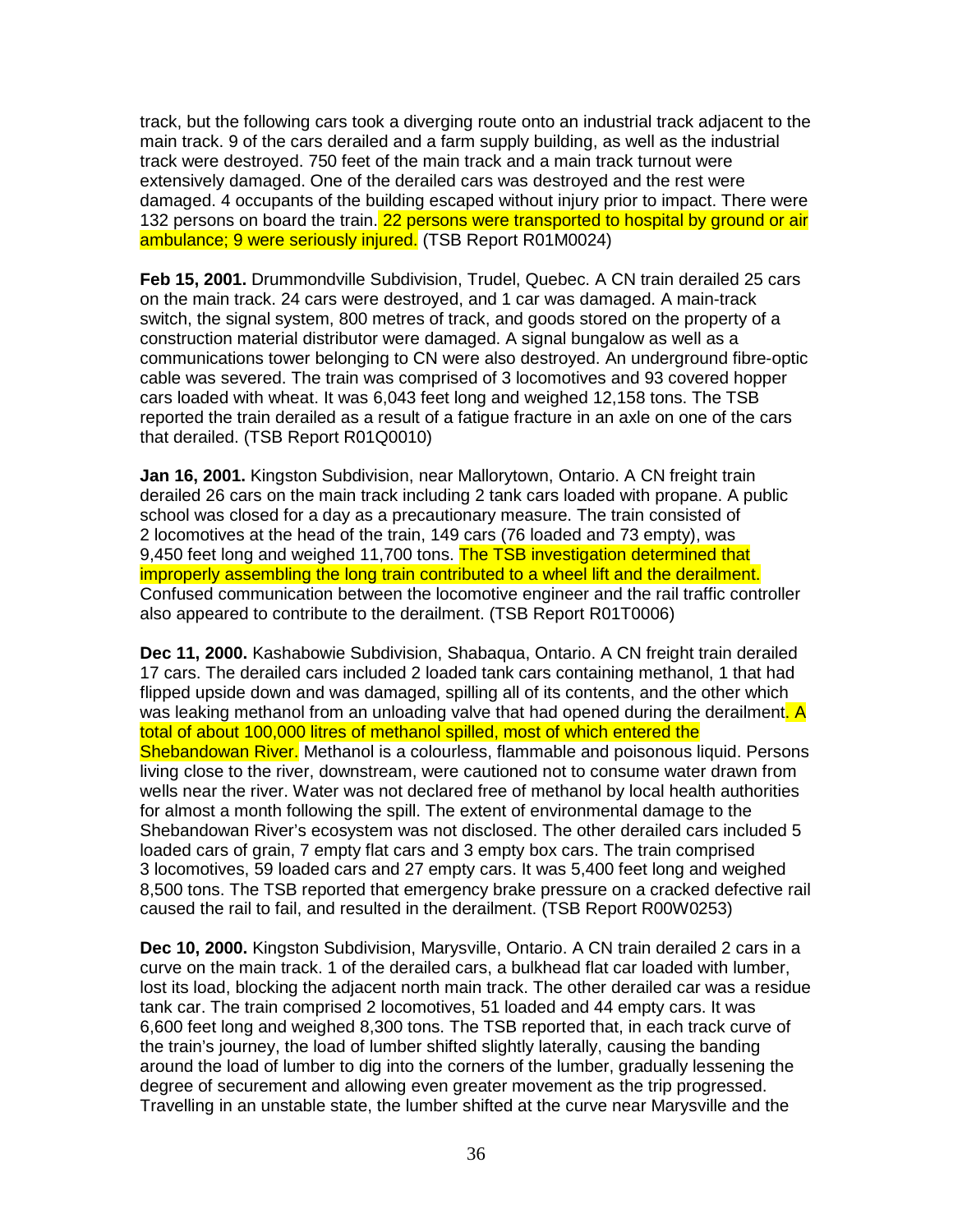track, but the following cars took a diverging route onto an industrial track adjacent to the main track. 9 of the cars derailed and a farm supply building, as well as the industrial track were destroyed. 750 feet of the main track and a main track turnout were extensively damaged. One of the derailed cars was destroyed and the rest were damaged. 4 occupants of the building escaped without injury prior to impact. There were 132 persons on board the train. 22 persons were transported to hospital by ground or air ambulance; 9 were seriously injured. (TSB Report R01M0024)

**Feb 15, 2001.** Drummondville Subdivision, Trudel, Quebec. A CN train derailed 25 cars on the main track. 24 cars were destroyed, and 1 car was damaged. A main-track switch, the signal system, 800 metres of track, and goods stored on the property of a construction material distributor were damaged. A signal bungalow as well as a communications tower belonging to CN were also destroyed. An underground fibre-optic cable was severed. The train was comprised of 3 locomotives and 93 covered hopper cars loaded with wheat. It was 6,043 feet long and weighed 12,158 tons. The TSB reported the train derailed as a result of a fatigue fracture in an axle on one of the cars that derailed. (TSB Report R01Q0010)

**Jan 16, 2001.** Kingston Subdivision, near Mallorytown, Ontario. A CN freight train derailed 26 cars on the main track including 2 tank cars loaded with propane. A public school was closed for a day as a precautionary measure. The train consisted of 2 locomotives at the head of the train, 149 cars (76 loaded and 73 empty), was 9,450 feet long and weighed 11,700 tons. The TSB investigation determined that improperly assembling the long train contributed to a wheel lift and the derailment. Confused communication between the locomotive engineer and the rail traffic controller also appeared to contribute to the derailment. (TSB Report R01T0006)

**Dec 11, 2000.** Kashabowie Subdivision, Shabaqua, Ontario. A CN freight train derailed 17 cars. The derailed cars included 2 loaded tank cars containing methanol, 1 that had flipped upside down and was damaged, spilling all of its contents, and the other which was leaking methanol from an unloading valve that had opened during the derailment. A total of about 100,000 litres of methanol spilled, most of which entered the Shebandowan River. Methanol is a colourless, flammable and poisonous liquid. Persons living close to the river, downstream, were cautioned not to consume water drawn from wells near the river. Water was not declared free of methanol by local health authorities for almost a month following the spill. The extent of environmental damage to the Shebandowan River's ecosystem was not disclosed. The other derailed cars included 5 loaded cars of grain, 7 empty flat cars and 3 empty box cars. The train comprised 3 locomotives, 59 loaded cars and 27 empty cars. It was 5,400 feet long and weighed 8,500 tons. The TSB reported that emergency brake pressure on a cracked defective rail caused the rail to fail, and resulted in the derailment. (TSB Report R00W0253)

**Dec 10, 2000.** Kingston Subdivision, Marysville, Ontario. A CN train derailed 2 cars in a curve on the main track. 1 of the derailed cars, a bulkhead flat car loaded with lumber, lost its load, blocking the adjacent north main track. The other derailed car was a residue tank car. The train comprised 2 locomotives, 51 loaded and 44 empty cars. It was 6,600 feet long and weighed 8,300 tons. The TSB reported that, in each track curve of the train's journey, the load of lumber shifted slightly laterally, causing the banding around the load of lumber to dig into the corners of the lumber, gradually lessening the degree of securement and allowing even greater movement as the trip progressed. Travelling in an unstable state, the lumber shifted at the curve near Marysville and the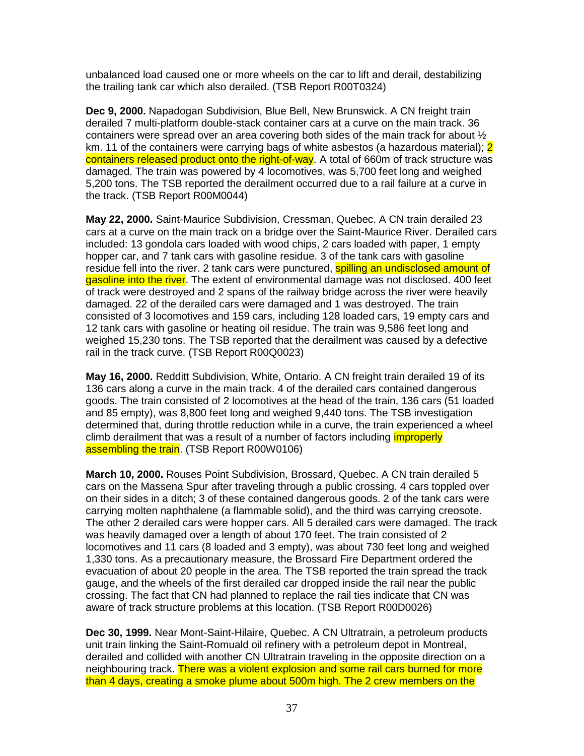unbalanced load caused one or more wheels on the car to lift and derail, destabilizing the trailing tank car which also derailed. (TSB Report R00T0324)

**Dec 9, 2000.** Napadogan Subdivision, Blue Bell, New Brunswick. A CN freight train derailed 7 multi-platform double-stack container cars at a curve on the main track. 36 containers were spread over an area covering both sides of the main track for about ½ km. 11 of the containers were carrying bags of white asbestos (a hazardous material); 2 containers released product onto the right-of-way. A total of 660m of track structure was damaged. The train was powered by 4 locomotives, was 5,700 feet long and weighed 5,200 tons. The TSB reported the derailment occurred due to a rail failure at a curve in the track. (TSB Report R00M0044)

**May 22, 2000.** Saint-Maurice Subdivision, Cressman, Quebec. A CN train derailed 23 cars at a curve on the main track on a bridge over the Saint-Maurice River. Derailed cars included: 13 gondola cars loaded with wood chips, 2 cars loaded with paper, 1 empty hopper car, and 7 tank cars with gasoline residue. 3 of the tank cars with gasoline residue fell into the river. 2 tank cars were punctured, spilling an undisclosed amount of gasoline into the river. The extent of environmental damage was not disclosed. 400 feet of track were destroyed and 2 spans of the railway bridge across the river were heavily damaged. 22 of the derailed cars were damaged and 1 was destroyed. The train consisted of 3 locomotives and 159 cars, including 128 loaded cars, 19 empty cars and 12 tank cars with gasoline or heating oil residue. The train was 9,586 feet long and weighed 15,230 tons. The TSB reported that the derailment was caused by a defective rail in the track curve. (TSB Report R00Q0023)

**May 16, 2000.** Redditt Subdivision, White, Ontario. A CN freight train derailed 19 of its 136 cars along a curve in the main track. 4 of the derailed cars contained dangerous goods. The train consisted of 2 locomotives at the head of the train, 136 cars (51 loaded and 85 empty), was 8,800 feet long and weighed 9,440 tons. The TSB investigation determined that, during throttle reduction while in a curve, the train experienced a wheel climb derailment that was a result of a number of factors including improperly assembling the train. (TSB Report R00W0106)

**March 10, 2000.** Rouses Point Subdivision, Brossard, Quebec. A CN train derailed 5 cars on the Massena Spur after traveling through a public crossing. 4 cars toppled over on their sides in a ditch; 3 of these contained dangerous goods. 2 of the tank cars were carrying molten naphthalene (a flammable solid), and the third was carrying creosote. The other 2 derailed cars were hopper cars. All 5 derailed cars were damaged. The track was heavily damaged over a length of about 170 feet. The train consisted of 2 locomotives and 11 cars (8 loaded and 3 empty), was about 730 feet long and weighed 1,330 tons. As a precautionary measure, the Brossard Fire Department ordered the evacuation of about 20 people in the area. The TSB reported the train spread the track gauge, and the wheels of the first derailed car dropped inside the rail near the public crossing. The fact that CN had planned to replace the rail ties indicate that CN was aware of track structure problems at this location. (TSB Report R00D0026)

**Dec 30, 1999.** Near Mont-Saint-Hilaire, Quebec. A CN Ultratrain, a petroleum products unit train linking the Saint-Romuald oil refinery with a petroleum depot in Montreal, derailed and collided with another CN Ultratrain traveling in the opposite direction on a neighbouring track. There was a violent explosion and some rail cars burned for more than 4 days, creating a smoke plume about 500m high. The 2 crew members on the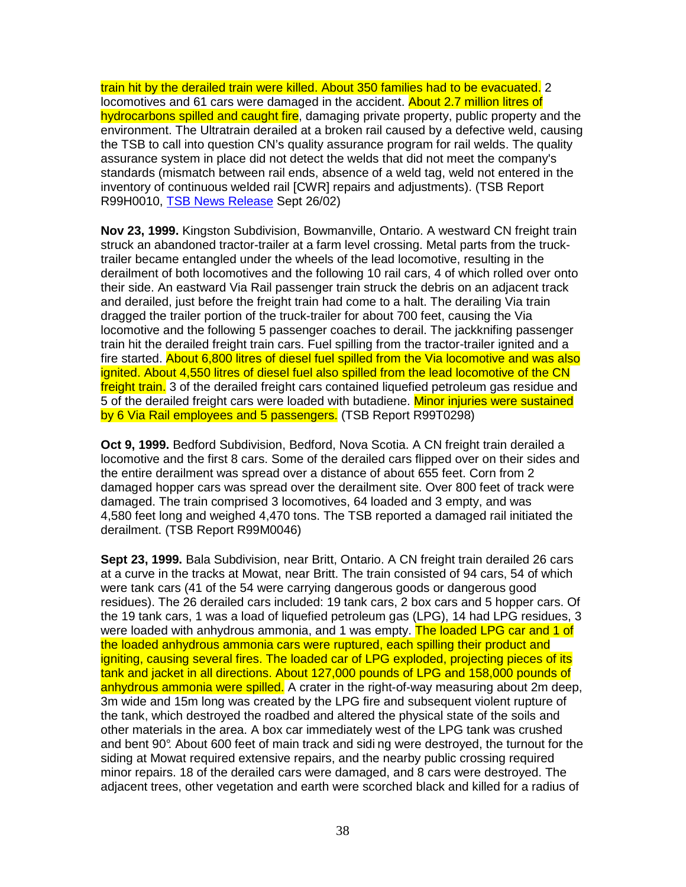train hit by the derailed train were killed. About 350 families had to be evacuated. 2 locomotives and 61 cars were damaged in the accident. About 2.7 million litres of hydrocarbons spilled and caught fire, damaging private property, public property and the environment. The Ultratrain derailed at a broken rail caused by a defective weld, causing the TSB to call into question CN's quality assurance program for rail welds. The quality assurance system in place did not detect the welds that did not meet the company's standards (mismatch between rail ends, absence of a weld tag, weld not entered in the inventory of continuous welded rail [CWR] repairs and adjustments). (TSB Report R99H0010, TSB News Release Sept 26/02)

**Nov 23, 1999.** Kingston Subdivision, Bowmanville, Ontario. A westward CN freight train struck an abandoned tractor-trailer at a farm level crossing. Metal parts from the truck-trailer became entangled under the wheels of the lead locomotive, resulting in the derailment of both locomotives and the following 10 rail cars, 4 of which rolled over onto their side. An eastward Via Rail passenger train struck the debris on an adjacent track and derailed, just before the freight train had come to a halt. The derailing Via train dragged the trailer portion of the truck-trailer for about 700 feet, causing the Via locomotive and the following 5 passenger coaches to derail. The jackknifing passenger train hit the derailed freight train cars. Fuel spilling from the tractor-trailer ignited and a fire started. About 6,800 litres of diesel fuel spilled from the Via locomotive and was also ignited. About 4,550 litres of diesel fuel also spilled from the lead locomotive of the CN freight train. 3 of the derailed freight cars contained liquefied petroleum gas residue and 5 of the derailed freight cars were loaded with butadiene. Minor injuries were sustained by 6 Via Rail employees and 5 passengers. (TSB Report R99T0298)

**Oct 9, 1999.** Bedford Subdivision, Bedford, Nova Scotia. A CN freight train derailed a locomotive and the first 8 cars. Some of the derailed cars flipped over on their sides and the entire derailment was spread over a distance of about 655 feet. Corn from 2 damaged hopper cars was spread over the derailment site. Over 800 feet of track were damaged. The train comprised 3 locomotives, 64 loaded and 3 empty, and was 4,580 feet long and weighed 4,470 tons. The TSB reported a damaged rail initiated the derailment. (TSB Report R99M0046)

**Sept 23, 1999.** Bala Subdivision, near Britt, Ontario. A CN freight train derailed 26 cars at a curve in the tracks at Mowat, near Britt. The train consisted of 94 cars, 54 of which were tank cars (41 of the 54 were carrying dangerous goods or dangerous good residues). The 26 derailed cars included: 19 tank cars, 2 box cars and 5 hopper cars. Of the 19 tank cars, 1 was a load of liquefied petroleum gas (LPG), 14 had LPG residues, 3 were loaded with anhydrous ammonia, and 1 was empty. The loaded LPG car and 1 of the loaded anhydrous ammonia cars were ruptured, each spilling their product and igniting, causing several fires. The loaded car of LPG exploded, projecting pieces of its tank and jacket in all directions. About 127,000 pounds of LPG and 158,000 pounds of anhydrous ammonia were spilled. A crater in the right-of-way measuring about 2m deep, 3m wide and 15m long was created by the LPG fire and subsequent violent rupture of the tank, which destroyed the roadbed and altered the physical state of the soils and other materials in the area. A box car immediately west of the LPG tank was crushed and bent 90°. About 600 feet of main track and siding were destroyed, the turnout for the siding at Mowat required extensive repairs, and the nearby public crossing required minor repairs. 18 of the derailed cars were damaged, and 8 cars were destroyed. The adjacent trees, other vegetation and earth were scorched black and killed for a radius of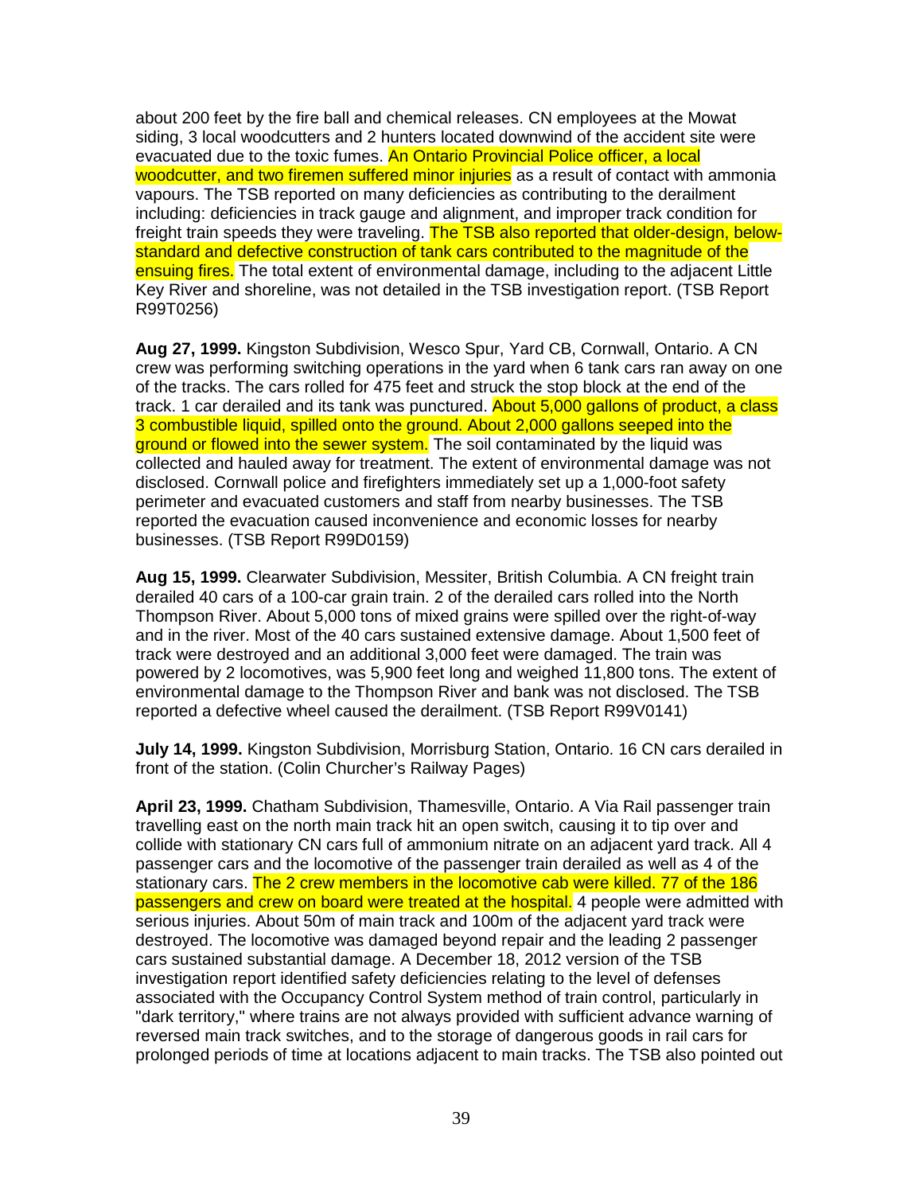about 200 feet by the fire ball and chemical releases. CN employees at the Mowat siding, 3 local woodcutters and 2 hunters located downwind of the accident site were evacuated due to the toxic fumes. An Ontario Provincial Police officer, a local woodcutter, and two firemen suffered minor injuries as a result of contact with ammonia vapours. The TSB reported on many deficiencies as contributing to the derailment including: deficiencies in track gauge and alignment, and improper track condition for freight train speeds they were traveling. The TSB also reported that older-design, below-standard and defective construction of tank cars contributed to the magnitude of the ensuing fires. The total extent of environmental damage, including to the adjacent Little Key River and shoreline, was not detailed in the TSB investigation report. (TSB Report R99T0256)

**Aug 27, 1999.** Kingston Subdivision, Wesco Spur, Yard CB, Cornwall, Ontario. A CN crew was performing switching operations in the yard when 6 tank cars ran away on one of the tracks. The cars rolled for 475 feet and struck the stop block at the end of the track. 1 car derailed and its tank was punctured. About 5,000 gallons of product, a class 3 combustible liquid, spilled onto the ground. About 2,000 gallons seeped into the ground or flowed into the sewer system. The soil contaminated by the liquid was collected and hauled away for treatment. The extent of environmental damage was not disclosed. Cornwall police and firefighters immediately set up a 1,000-foot safety perimeter and evacuated customers and staff from nearby businesses. The TSB reported the evacuation caused inconvenience and economic losses for nearby businesses. (TSB Report R99D0159)

**Aug 15, 1999.** Clearwater Subdivision, Messiter, British Columbia. A CN freight train derailed 40 cars of a 100-car grain train. 2 of the derailed cars rolled into the North Thompson River. About 5,000 tons of mixed grains were spilled over the right-of-way and in the river. Most of the 40 cars sustained extensive damage. About 1,500 feet of track were destroyed and an additional 3,000 feet were damaged. The train was powered by 2 locomotives, was 5,900 feet long and weighed 11,800 tons. The extent of environmental damage to the Thompson River and bank was not disclosed. The TSB reported a defective wheel caused the derailment. (TSB Report R99V0141)

**July 14, 1999.** Kingston Subdivision, Morrisburg Station, Ontario. 16 CN cars derailed in front of the station. (Colin Churcher's Railway Pages)

**April 23, 1999.** Chatham Subdivision, Thamesville, Ontario. A Via Rail passenger train travelling east on the north main track hit an open switch, causing it to tip over and collide with stationary CN cars full of ammonium nitrate on an adjacent yard track. All 4 passenger cars and the locomotive of the passenger train derailed as well as 4 of the stationary cars. The 2 crew members in the locomotive cab were killed. 77 of the 186 passengers and crew on board were treated at the hospital. 4 people were admitted with serious injuries. About 50m of main track and 100m of the adjacent yard track were destroyed. The locomotive was damaged beyond repair and the leading 2 passenger cars sustained substantial damage. A December 18, 2012 version of the TSB investigation report identified safety deficiencies relating to the level of defenses associated with the Occupancy Control System method of train control, particularly in "dark territory," where trains are not always provided with sufficient advance warning of reversed main track switches, and to the storage of dangerous goods in rail cars for prolonged periods of time at locations adjacent to main tracks. The TSB also pointed out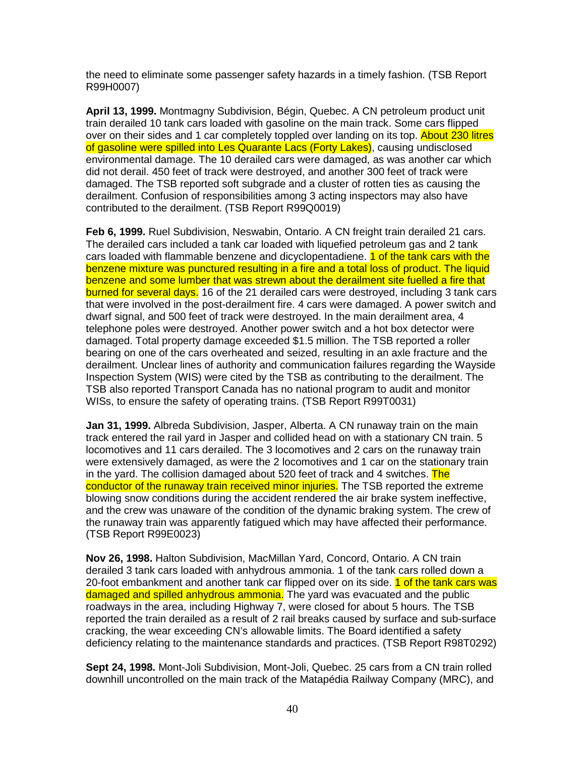the need to eliminate some passenger safety hazards in a timely fashion. (TSB Report R99H0007)

**April 13, 1999.** Montmagny Subdivision, Bégin, Quebec. A CN petroleum product unit train derailed 10 tank cars loaded with gasoline on the main track. Some cars flipped over on their sides and 1 car completely toppled over landing on its top. About 230 litres of gasoline were spilled into Les Quarante Lacs (Forty Lakes), causing undisclosed environmental damage. The 10 derailed cars were damaged, as was another car which did not derail. 450 feet of track were destroyed, and another 300 feet of track were damaged. The TSB reported soft subgrade and a cluster of rotten ties as causing the derailment. Confusion of responsibilities among 3 acting inspectors may also have contributed to the derailment. (TSB Report R99Q0019)

**Feb 6, 1999.** Ruel Subdivision, Neswabin, Ontario. A CN freight train derailed 21 cars. The derailed cars included a tank car loaded with liquefied petroleum gas and 2 tank cars loaded with flammable benzene and dicyclopentadiene. 1 of the tank cars with the benzene mixture was punctured resulting in a fire and a total loss of product. The liquid benzene and some lumber that was strewn about the derailment site fuelled a fire that burned for several days. 16 of the 21 derailed cars were destroyed, including 3 tank cars that were involved in the post-derailment fire. 4 cars were damaged. A power switch and dwarf signal, and 500 feet of track were destroyed. In the main derailment area, 4 telephone poles were destroyed. Another power switch and a hot box detector were damaged. Total property damage exceeded $1.5 million. The TSB reported a roller bearing on one of the cars overheated and seized, resulting in an axle fracture and the derailment. Unclear lines of authority and communication failures regarding the Wayside Inspection System (WIS) were cited by the TSB as contributing to the derailment. The TSB also reported Transport Canada has no national program to audit and monitor WISs, to ensure the safety of operating trains. (TSB Report R99T0031)

**Jan 31, 1999.** Albreda Subdivision, Jasper, Alberta. A CN runaway train on the main track entered the rail yard in Jasper and collided head on with a stationary CN train. 5 locomotives and 11 cars derailed. The 3 locomotives and 2 cars on the runaway train were extensively damaged, as were the 2 locomotives and 1 car on the stationary train in the yard. The collision damaged about 520 feet of track and 4 switches. The conductor of the runaway train received minor injuries. The TSB reported the extreme blowing snow conditions during the accident rendered the air brake system ineffective, and the crew was unaware of the condition of the dynamic braking system. The crew of the runaway train was apparently fatigued which may have affected their performance. (TSB Report R99E0023)

**Nov 26, 1998.** Halton Subdivision, MacMillan Yard, Concord, Ontario. A CN train derailed 3 tank cars loaded with anhydrous ammonia. 1 of the tank cars rolled down a 20-foot embankment and another tank car flipped over on its side. 1 of the tank cars was damaged and spilled anhydrous ammonia. The yard was evacuated and the public roadways in the area, including Highway 7, were closed for about 5 hours. The TSB reported the train derailed as a result of 2 rail breaks caused by surface and sub-surface cracking, the wear exceeding CN's allowable limits. The Board identified a safety deficiency relating to the maintenance standards and practices. (TSB Report R98T0292)

**Sept 24, 1998.** Mont-Joli Subdivision, Mont-Joli, Quebec. 25 cars from a CN train rolled downhill uncontrolled on the main track of the Matapédia Railway Company (MRC), and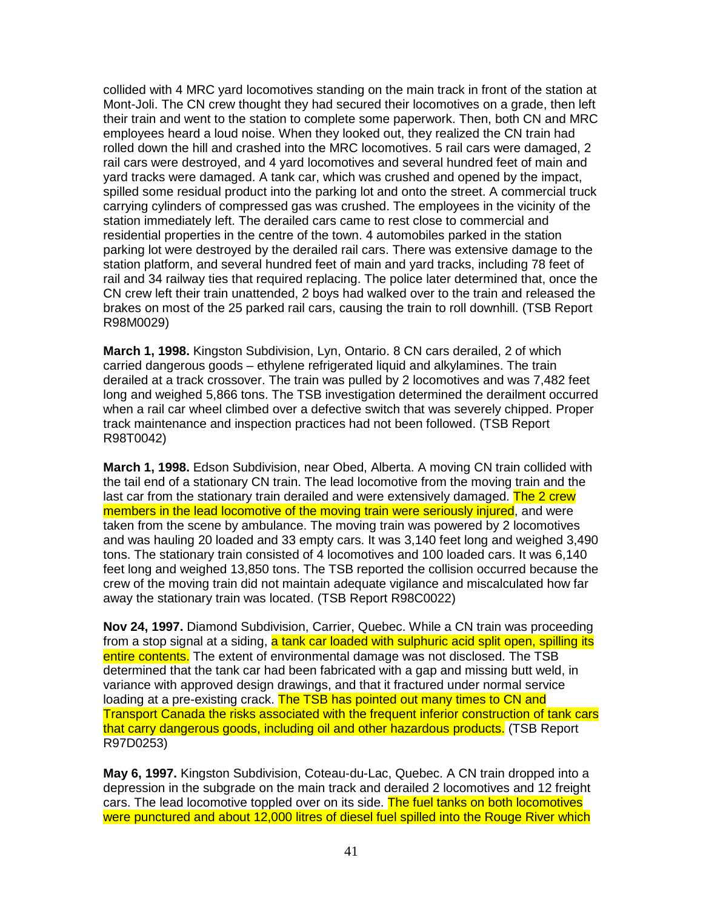collided with 4 MRC yard locomotives standing on the main track in front of the station at Mont-Joli. The CN crew thought they had secured their locomotives on a grade, then left their train and went to the station to complete some paperwork. Then, both CN and MRC employees heard a loud noise. When they looked out, they realized the CN train had rolled down the hill and crashed into the MRC locomotives. 5 rail cars were damaged, 2 rail cars were destroyed, and 4 yard locomotives and several hundred feet of main and yard tracks were damaged. A tank car, which was crushed and opened by the impact, spilled some residual product into the parking lot and onto the street. A commercial truck carrying cylinders of compressed gas was crushed. The employees in the vicinity of the station immediately left. The derailed cars came to rest close to commercial and residential properties in the centre of the town. 4 automobiles parked in the station parking lot were destroyed by the derailed rail cars. There was extensive damage to the station platform, and several hundred feet of main and yard tracks, including 78 feet of rail and 34 railway ties that required replacing. The police later determined that, once the CN crew left their train unattended, 2 boys had walked over to the train and released the brakes on most of the 25 parked rail cars, causing the train to roll downhill. (TSB Report R98M0029)

**March 1, 1998.** Kingston Subdivision, Lyn, Ontario. 8 CN cars derailed, 2 of which carried dangerous goods – ethylene refrigerated liquid and alkylamines. The train derailed at a track crossover. The train was pulled by 2 locomotives and was 7,482 feet long and weighed 5,866 tons. The TSB investigation determined the derailment occurred when a rail car wheel climbed over a defective switch that was severely chipped. Proper track maintenance and inspection practices had not been followed. (TSB Report R98T0042)

**March 1, 1998.** Edson Subdivision, near Obed, Alberta. A moving CN train collided with the tail end of a stationary CN train. The lead locomotive from the moving train and the last car from the stationary train derailed and were extensively damaged. The 2 crew members in the lead locomotive of the moving train were seriously injured, and were taken from the scene by ambulance. The moving train was powered by 2 locomotives and was hauling 20 loaded and 33 empty cars. It was 3,140 feet long and weighed 3,490 tons. The stationary train consisted of 4 locomotives and 100 loaded cars. It was 6,140 feet long and weighed 13,850 tons. The TSB reported the collision occurred because the crew of the moving train did not maintain adequate vigilance and miscalculated how far away the stationary train was located. (TSB Report R98C0022)

**Nov 24, 1997.** Diamond Subdivision, Carrier, Quebec. While a CN train was proceeding from a stop signal at a siding, a tank car loaded with sulphuric acid split open, spilling its entire contents. The extent of environmental damage was not disclosed. The TSB determined that the tank car had been fabricated with a gap and missing butt weld, in variance with approved design drawings, and that it fractured under normal service loading at a pre-existing crack. The TSB has pointed out many times to CN and Transport Canada the risks associated with the frequent inferior construction of tank cars that carry dangerous goods, including oil and other hazardous products. (TSB Report R97D0253)

**May 6, 1997.** Kingston Subdivision, Coteau-du-Lac, Quebec. A CN train dropped into a depression in the subgrade on the main track and derailed 2 locomotives and 12 freight cars. The lead locomotive toppled over on its side. The fuel tanks on both locomotives were punctured and about 12,000 litres of diesel fuel spilled into the Rouge River which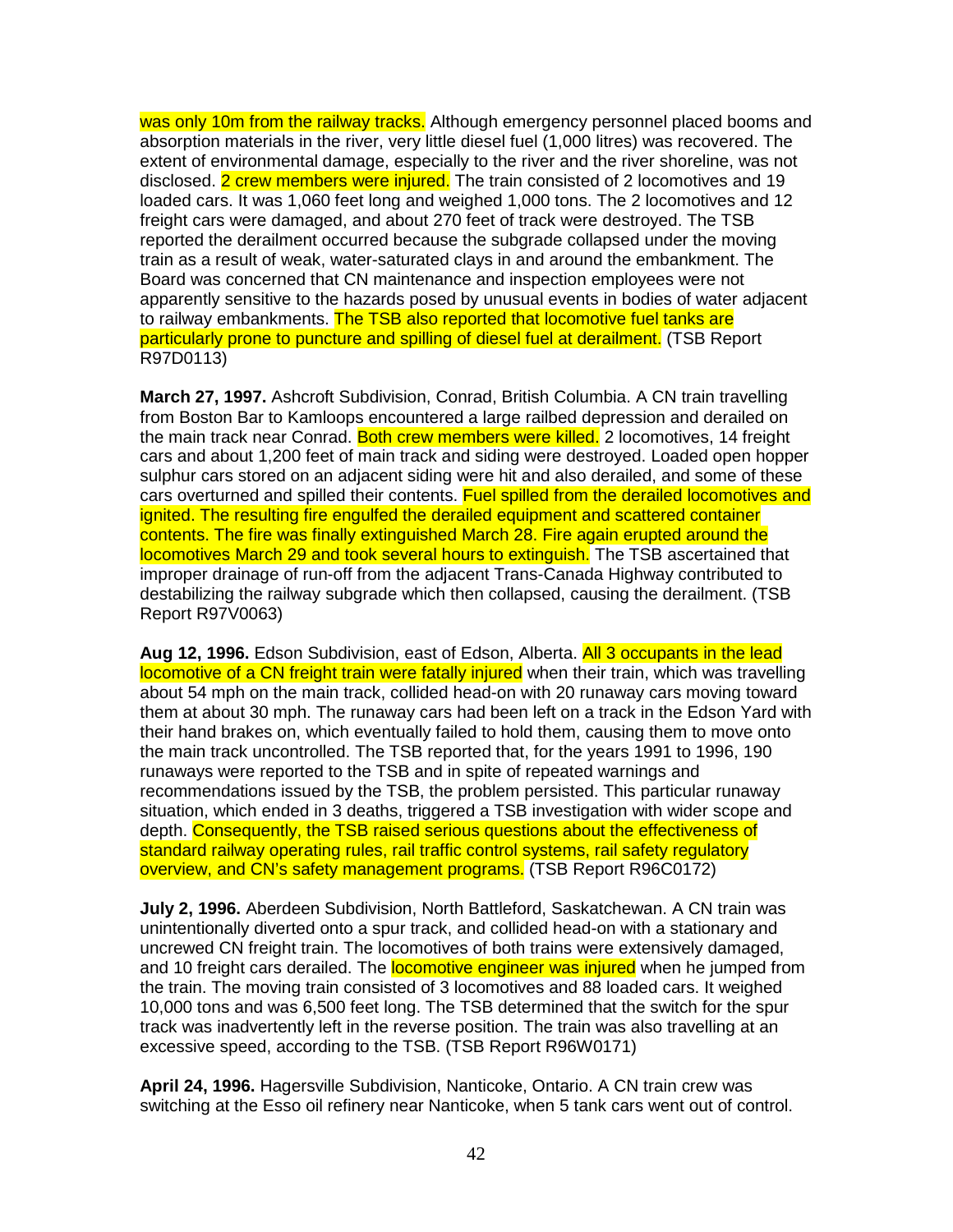was only 10m from the railway tracks. Although emergency personnel placed booms and absorption materials in the river, very little diesel fuel (1,000 litres) was recovered. The extent of environmental damage, especially to the river and the river shoreline, was not disclosed. 2 crew members were injured. The train consisted of 2 locomotives and 19 loaded cars. It was 1,060 feet long and weighed 1,000 tons. The 2 locomotives and 12 freight cars were damaged, and about 270 feet of track were destroyed. The TSB reported the derailment occurred because the subgrade collapsed under the moving train as a result of weak, water-saturated clays in and around the embankment. The Board was concerned that CN maintenance and inspection employees were not apparently sensitive to the hazards posed by unusual events in bodies of water adjacent to railway embankments. The TSB also reported that locomotive fuel tanks are particularly prone to puncture and spilling of diesel fuel at derailment. (TSB Report R97D0113)

**March 27, 1997.** Ashcroft Subdivision, Conrad, British Columbia. A CN train travelling from Boston Bar to Kamloops encountered a large railbed depression and derailed on the main track near Conrad. Both crew members were killed. 2 locomotives, 14 freight cars and about 1,200 feet of main track and siding were destroyed. Loaded open hopper sulphur cars stored on an adjacent siding were hit and also derailed, and some of these cars overturned and spilled their contents. Fuel spilled from the derailed locomotives and ignited. The resulting fire engulfed the derailed equipment and scattered container contents. The fire was finally extinguished March 28. Fire again erupted around the locomotives March 29 and took several hours to extinguish. The TSB ascertained that improper drainage of run-off from the adjacent Trans-Canada Highway contributed to destabilizing the railway subgrade which then collapsed, causing the derailment. (TSB Report R97V0063)

**Aug 12, 1996.** Edson Subdivision, east of Edson, Alberta. All 3 occupants in the lead locomotive of a CN freight train were fatally injured when their train, which was travelling about 54 mph on the main track, collided head-on with 20 runaway cars moving toward them at about 30 mph. The runaway cars had been left on a track in the Edson Yard with their hand brakes on, which eventually failed to hold them, causing them to move onto the main track uncontrolled. The TSB reported that, for the years 1991 to 1996, 190 runaways were reported to the TSB and in spite of repeated warnings and recommendations issued by the TSB, the problem persisted. This particular runaway situation, which ended in 3 deaths, triggered a TSB investigation with wider scope and depth. Consequently, the TSB raised serious questions about the effectiveness of standard railway operating rules, rail traffic control systems, rail safety regulatory overview, and CN's safety management programs. (TSB Report R96C0172)

**July 2, 1996.** Aberdeen Subdivision, North Battleford, Saskatchewan. A CN train was unintentionally diverted onto a spur track, and collided head-on with a stationary and uncrewed CN freight train. The locomotives of both trains were extensively damaged, and 10 freight cars derailed. The locomotive engineer was injured when he jumped from the train. The moving train consisted of 3 locomotives and 88 loaded cars. It weighed 10,000 tons and was 6,500 feet long. The TSB determined that the switch for the spur track was inadvertently left in the reverse position. The train was also travelling at an excessive speed, according to the TSB. (TSB Report R96W0171)

**April 24, 1996.** Hagersville Subdivision, Nanticoke, Ontario. A CN train crew was switching at the Esso oil refinery near Nanticoke, when 5 tank cars went out of control.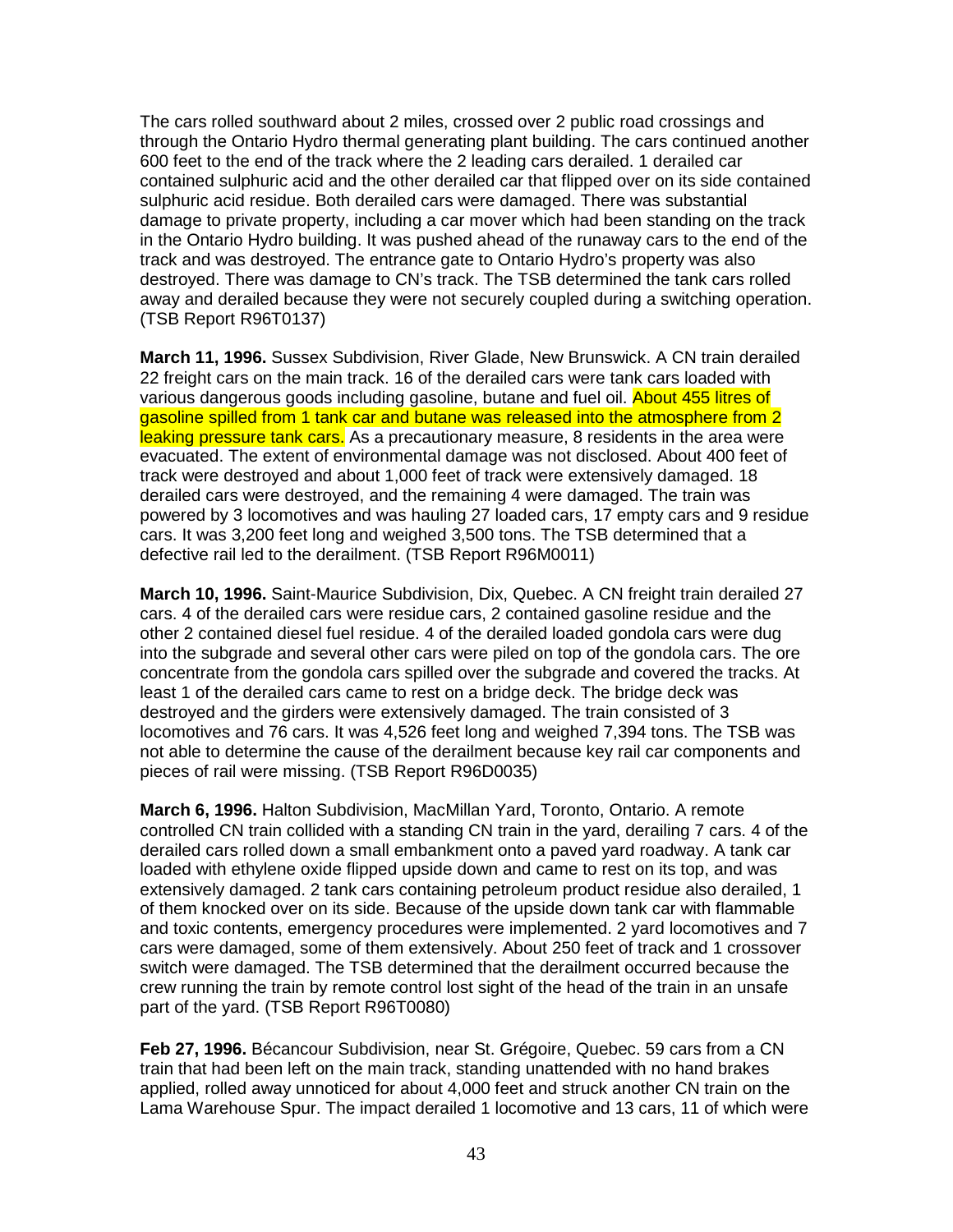The cars rolled southward about 2 miles, crossed over 2 public road crossings and through the Ontario Hydro thermal generating plant building. The cars continued another 600 feet to the end of the track where the 2 leading cars derailed. 1 derailed car contained sulphuric acid and the other derailed car that flipped over on its side contained sulphuric acid residue. Both derailed cars were damaged. There was substantial damage to private property, including a car mover which had been standing on the track in the Ontario Hydro building. It was pushed ahead of the runaway cars to the end of the track and was destroyed. The entrance gate to Ontario Hydro's property was also destroyed. There was damage to CN's track. The TSB determined the tank cars rolled away and derailed because they were not securely coupled during a switching operation. (TSB Report R96T0137)

**March 11, 1996.** Sussex Subdivision, River Glade, New Brunswick. A CN train derailed 22 freight cars on the main track. 16 of the derailed cars were tank cars loaded with various dangerous goods including gasoline, butane and fuel oil. About 455 litres of gasoline spilled from 1 tank car and butane was released into the atmosphere from 2 leaking pressure tank cars. As a precautionary measure, 8 residents in the area were evacuated. The extent of environmental damage was not disclosed. About 400 feet of track were destroyed and about 1,000 feet of track were extensively damaged. 18 derailed cars were destroyed, and the remaining 4 were damaged. The train was powered by 3 locomotives and was hauling 27 loaded cars, 17 empty cars and 9 residue cars. It was 3,200 feet long and weighed 3,500 tons. The TSB determined that a defective rail led to the derailment. (TSB Report R96M0011)

**March 10, 1996.** Saint-Maurice Subdivision, Dix, Quebec. A CN freight train derailed 27 cars. 4 of the derailed cars were residue cars, 2 contained gasoline residue and the other 2 contained diesel fuel residue. 4 of the derailed loaded gondola cars were dug into the subgrade and several other cars were piled on top of the gondola cars. The ore concentrate from the gondola cars spilled over the subgrade and covered the tracks. At least 1 of the derailed cars came to rest on a bridge deck. The bridge deck was destroyed and the girders were extensively damaged. The train consisted of 3 locomotives and 76 cars. It was 4,526 feet long and weighed 7,394 tons. The TSB was not able to determine the cause of the derailment because key rail car components and pieces of rail were missing. (TSB Report R96D0035)

**March 6, 1996.** Halton Subdivision, MacMillan Yard, Toronto, Ontario. A remote controlled CN train collided with a standing CN train in the yard, derailing 7 cars. 4 of the derailed cars rolled down a small embankment onto a paved yard roadway. A tank car loaded with ethylene oxide flipped upside down and came to rest on its top, and was extensively damaged. 2 tank cars containing petroleum product residue also derailed, 1 of them knocked over on its side. Because of the upside down tank car with flammable and toxic contents, emergency procedures were implemented. 2 yard locomotives and 7 cars were damaged, some of them extensively. About 250 feet of track and 1 crossover switch were damaged. The TSB determined that the derailment occurred because the crew running the train by remote control lost sight of the head of the train in an unsafe part of the yard. (TSB Report R96T0080)

**Feb 27, 1996.** Bécancour Subdivision, near St. Grégoire, Quebec. 59 cars from a CN train that had been left on the main track, standing unattended with no hand brakes applied, rolled away unnoticed for about 4,000 feet and struck another CN train on the Lama Warehouse Spur. The impact derailed 1 locomotive and 13 cars, 11 of which were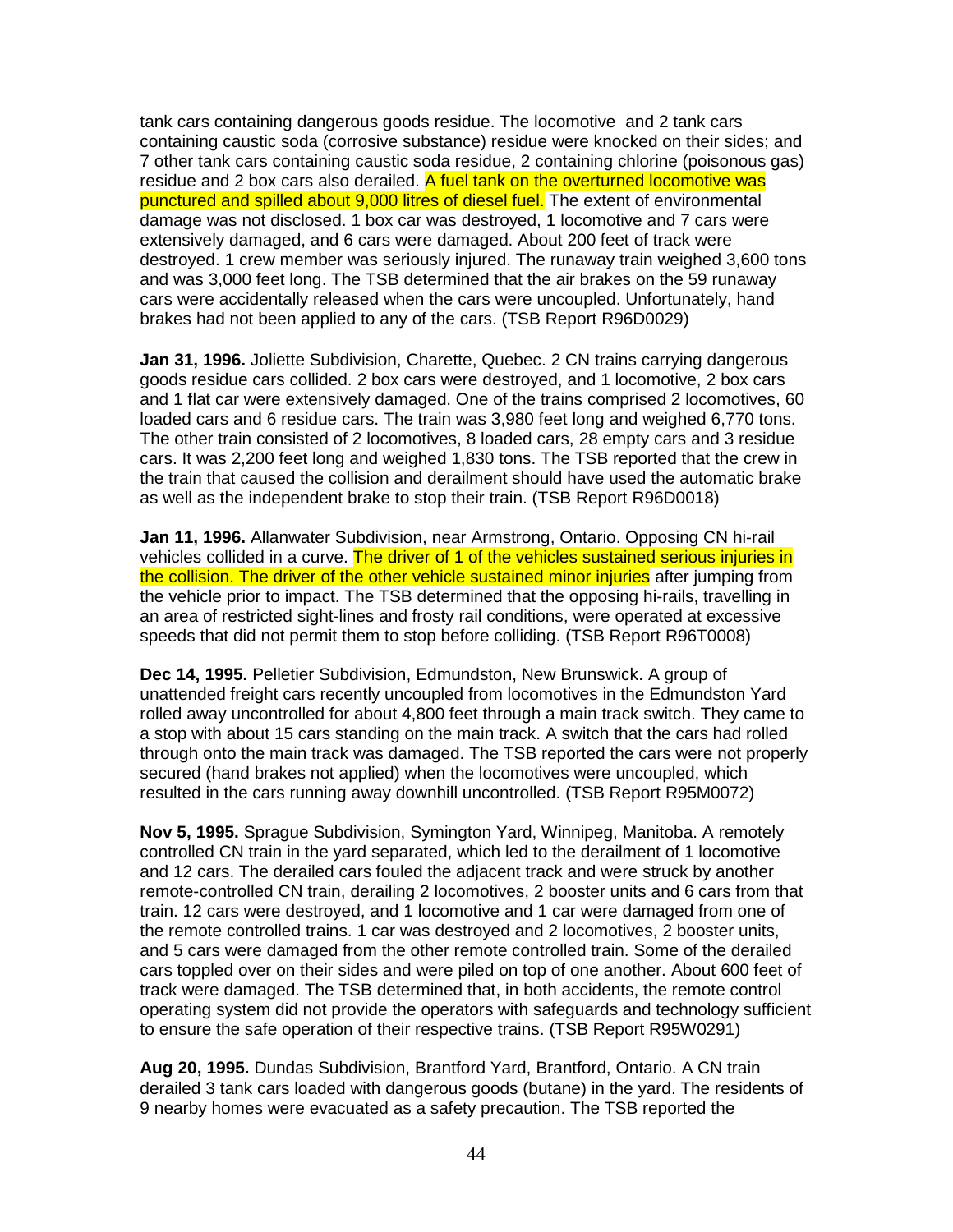tank cars containing dangerous goods residue. The locomotive and 2 tank cars containing caustic soda (corrosive substance) residue were knocked on their sides; and 7 other tank cars containing caustic soda residue, 2 containing chlorine (poisonous gas) residue and 2 box cars also derailed. A fuel tank on the overturned locomotive was punctured and spilled about 9,000 litres of diesel fuel. The extent of environmental damage was not disclosed. 1 box car was destroyed, 1 locomotive and 7 cars were extensively damaged, and 6 cars were damaged. About 200 feet of track were destroyed. 1 crew member was seriously injured. The runaway train weighed 3,600 tons and was 3,000 feet long. The TSB determined that the air brakes on the 59 runaway cars were accidentally released when the cars were uncoupled. Unfortunately, hand brakes had not been applied to any of the cars. (TSB Report R96D0029)

**Jan 31, 1996.** Joliette Subdivision, Charette, Quebec. 2 CN trains carrying dangerous goods residue cars collided. 2 box cars were destroyed, and 1 locomotive, 2 box cars and 1 flat car were extensively damaged. One of the trains comprised 2 locomotives, 60 loaded cars and 6 residue cars. The train was 3,980 feet long and weighed 6,770 tons. The other train consisted of 2 locomotives, 8 loaded cars, 28 empty cars and 3 residue cars. It was 2,200 feet long and weighed 1,830 tons. The TSB reported that the crew in the train that caused the collision and derailment should have used the automatic brake as well as the independent brake to stop their train. (TSB Report R96D0018)

**Jan 11, 1996.** Allanwater Subdivision, near Armstrong, Ontario. Opposing CN hi-rail vehicles collided in a curve. The driver of 1 of the vehicles sustained serious injuries in the collision. The driver of the other vehicle sustained minor injuries after jumping from the vehicle prior to impact. The TSB determined that the opposing hi-rails, travelling in an area of restricted sight-lines and frosty rail conditions, were operated at excessive speeds that did not permit them to stop before colliding. (TSB Report R96T0008)

**Dec 14, 1995.** Pelletier Subdivision, Edmundston, New Brunswick. A group of unattended freight cars recently uncoupled from locomotives in the Edmundston Yard rolled away uncontrolled for about 4,800 feet through a main track switch. They came to a stop with about 15 cars standing on the main track. A switch that the cars had rolled through onto the main track was damaged. The TSB reported the cars were not properly secured (hand brakes not applied) when the locomotives were uncoupled, which resulted in the cars running away downhill uncontrolled. (TSB Report R95M0072)

**Nov 5, 1995.** Sprague Subdivision, Symington Yard, Winnipeg, Manitoba. A remotely controlled CN train in the yard separated, which led to the derailment of 1 locomotive and 12 cars. The derailed cars fouled the adjacent track and were struck by another remote-controlled CN train, derailing 2 locomotives, 2 booster units and 6 cars from that train. 12 cars were destroyed, and 1 locomotive and 1 car were damaged from one of the remote controlled trains. 1 car was destroyed and 2 locomotives, 2 booster units, and 5 cars were damaged from the other remote controlled train. Some of the derailed cars toppled over on their sides and were piled on top of one another. About 600 feet of track were damaged. The TSB determined that, in both accidents, the remote control operating system did not provide the operators with safeguards and technology sufficient to ensure the safe operation of their respective trains. (TSB Report R95W0291)

**Aug 20, 1995.** Dundas Subdivision, Brantford Yard, Brantford, Ontario. A CN train derailed 3 tank cars loaded with dangerous goods (butane) in the yard. The residents of 9 nearby homes were evacuated as a safety precaution. The TSB reported the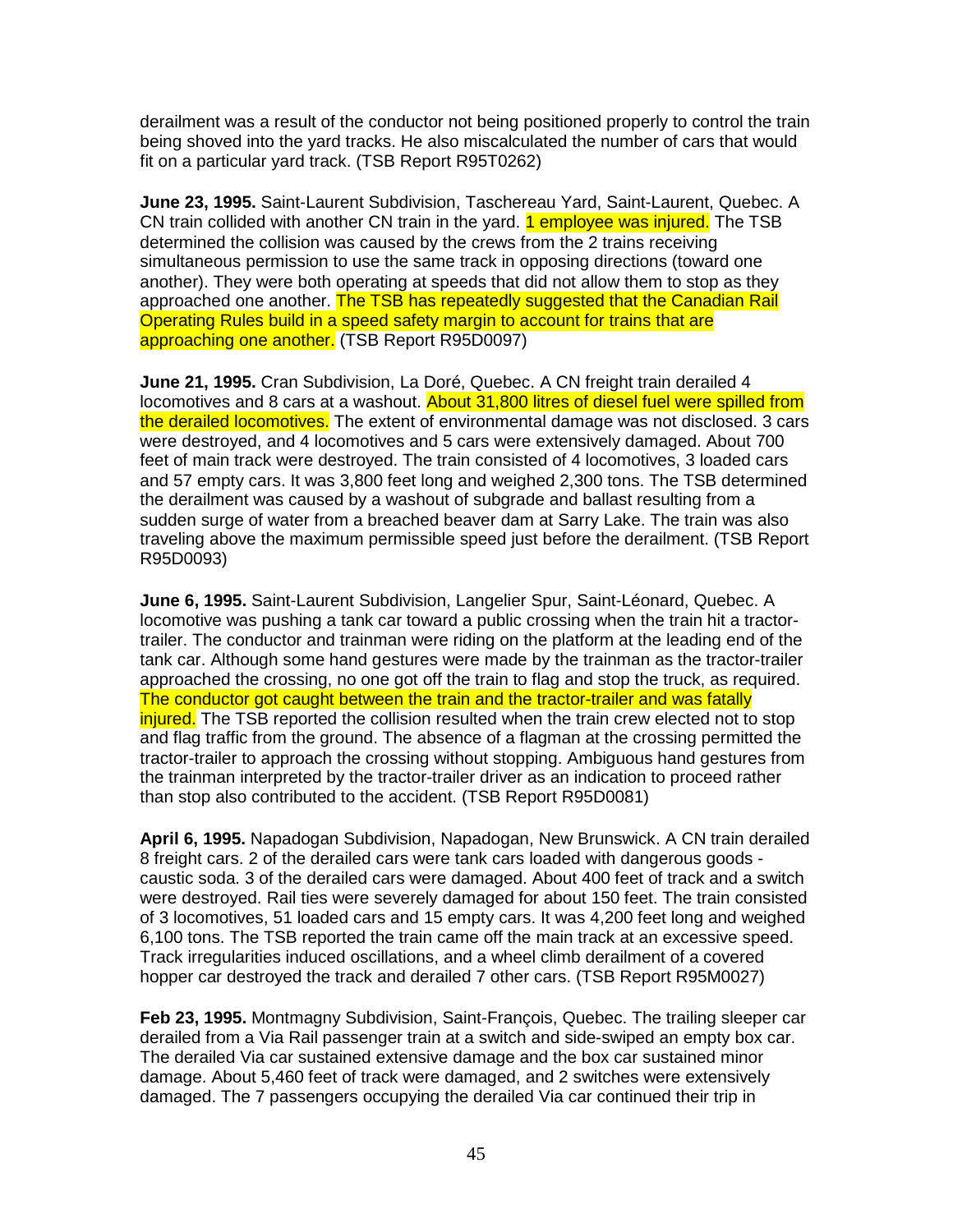derailment was a result of the conductor not being positioned properly to control the train being shoved into the yard tracks. He also miscalculated the number of cars that would fit on a particular yard track. (TSB Report R95T0262)

**June 23, 1995.** Saint-Laurent Subdivision, Taschereau Yard, Saint-Laurent, Quebec. A CN train collided with another CN train in the yard. 1 employee was injured. The TSB determined the collision was caused by the crews from the 2 trains receiving simultaneous permission to use the same track in opposing directions (toward one another). They were both operating at speeds that did not allow them to stop as they approached one another. The TSB has repeatedly suggested that the Canadian Rail Operating Rules build in a speed safety margin to account for trains that are approaching one another. (TSB Report R95D0097)

**June 21, 1995.** Cran Subdivision, La Doré, Quebec. A CN freight train derailed 4 locomotives and 8 cars at a washout. About 31,800 litres of diesel fuel were spilled from the derailed locomotives. The extent of environmental damage was not disclosed. 3 cars were destroyed, and 4 locomotives and 5 cars were extensively damaged. About 700 feet of main track were destroyed. The train consisted of 4 locomotives, 3 loaded cars and 57 empty cars. It was 3,800 feet long and weighed 2,300 tons. The TSB determined the derailment was caused by a washout of subgrade and ballast resulting from a sudden surge of water from a breached beaver dam at Sarry Lake. The train was also traveling above the maximum permissible speed just before the derailment. (TSB Report R95D0093)

**June 6, 1995.** Saint-Laurent Subdivision, Langelier Spur, Saint-Léonard, Quebec. A locomotive was pushing a tank car toward a public crossing when the train hit a tractor-trailer. The conductor and trainman were riding on the platform at the leading end of the tank car. Although some hand gestures were made by the trainman as the tractor-trailer approached the crossing, no one got off the train to flag and stop the truck, as required. The conductor got caught between the train and the tractor-trailer and was fatally injured. The TSB reported the collision resulted when the train crew elected not to stop and flag traffic from the ground. The absence of a flagman at the crossing permitted the tractor-trailer to approach the crossing without stopping. Ambiguous hand gestures from the trainman interpreted by the tractor-trailer driver as an indication to proceed rather than stop also contributed to the accident. (TSB Report R95D0081)

**April 6, 1995.** Napadogan Subdivision, Napadogan, New Brunswick. A CN train derailed 8 freight cars. 2 of the derailed cars were tank cars loaded with dangerous goods - caustic soda. 3 of the derailed cars were damaged. About 400 feet of track and a switch were destroyed. Rail ties were severely damaged for about 150 feet. The train consisted of 3 locomotives, 51 loaded cars and 15 empty cars. It was 4,200 feet long and weighed 6,100 tons. The TSB reported the train came off the main track at an excessive speed. Track irregularities induced oscillations, and a wheel climb derailment of a covered hopper car destroyed the track and derailed 7 other cars. (TSB Report R95M0027)

**Feb 23, 1995.** Montmagny Subdivision, Saint-François, Quebec. The trailing sleeper car derailed from a Via Rail passenger train at a switch and side-swiped an empty box car. The derailed Via car sustained extensive damage and the box car sustained minor damage. About 5,460 feet of track were damaged, and 2 switches were extensively damaged. The 7 passengers occupying the derailed Via car continued their trip in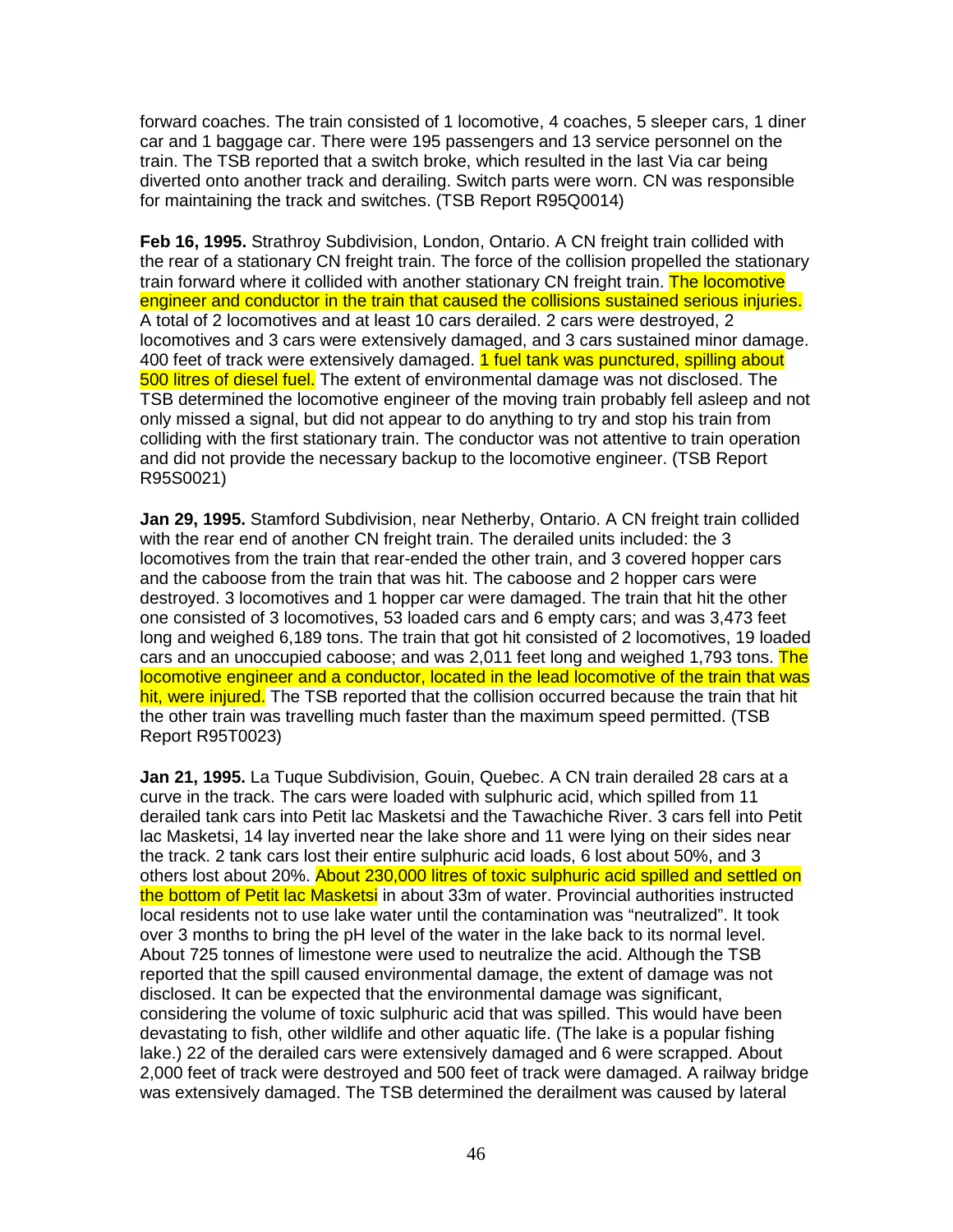forward coaches. The train consisted of 1 locomotive, 4 coaches, 5 sleeper cars, 1 diner car and 1 baggage car. There were 195 passengers and 13 service personnel on the train. The TSB reported that a switch broke, which resulted in the last Via car being diverted onto another track and derailing. Switch parts were worn. CN was responsible for maintaining the track and switches. (TSB Report R95Q0014)

**Feb 16, 1995.** Strathroy Subdivision, London, Ontario. A CN freight train collided with the rear of a stationary CN freight train. The force of the collision propelled the stationary train forward where it collided with another stationary CN freight train. The locomotive engineer and conductor in the train that caused the collisions sustained serious injuries. A total of 2 locomotives and at least 10 cars derailed. 2 cars were destroyed, 2 locomotives and 3 cars were extensively damaged, and 3 cars sustained minor damage. 400 feet of track were extensively damaged. 1 fuel tank was punctured, spilling about 500 litres of diesel fuel. The extent of environmental damage was not disclosed. The TSB determined the locomotive engineer of the moving train probably fell asleep and not only missed a signal, but did not appear to do anything to try and stop his train from colliding with the first stationary train. The conductor was not attentive to train operation and did not provide the necessary backup to the locomotive engineer. (TSB Report R95S0021)

**Jan 29, 1995.** Stamford Subdivision, near Netherby, Ontario. A CN freight train collided with the rear end of another CN freight train. The derailed units included: the 3 locomotives from the train that rear-ended the other train, and 3 covered hopper cars and the caboose from the train that was hit. The caboose and 2 hopper cars were destroyed. 3 locomotives and 1 hopper car were damaged. The train that hit the other one consisted of 3 locomotives, 53 loaded cars and 6 empty cars; and was 3,473 feet long and weighed 6,189 tons. The train that got hit consisted of 2 locomotives, 19 loaded cars and an unoccupied caboose; and was 2,011 feet long and weighed 1,793 tons. The locomotive engineer and a conductor, located in the lead locomotive of the train that was hit, were injured. The TSB reported that the collision occurred because the train that hit the other train was travelling much faster than the maximum speed permitted. (TSB Report R95T0023)

**Jan 21, 1995.** La Tuque Subdivision, Gouin, Quebec. A CN train derailed 28 cars at a curve in the track. The cars were loaded with sulphuric acid, which spilled from 11 derailed tank cars into Petit lac Masketsi and the Tawachiche River. 3 cars fell into Petit lac Masketsi, 14 lay inverted near the lake shore and 11 were lying on their sides near the track. 2 tank cars lost their entire sulphuric acid loads, 6 lost about 50%, and 3 others lost about 20%. About 230,000 litres of toxic sulphuric acid spilled and settled on the bottom of Petit lac Masketsi in about 33m of water. Provincial authorities instructed local residents not to use lake water until the contamination was "neutralized". It took over 3 months to bring the pH level of the water in the lake back to its normal level. About 725 tonnes of limestone were used to neutralize the acid. Although the TSB reported that the spill caused environmental damage, the extent of damage was not disclosed. It can be expected that the environmental damage was significant, considering the volume of toxic sulphuric acid that was spilled. This would have been devastating to fish, other wildlife and other aquatic life. (The lake is a popular fishing lake.) 22 of the derailed cars were extensively damaged and 6 were scrapped. About 2,000 feet of track were destroyed and 500 feet of track were damaged. A railway bridge was extensively damaged. The TSB determined the derailment was caused by lateral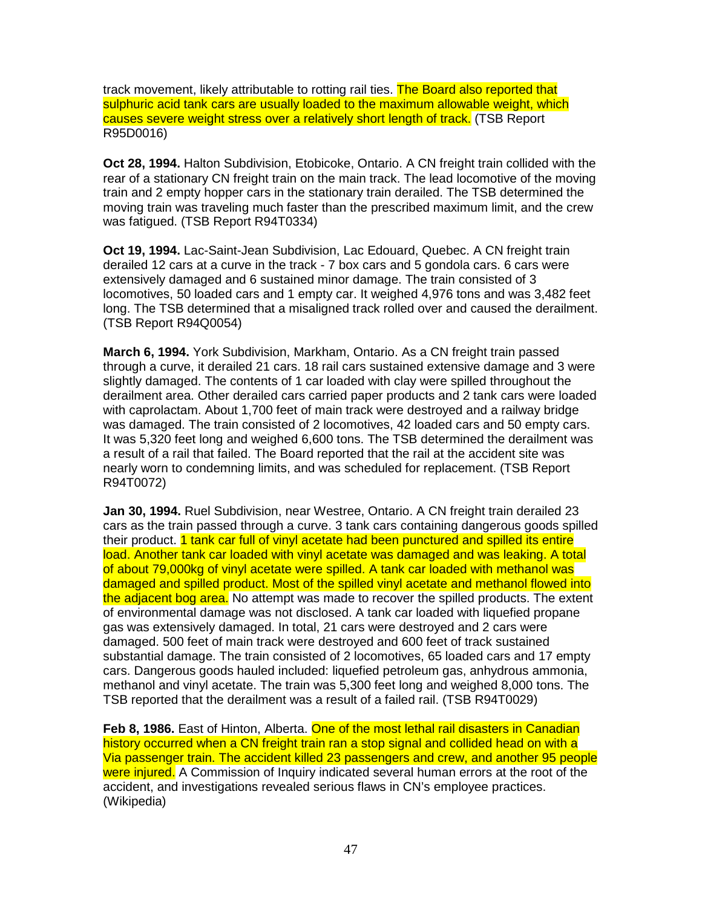track movement, likely attributable to rotting rail ties. The Board also reported that sulphuric acid tank cars are usually loaded to the maximum allowable weight, which causes severe weight stress over a relatively short length of track. (TSB Report R95D0016)

**Oct 28, 1994.** Halton Subdivision, Etobicoke, Ontario. A CN freight train collided with the rear of a stationary CN freight train on the main track. The lead locomotive of the moving train and 2 empty hopper cars in the stationary train derailed. The TSB determined the moving train was traveling much faster than the prescribed maximum limit, and the crew was fatigued. (TSB Report R94T0334)

**Oct 19, 1994.** Lac-Saint-Jean Subdivision, Lac Edouard, Quebec. A CN freight train derailed 12 cars at a curve in the track - 7 box cars and 5 gondola cars. 6 cars were extensively damaged and 6 sustained minor damage. The train consisted of 3 locomotives, 50 loaded cars and 1 empty car. It weighed 4,976 tons and was 3,482 feet long. The TSB determined that a misaligned track rolled over and caused the derailment. (TSB Report R94Q0054)

**March 6, 1994.** York Subdivision, Markham, Ontario. As a CN freight train passed through a curve, it derailed 21 cars. 18 rail cars sustained extensive damage and 3 were slightly damaged. The contents of 1 car loaded with clay were spilled throughout the derailment area. Other derailed cars carried paper products and 2 tank cars were loaded with caprolactam. About 1,700 feet of main track were destroyed and a railway bridge was damaged. The train consisted of 2 locomotives, 42 loaded cars and 50 empty cars. It was 5,320 feet long and weighed 6,600 tons. The TSB determined the derailment was a result of a rail that failed. The Board reported that the rail at the accident site was nearly worn to condemning limits, and was scheduled for replacement. (TSB Report R94T0072)

**Jan 30, 1994.** Ruel Subdivision, near Westree, Ontario. A CN freight train derailed 23 cars as the train passed through a curve. 3 tank cars containing dangerous goods spilled their product. 1 tank car full of vinyl acetate had been punctured and spilled its entire load. Another tank car loaded with vinyl acetate was damaged and was leaking. A total of about 79,000kg of vinyl acetate were spilled. A tank car loaded with methanol was damaged and spilled product. Most of the spilled vinyl acetate and methanol flowed into the adjacent bog area. No attempt was made to recover the spilled products. The extent of environmental damage was not disclosed. A tank car loaded with liquefied propane gas was extensively damaged. In total, 21 cars were destroyed and 2 cars were damaged. 500 feet of main track were destroyed and 600 feet of track sustained substantial damage. The train consisted of 2 locomotives, 65 loaded cars and 17 empty cars. Dangerous goods hauled included: liquefied petroleum gas, anhydrous ammonia, methanol and vinyl acetate. The train was 5,300 feet long and weighed 8,000 tons. The TSB reported that the derailment was a result of a failed rail. (TSB R94T0029)

**Feb 8, 1986.** East of Hinton, Alberta. One of the most lethal rail disasters in Canadian history occurred when a CN freight train ran a stop signal and collided head on with a Via passenger train. The accident killed 23 passengers and crew, and another 95 people were injured. A Commission of Inquiry indicated several human errors at the root of the accident, and investigations revealed serious flaws in CN's employee practices. (Wikipedia)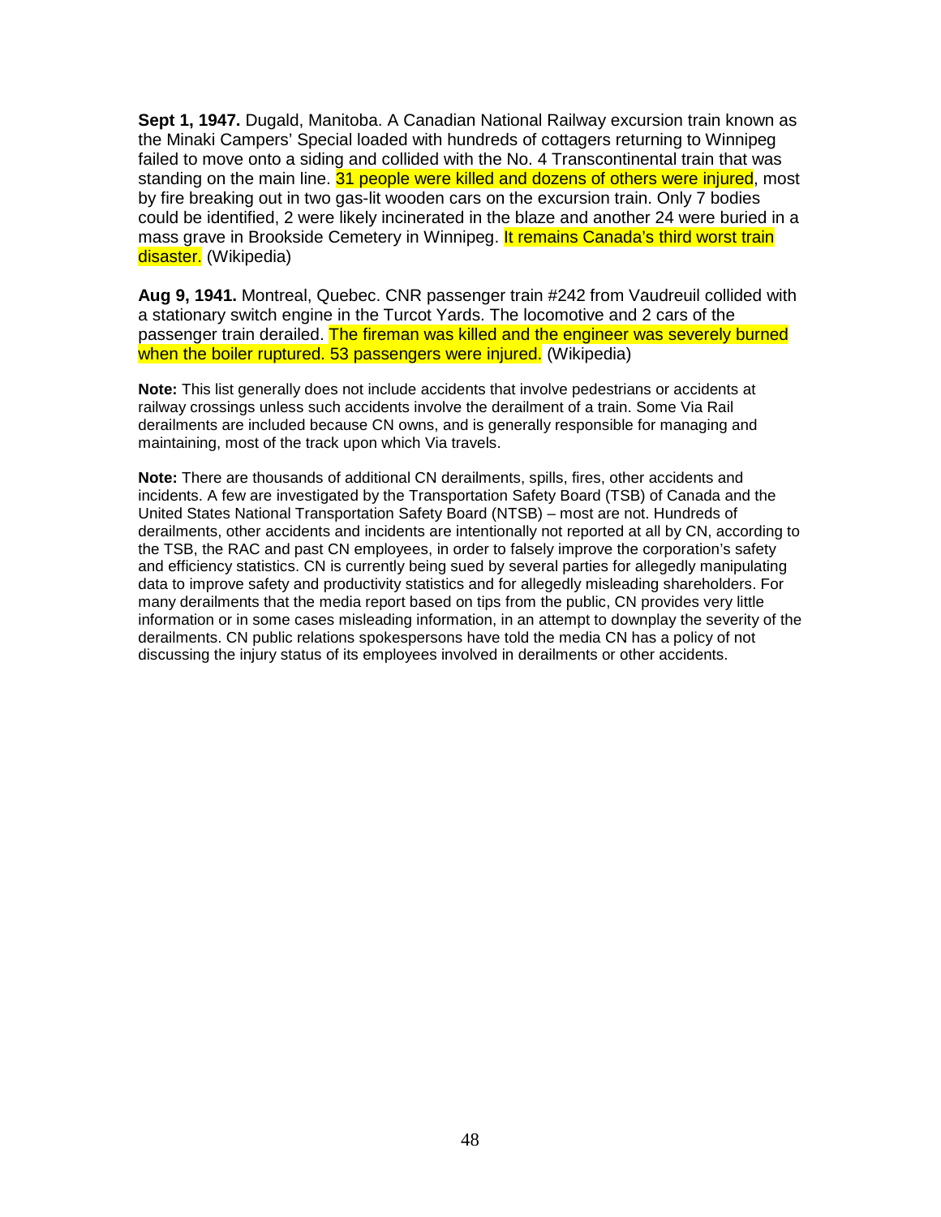**Sept 1, 1947.** Dugald, Manitoba. A Canadian National Railway excursion train known as the Minaki Campers' Special loaded with hundreds of cottagers returning to Winnipeg failed to move onto a siding and collided with the No. 4 Transcontinental train that was standing on the main line. 31 people were killed and dozens of others were injured, most by fire breaking out in two gas-lit wooden cars on the excursion train. Only 7 bodies could be identified, 2 were likely incinerated in the blaze and another 24 were buried in a mass grave in Brookside Cemetery in Winnipeg. It remains Canada's third worst train disaster. (Wikipedia)

**Aug 9, 1941.** Montreal, Quebec. CNR passenger train #242 from Vaudreuil collided with a stationary switch engine in the Turcot Yards. The locomotive and 2 cars of the passenger train derailed. The fireman was killed and the engineer was severely burned when the boiler ruptured. 53 passengers were injured. (Wikipedia)

**Note:** This list generally does not include accidents that involve pedestrians or accidents at railway crossings unless such accidents involve the derailment of a train. Some Via Rail derailments are included because CN owns, and is generally responsible for managing and maintaining, most of the track upon which Via travels.

**Note:** There are thousands of additional CN derailments, spills, fires, other accidents and incidents. A few are investigated by the Transportation Safety Board (TSB) of Canada and the United States National Transportation Safety Board (NTSB) – most are not. Hundreds of derailments, other accidents and incidents are intentionally not reported at all by CN, according to the TSB, the RAC and past CN employees, in order to falsely improve the corporation's safety and efficiency statistics. CN is currently being sued by several parties for allegedly manipulating data to improve safety and productivity statistics and for allegedly misleading shareholders. For many derailments that the media report based on tips from the public, CN provides very little information or in some cases misleading information, in an attempt to downplay the severity of the derailments. CN public relations spokespersons have told the media CN has a policy of not discussing the injury status of its employees involved in derailments or other accidents.